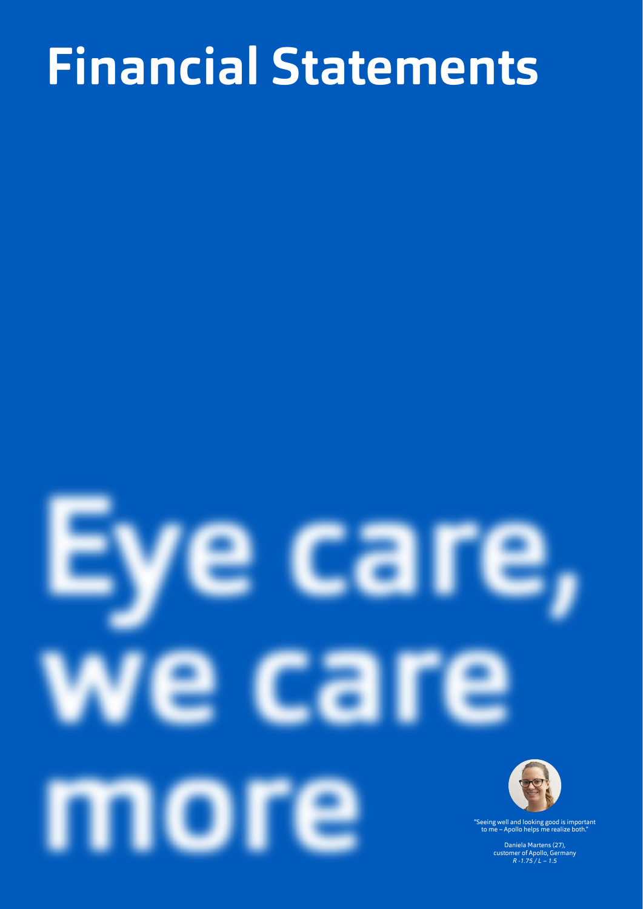# Financial Statements

Eye care, we care more

"Seeing well and looking good is important to me – Apollo helps me realize both."

Daniela Martens (27), customer of Apollo, Germany
*R -1.75 / L – 1.5*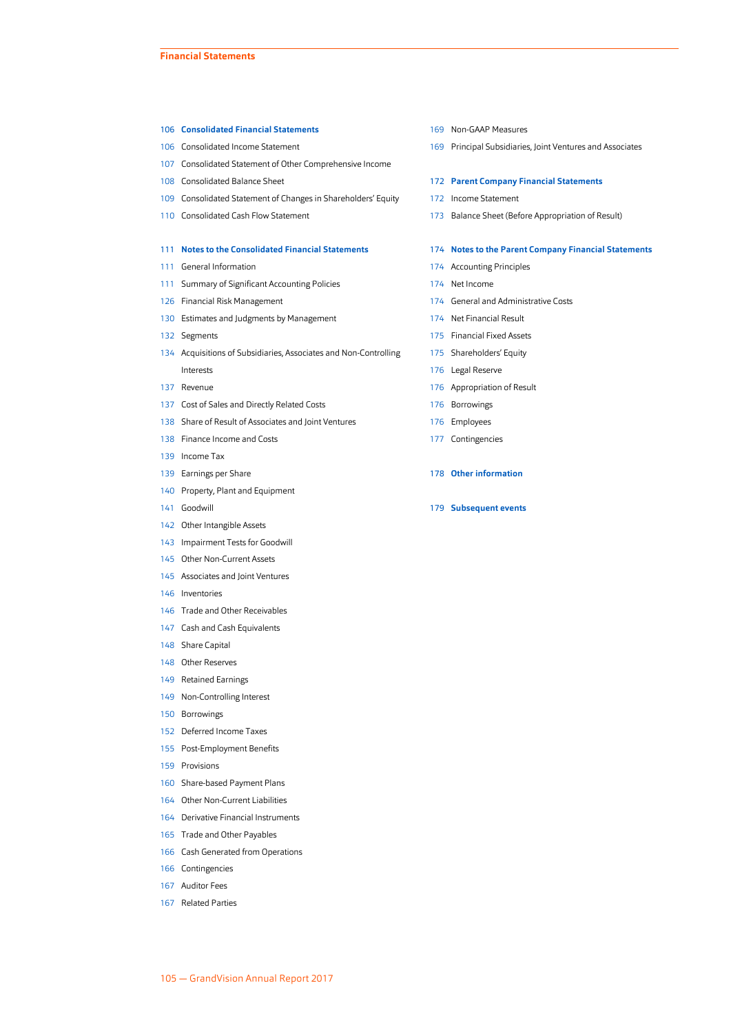# Financial Statements

**106 Consolidated Financial Statements**

- 106 Consolidated Income Statement
- 107 Consolidated Statement of Other Comprehensive Income
- 108 Consolidated Balance Sheet
- 109 Consolidated Statement of Changes in Shareholders' Equity
- 110 Consolidated Cash Flow Statement

**111 Notes to the Consolidated Financial Statements**

- 111 General Information
- 111 Summary of Significant Accounting Policies
- 126 Financial Risk Management
- 130 Estimates and Judgments by Management
- 132 Segments
- 134 Acquisitions of Subsidiaries, Associates and Non-Controlling Interests
- 137 Revenue
- 137 Cost of Sales and Directly Related Costs
- 138 Share of Result of Associates and Joint Ventures
- 138 Finance Income and Costs
- 139 Income Tax
- 139 Earnings per Share
- 140 Property, Plant and Equipment
- 141 Goodwill
- 142 Other Intangible Assets
- 143 Impairment Tests for Goodwill
- 145 Other Non-Current Assets
- 145 Associates and Joint Ventures
- 146 Inventories
- 146 Trade and Other Receivables
- 147 Cash and Cash Equivalents
- 148 Share Capital
- 148 Other Reserves
- 149 Retained Earnings
- 149 Non-Controlling Interest
- 150 Borrowings
- 152 Deferred Income Taxes
- 155 Post-Employment Benefits
- 159 Provisions
- 160 Share-based Payment Plans
- 164 Other Non-Current Liabilities
- 164 Derivative Financial Instruments
- 165 Trade and Other Payables
- 166 Cash Generated from Operations
- 166 Contingencies
- 167 Auditor Fees
- 167 Related Parties
- 169 Non-GAAP Measures
- 169 Principal Subsidiaries, Joint Ventures and Associates

**172 Parent Company Financial Statements**

- 172 Income Statement
- 173 Balance Sheet (Before Appropriation of Result)

**174 Notes to the Parent Company Financial Statements**

- 174 Accounting Principles
- 174 Net Income
- 174 General and Administrative Costs
- 174 Net Financial Result
- 175 Financial Fixed Assets
- 175 Shareholders' Equity
- 176 Legal Reserve
- 176 Appropriation of Result
- 176 Borrowings
- 176 Employees
- 177 Contingencies

**178 Other information**

**179 Subsequent events**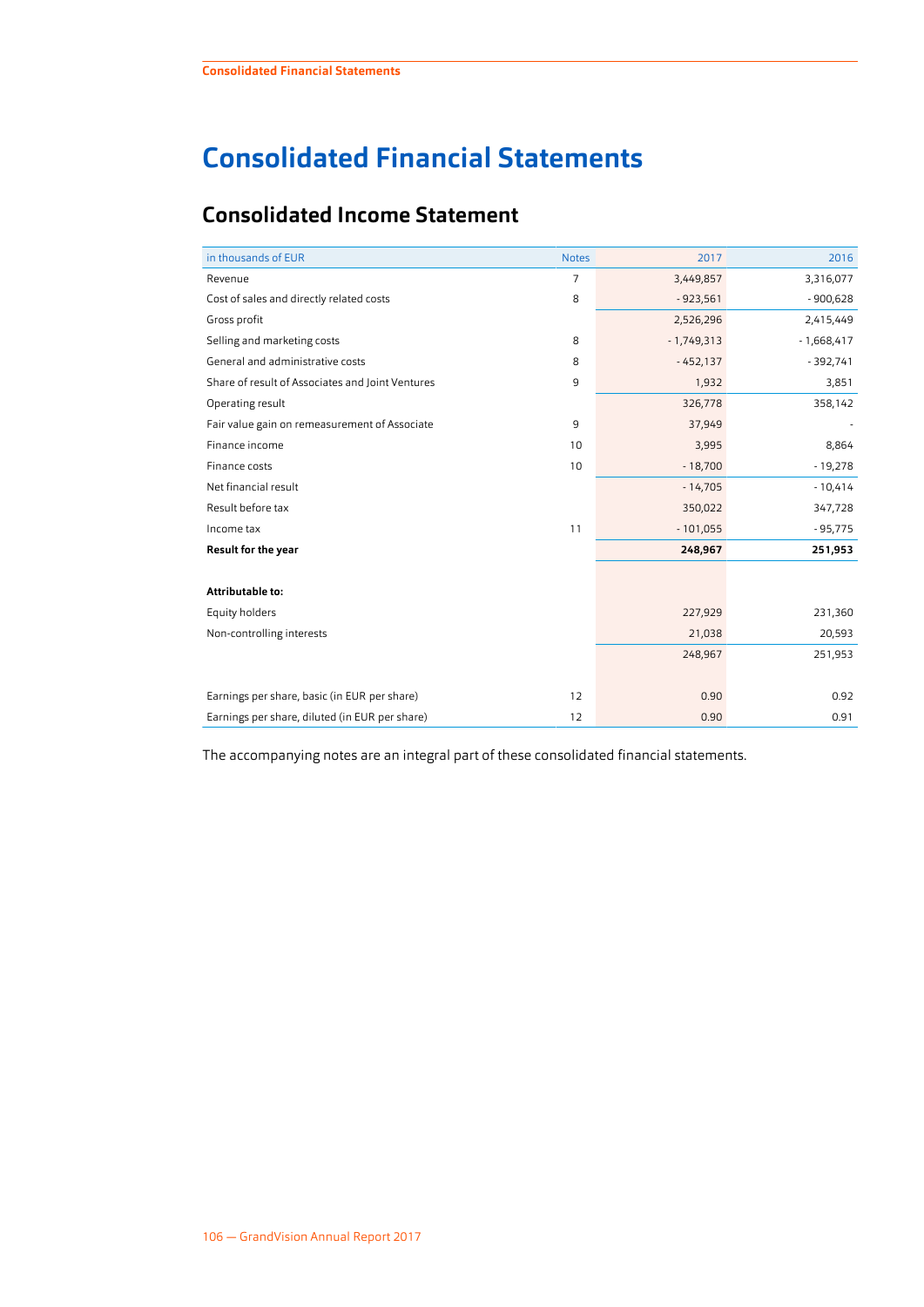# Consolidated Financial Statements

## Consolidated Income Statement

| in thousands of EUR | Notes | 2017 | 2016 |
|---|---|---|---|
| Revenue | 7 | 3,449,857 | 3,316,077 |
| Cost of sales and directly related costs | 8 | - 923,561 | - 900,628 |
| Gross profit | | 2,526,296 | 2,415,449 |
| Selling and marketing costs | 8 | - 1,749,313 | - 1,668,417 |
| General and administrative costs | 8 | - 452,137 | - 392,741 |
| Share of result of Associates and Joint Ventures | 9 | 1,932 | 3,851 |
| Operating result | | 326,778 | 358,142 |
| Fair value gain on remeasurement of Associate | 9 | 37,949 | - |
| Finance income | 10 | 3,995 | 8,864 |
| Finance costs | 10 | - 18,700 | - 19,278 |
| Net financial result | | - 14,705 | - 10,414 |
| Result before tax | | 350,022 | 347,728 |
| Income tax | 11 | - 101,055 | - 95,775 |
| **Result for the year** | | **248,967** | **251,953** |
| | | | |
| **Attributable to:** | | | |
| Equity holders | | 227,929 | 231,360 |
| Non-controlling interests | | 21,038 | 20,593 |
| | | 248,967 | 251,953 |
| | | | |
| Earnings per share, basic (in EUR per share) | 12 | 0.90 | 0.92 |
| Earnings per share, diluted (in EUR per share) | 12 | 0.90 | 0.91 |

The accompanying notes are an integral part of these consolidated financial statements.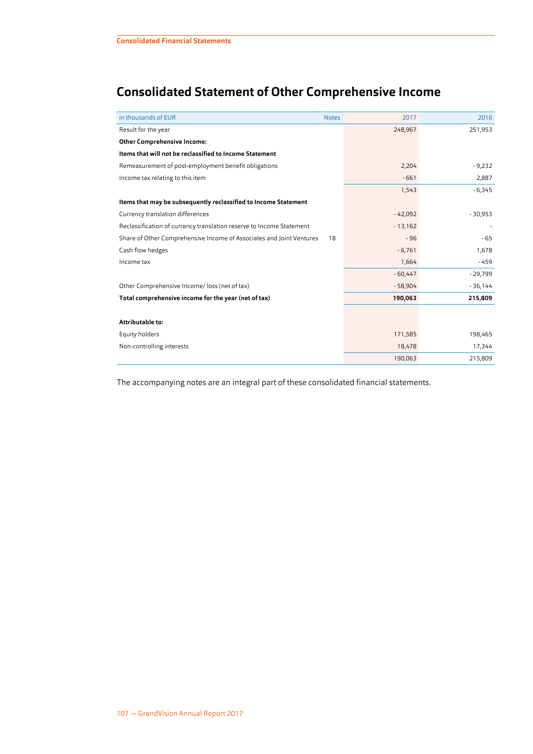# Consolidated Statement of Other Comprehensive Income

| in thousands of EUR | Notes | 2017 | 2016 |
|---|---|---|---|
| Result for the year | | 248,967 | 251,953 |
| **Other Comprehensive Income:** | | | |
| **Items that will not be reclassified to Income Statement** | | | |
| Remeasurement of post-employment benefit obligations | | 2,204 | - 9,232 |
| Income tax relating to this item | | - 661 | 2,887 |
| | | 1,543 | - 6,345 |
| **Items that may be subsequently reclassified to Income Statement** | | | |
| Currency translation differences | | - 42,092 | - 30,953 |
| Reclassification of currency translation reserve to Income Statement | | - 13,162 | - |
| Share of Other Comprehensive Income of Associates and Joint Ventures | 18 | - 96 | - 65 |
| Cash flow hedges | | - 6,761 | 1,678 |
| Income tax | | 1,664 | - 459 |
| | | - 60,447 | - 29,799 |
| Other Comprehensive Income/ loss (net of tax) | | - 58,904 | - 36,144 |
| **Total comprehensive income for the year (net of tax)** | | **190,063** | **215,809** |
| | | | |
| **Attributable to:** | | | |
| Equity holders | | 171,585 | 198,465 |
| Non-controlling interests | | 18,478 | 17,344 |
| | | 190,063 | 215,809 |

The accompanying notes are an integral part of these consolidated financial statements.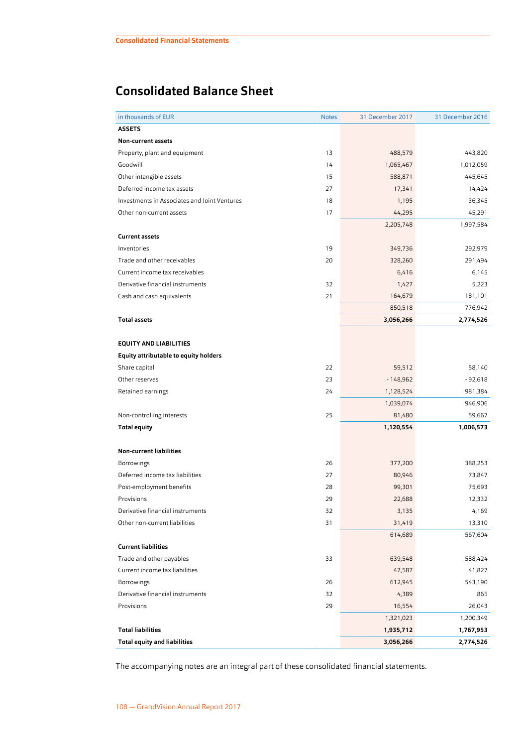# Consolidated Balance Sheet

| in thousands of EUR | Notes | 31 December 2017 | 31 December 2016 |
|---|---|---|---|
| **ASSETS** | | | |
| **Non-current assets** | | | |
| Property, plant and equipment | 13 | 488,579 | 443,820 |
| Goodwill | 14 | 1,065,467 | 1,012,059 |
| Other intangible assets | 15 | 588,871 | 445,645 |
| Deferred income tax assets | 27 | 17,341 | 14,424 |
| Investments in Associates and Joint Ventures | 18 | 1,195 | 36,345 |
| Other non-current assets | 17 | 44,295 | 45,291 |
| | | 2,205,748 | 1,997,584 |
| **Current assets** | | | |
| Inventories | 19 | 349,736 | 292,979 |
| Trade and other receivables | 20 | 328,260 | 291,494 |
| Current income tax receivables | | 6,416 | 6,145 |
| Derivative financial instruments | 32 | 1,427 | 5,223 |
| Cash and cash equivalents | 21 | 164,679 | 181,101 |
| | | 850,518 | 776,942 |
| **Total assets** | | **3,056,266** | **2,774,526** |
| | | | |
| **EQUITY AND LIABILITIES** | | | |
| **Equity attributable to equity holders** | | | |
| Share capital | 22 | 59,512 | 58,140 |
| Other reserves | 23 | - 148,962 | - 92,618 |
| Retained earnings | 24 | 1,128,524 | 981,384 |
| | | 1,039,074 | 946,906 |
| Non-controlling interests | 25 | 81,480 | 59,667 |
| **Total equity** | | **1,120,554** | **1,006,573** |
| | | | |
| **Non-current liabilities** | | | |
| Borrowings | 26 | 377,200 | 388,253 |
| Deferred income tax liabilities | 27 | 80,946 | 73,847 |
| Post-employment benefits | 28 | 99,301 | 75,693 |
| Provisions | 29 | 22,688 | 12,332 |
| Derivative financial instruments | 32 | 3,135 | 4,169 |
| Other non-current liabilities | 31 | 31,419 | 13,310 |
| | | 614,689 | 567,604 |
| **Current liabilities** | | | |
| Trade and other payables | 33 | 639,548 | 588,424 |
| Current income tax liabilities | | 47,587 | 41,827 |
| Borrowings | 26 | 612,945 | 543,190 |
| Derivative financial instruments | 32 | 4,389 | 865 |
| Provisions | 29 | 16,554 | 26,043 |
| | | 1,321,023 | 1,200,349 |
| **Total liabilities** | | **1,935,712** | **1,767,953** |
| **Total equity and liabilities** | | **3,056,266** | **2,774,526** |

The accompanying notes are an integral part of these consolidated financial statements.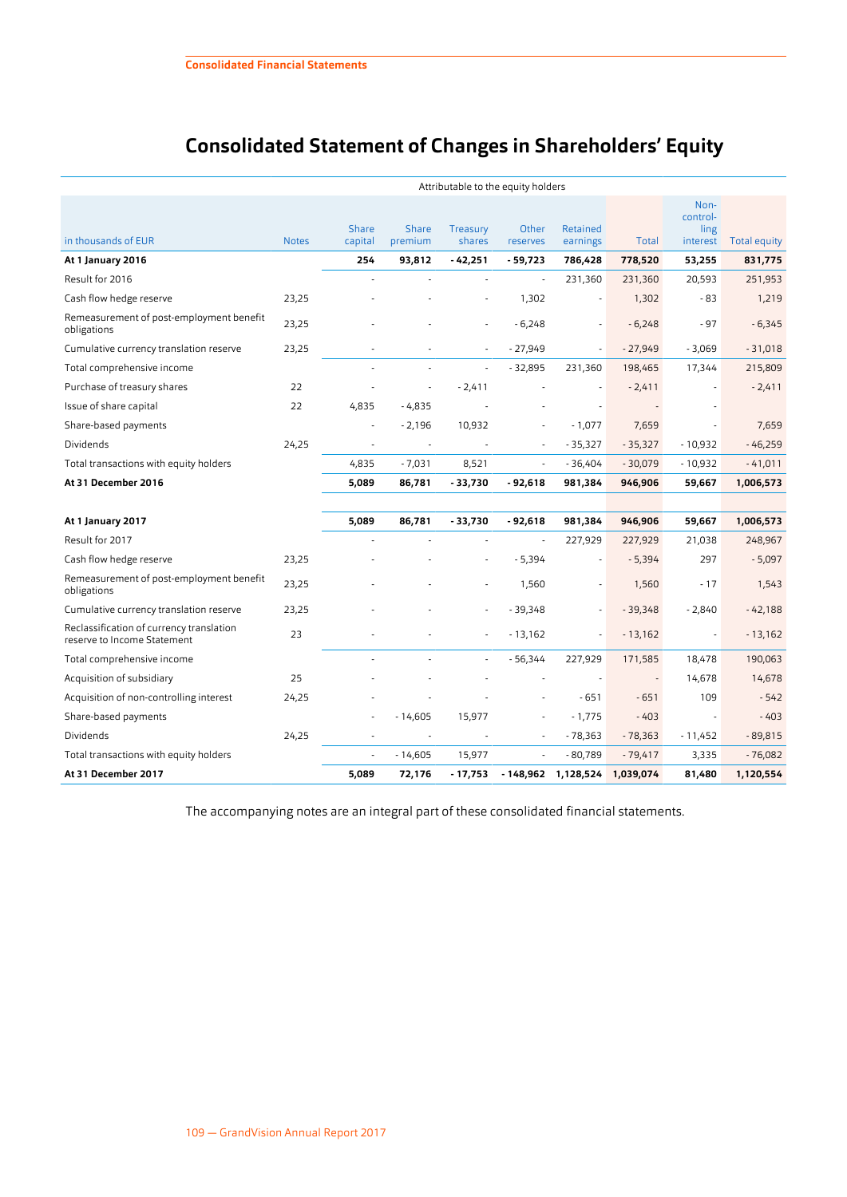# Consolidated Statement of Changes in Shareholders' Equity

| | | Attributable to the equity holders | | | | | | | |
|---|---|---|---|---|---|---|---|---|---|
| in thousands of EUR | Notes | Share capital | Share premium | Treasury shares | Other reserves | Retained earnings | Total | Non-controlling interest | Total equity |
| **At 1 January 2016** | | **254** | **93,812** | **- 42,251** | **- 59,723** | **786,428** | **778,520** | **53,255** | **831,775** |
| Result for 2016 | | - | - | - | - | 231,360 | 231,360 | 20,593 | 251,953 |
| Cash flow hedge reserve | 23,25 | - | - | - | 1,302 | - | 1,302 | - 83 | 1,219 |
| Remeasurement of post-employment benefit obligations | 23,25 | - | - | - | - 6,248 | - | - 6,248 | - 97 | - 6,345 |
| Cumulative currency translation reserve | 23,25 | - | - | - | - 27,949 | - | - 27,949 | - 3,069 | - 31,018 |
| Total comprehensive income | | - | - | - | - 32,895 | 231,360 | 198,465 | 17,344 | 215,809 |
| Purchase of treasury shares | 22 | - | - | - 2,411 | - | - | - 2,411 | - | - 2,411 |
| Issue of share capital | 22 | 4,835 | - 4,835 | - | - | - | - | - | |
| Share-based payments | | - | - 2,196 | 10,932 | - | - 1,077 | 7,659 | - | 7,659 |
| Dividends | 24,25 | - | - | - | - | - 35,327 | - 35,327 | - 10,932 | - 46,259 |
| Total transactions with equity holders | | 4,835 | - 7,031 | 8,521 | - | - 36,404 | - 30,079 | - 10,932 | - 41,011 |
| **At 31 December 2016** | | **5,089** | **86,781** | **- 33,730** | **- 92,618** | **981,384** | **946,906** | **59,667** | **1,006,573** |
| | | | | | | | | | |
| **At 1 January 2017** | | **5,089** | **86,781** | **- 33,730** | **- 92,618** | **981,384** | **946,906** | **59,667** | **1,006,573** |
| Result for 2017 | | - | - | - | - | 227,929 | 227,929 | 21,038 | 248,967 |
| Cash flow hedge reserve | 23,25 | - | - | - | - 5,394 | - | - 5,394 | 297 | - 5,097 |
| Remeasurement of post-employment benefit obligations | 23,25 | - | - | - | 1,560 | - | 1,560 | - 17 | 1,543 |
| Cumulative currency translation reserve | 23,25 | - | - | - | - 39,348 | - | - 39,348 | - 2,840 | - 42,188 |
| Reclassification of currency translation reserve to Income Statement | 23 | - | - | - | - 13,162 | - | - 13,162 | - | - 13,162 |
| Total comprehensive income | | - | - | - | - 56,344 | 227,929 | 171,585 | 18,478 | 190,063 |
| Acquisition of subsidiary | 25 | - | - | - | - | - | - | 14,678 | 14,678 |
| Acquisition of non-controlling interest | 24,25 | - | - | - | - | - 651 | - 651 | 109 | - 542 |
| Share-based payments | | - | - 14,605 | 15,977 | - | - 1,775 | - 403 | - | - 403 |
| Dividends | 24,25 | - | - | - | - | - 78,363 | - 78,363 | - 11,452 | - 89,815 |
| Total transactions with equity holders | | - | - 14,605 | 15,977 | - | - 80,789 | - 79,417 | 3,335 | - 76,082 |
| **At 31 December 2017** | | **5,089** | **72,176** | **- 17,753** | **- 148,962** | **1,128,524** | **1,039,074** | **81,480** | **1,120,554** |

The accompanying notes are an integral part of these consolidated financial statements.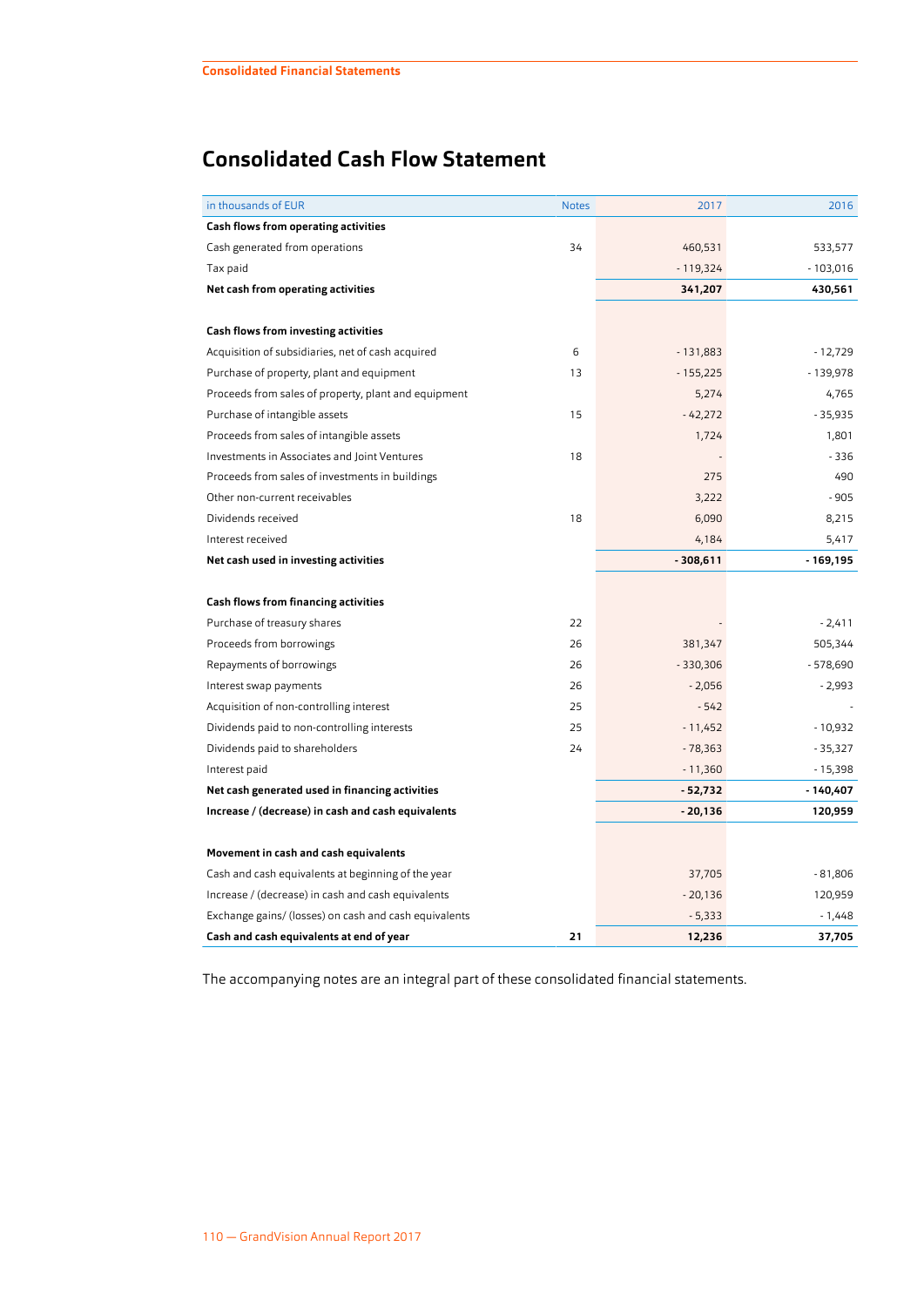# Consolidated Cash Flow Statement

| in thousands of EUR | Notes | 2017 | 2016 |
|---|---|---|---|
| **Cash flows from operating activities** | | | |
| Cash generated from operations | 34 | 460,531 | 533,577 |
| Tax paid | | - 119,324 | - 103,016 |
| **Net cash from operating activities** | | **341,207** | **430,561** |
| | | | |
| **Cash flows from investing activities** | | | |
| Acquisition of subsidiaries, net of cash acquired | 6 | - 131,883 | - 12,729 |
| Purchase of property, plant and equipment | 13 | - 155,225 | - 139,978 |
| Proceeds from sales of property, plant and equipment | | 5,274 | 4,765 |
| Purchase of intangible assets | 15 | - 42,272 | - 35,935 |
| Proceeds from sales of intangible assets | | 1,724 | 1,801 |
| Investments in Associates and Joint Ventures | 18 | - | - 336 |
| Proceeds from sales of investments in buildings | | 275 | 490 |
| Other non-current receivables | | 3,222 | - 905 |
| Dividends received | 18 | 6,090 | 8,215 |
| Interest received | | 4,184 | 5,417 |
| **Net cash used in investing activities** | | **- 308,611** | **- 169,195** |
| | | | |
| **Cash flows from financing activities** | | | |
| Purchase of treasury shares | 22 | - | - 2,411 |
| Proceeds from borrowings | 26 | 381,347 | 505,344 |
| Repayments of borrowings | 26 | - 330,306 | - 578,690 |
| Interest swap payments | 26 | - 2,056 | - 2,993 |
| Acquisition of non-controlling interest | 25 | - 542 | - |
| Dividends paid to non-controlling interests | 25 | - 11,452 | - 10,932 |
| Dividends paid to shareholders | 24 | - 78,363 | - 35,327 |
| Interest paid | | - 11,360 | - 15,398 |
| **Net cash generated used in financing activities** | | **- 52,732** | **- 140,407** |
| **Increase / (decrease) in cash and cash equivalents** | | **- 20,136** | **120,959** |
| | | | |
| **Movement in cash and cash equivalents** | | | |
| Cash and cash equivalents at beginning of the year | | 37,705 | - 81,806 |
| Increase / (decrease) in cash and cash equivalents | | - 20,136 | 120,959 |
| Exchange gains/ (losses) on cash and cash equivalents | | - 5,333 | - 1,448 |
| **Cash and cash equivalents at end of year** | **21** | **12,236** | **37,705** |

The accompanying notes are an integral part of these consolidated financial statements.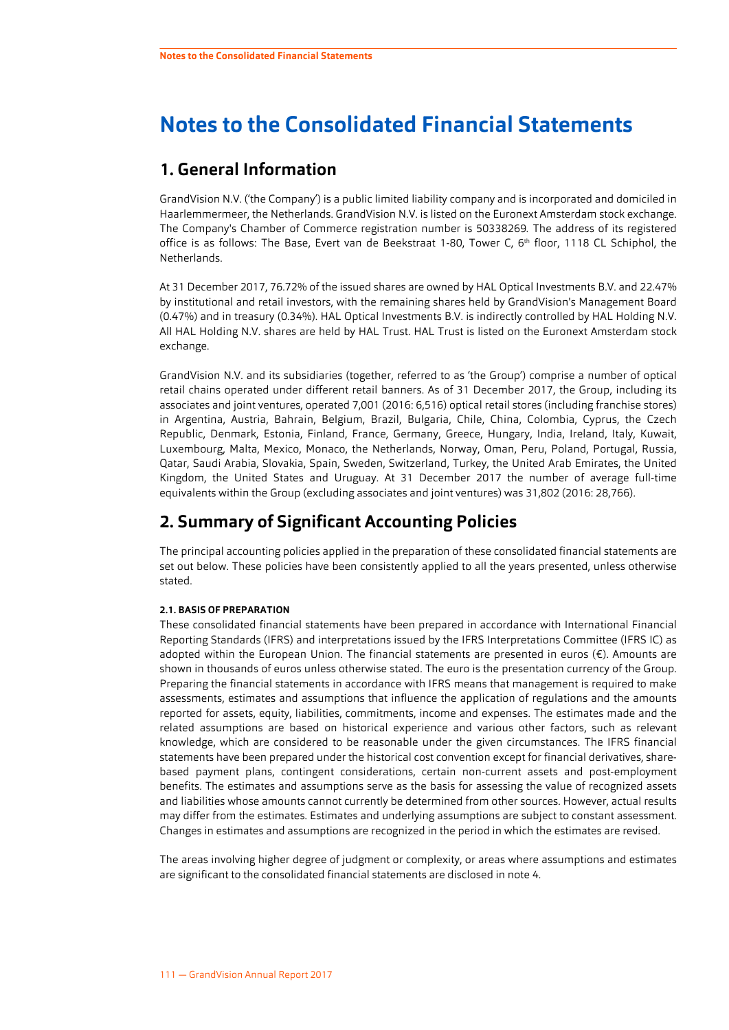# Notes to the Consolidated Financial Statements

## 1. General Information

GrandVision N.V. ('the Company') is a public limited liability company and is incorporated and domiciled in Haarlemmermeer, the Netherlands. GrandVision N.V. is listed on the Euronext Amsterdam stock exchange. The Company's Chamber of Commerce registration number is 50338269. The address of its registered office is as follows: The Base, Evert van de Beekstraat 1-80, Tower C, 6th floor, 1118 CL Schiphol, the Netherlands.

At 31 December 2017, 76.72% of the issued shares are owned by HAL Optical Investments B.V. and 22.47% by institutional and retail investors, with the remaining shares held by GrandVision's Management Board (0.47%) and in treasury (0.34%). HAL Optical Investments B.V. is indirectly controlled by HAL Holding N.V. All HAL Holding N.V. shares are held by HAL Trust. HAL Trust is listed on the Euronext Amsterdam stock exchange.

GrandVision N.V. and its subsidiaries (together, referred to as 'the Group') comprise a number of optical retail chains operated under different retail banners. As of 31 December 2017, the Group, including its associates and joint ventures, operated 7,001 (2016: 6,516) optical retail stores (including franchise stores) in Argentina, Austria, Bahrain, Belgium, Brazil, Bulgaria, Chile, China, Colombia, Cyprus, the Czech Republic, Denmark, Estonia, Finland, France, Germany, Greece, Hungary, India, Ireland, Italy, Kuwait, Luxembourg, Malta, Mexico, Monaco, the Netherlands, Norway, Oman, Peru, Poland, Portugal, Russia, Qatar, Saudi Arabia, Slovakia, Spain, Sweden, Switzerland, Turkey, the United Arab Emirates, the United Kingdom, the United States and Uruguay. At 31 December 2017 the number of average full-time equivalents within the Group (excluding associates and joint ventures) was 31,802 (2016: 28,766).

## 2. Summary of Significant Accounting Policies

The principal accounting policies applied in the preparation of these consolidated financial statements are set out below. These policies have been consistently applied to all the years presented, unless otherwise stated.

#### 2.1. BASIS OF PREPARATION

These consolidated financial statements have been prepared in accordance with International Financial Reporting Standards (IFRS) and interpretations issued by the IFRS Interpretations Committee (IFRS IC) as adopted within the European Union. The financial statements are presented in euros (€). Amounts are shown in thousands of euros unless otherwise stated. The euro is the presentation currency of the Group. Preparing the financial statements in accordance with IFRS means that management is required to make assessments, estimates and assumptions that influence the application of regulations and the amounts reported for assets, equity, liabilities, commitments, income and expenses. The estimates made and the related assumptions are based on historical experience and various other factors, such as relevant knowledge, which are considered to be reasonable under the given circumstances. The IFRS financial statements have been prepared under the historical cost convention except for financial derivatives, share-based payment plans, contingent considerations, certain non-current assets and post-employment benefits. The estimates and assumptions serve as the basis for assessing the value of recognized assets and liabilities whose amounts cannot currently be determined from other sources. However, actual results may differ from the estimates. Estimates and underlying assumptions are subject to constant assessment. Changes in estimates and assumptions are recognized in the period in which the estimates are revised.

The areas involving higher degree of judgment or complexity, or areas where assumptions and estimates are significant to the consolidated financial statements are disclosed in note 4.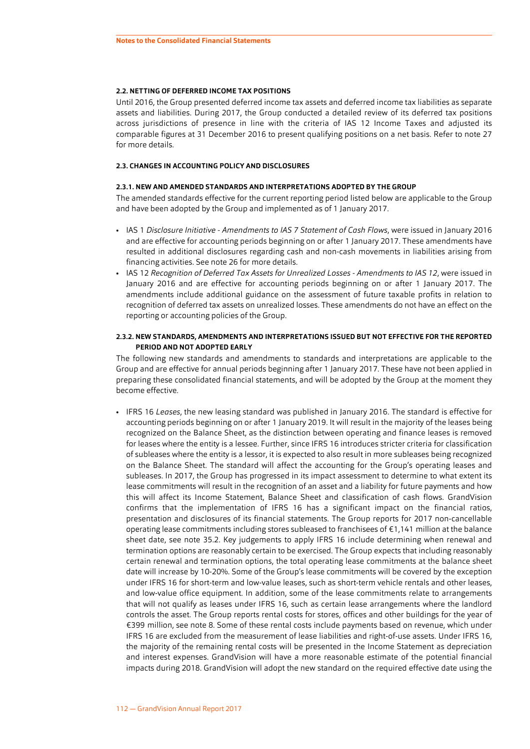#### 2.2. NETTING OF DEFERRED INCOME TAX POSITIONS

Until 2016, the Group presented deferred income tax assets and deferred income tax liabilities as separate assets and liabilities. During 2017, the Group conducted a detailed review of its deferred tax positions across jurisdictions of presence in line with the criteria of IAS 12 Income Taxes and adjusted its comparable figures at 31 December 2016 to present qualifying positions on a net basis. Refer to note 27 for more details.

#### 2.3. CHANGES IN ACCOUNTING POLICY AND DISCLOSURES

#### 2.3.1. NEW AND AMENDED STANDARDS AND INTERPRETATIONS ADOPTED BY THE GROUP

The amended standards effective for the current reporting period listed below are applicable to the Group and have been adopted by the Group and implemented as of 1 January 2017.

- IAS 1 *Disclosure Initiative - Amendments to IAS 7 Statement of Cash Flows*, were issued in January 2016 and are effective for accounting periods beginning on or after 1 January 2017. These amendments have resulted in additional disclosures regarding cash and non-cash movements in liabilities arising from financing activities. See note 26 for more details.
- IAS 12 *Recognition of Deferred Tax Assets for Unrealized Losses - Amendments to IAS 12*, were issued in January 2016 and are effective for accounting periods beginning on or after 1 January 2017. The amendments include additional guidance on the assessment of future taxable profits in relation to recognition of deferred tax assets on unrealized losses. These amendments do not have an effect on the reporting or accounting policies of the Group.

#### 2.3.2. NEW STANDARDS, AMENDMENTS AND INTERPRETATIONS ISSUED BUT NOT EFFECTIVE FOR THE REPORTED PERIOD AND NOT ADOPTED EARLY

The following new standards and amendments to standards and interpretations are applicable to the Group and are effective for annual periods beginning after 1 January 2017. These have not been applied in preparing these consolidated financial statements, and will be adopted by the Group at the moment they become effective.

- IFRS 16 *Leases*, the new leasing standard was published in January 2016. The standard is effective for accounting periods beginning on or after 1 January 2019. It will result in the majority of the leases being recognized on the Balance Sheet, as the distinction between operating and finance leases is removed for leases where the entity is a lessee. Further, since IFRS 16 introduces stricter criteria for classification of subleases where the entity is a lessor, it is expected to also result in more subleases being recognized on the Balance Sheet. The standard will affect the accounting for the Group's operating leases and subleases. In 2017, the Group has progressed in its impact assessment to determine to what extent its lease commitments will result in the recognition of an asset and a liability for future payments and how this will affect its Income Statement, Balance Sheet and classification of cash flows. GrandVision confirms that the implementation of IFRS 16 has a significant impact on the financial ratios, presentation and disclosures of its financial statements. The Group reports for 2017 non-cancellable operating lease commitments including stores subleased to franchisees of €1,141 million at the balance sheet date, see note 35.2. Key judgements to apply IFRS 16 include determining when renewal and termination options are reasonably certain to be exercised. The Group expects that including reasonably certain renewal and termination options, the total operating lease commitments at the balance sheet date will increase by 10-20%. Some of the Group's lease commitments will be covered by the exception under IFRS 16 for short-term and low-value leases, such as short-term vehicle rentals and other leases, and low-value office equipment. In addition, some of the lease commitments relate to arrangements that will not qualify as leases under IFRS 16, such as certain lease arrangements where the landlord controls the asset. The Group reports rental costs for stores, offices and other buildings for the year of €399 million, see note 8. Some of these rental costs include payments based on revenue, which under IFRS 16 are excluded from the measurement of lease liabilities and right-of-use assets. Under IFRS 16, the majority of the remaining rental costs will be presented in the Income Statement as depreciation and interest expenses. GrandVision will have a more reasonable estimate of the potential financial impacts during 2018. GrandVision will adopt the new standard on the required effective date using the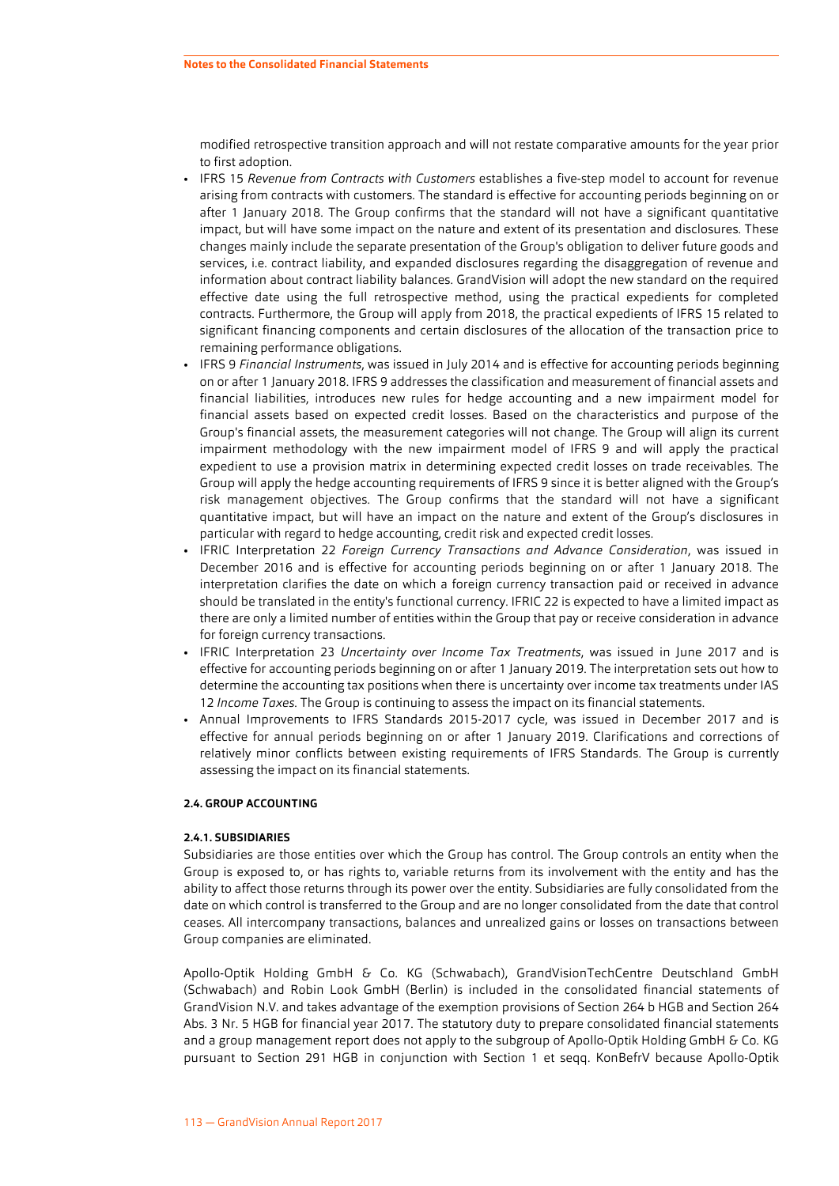modified retrospective transition approach and will not restate comparative amounts for the year prior to first adoption.

- IFRS 15 *Revenue from Contracts with Customers* establishes a five-step model to account for revenue arising from contracts with customers. The standard is effective for accounting periods beginning on or after 1 January 2018. The Group confirms that the standard will not have a significant quantitative impact, but will have some impact on the nature and extent of its presentation and disclosures. These changes mainly include the separate presentation of the Group's obligation to deliver future goods and services, i.e. contract liability, and expanded disclosures regarding the disaggregation of revenue and information about contract liability balances. GrandVision will adopt the new standard on the required effective date using the full retrospective method, using the practical expedients for completed contracts. Furthermore, the Group will apply from 2018, the practical expedients of IFRS 15 related to significant financing components and certain disclosures of the allocation of the transaction price to remaining performance obligations.
- IFRS 9 *Financial Instruments*, was issued in July 2014 and is effective for accounting periods beginning on or after 1 January 2018. IFRS 9 addresses the classification and measurement of financial assets and financial liabilities, introduces new rules for hedge accounting and a new impairment model for financial assets based on expected credit losses. Based on the characteristics and purpose of the Group's financial assets, the measurement categories will not change. The Group will align its current impairment methodology with the new impairment model of IFRS 9 and will apply the practical expedient to use a provision matrix in determining expected credit losses on trade receivables. The Group will apply the hedge accounting requirements of IFRS 9 since it is better aligned with the Group's risk management objectives. The Group confirms that the standard will not have a significant quantitative impact, but will have an impact on the nature and extent of the Group's disclosures in particular with regard to hedge accounting, credit risk and expected credit losses.
- IFRIC Interpretation 22 *Foreign Currency Transactions and Advance Consideration*, was issued in December 2016 and is effective for accounting periods beginning on or after 1 January 2018. The interpretation clarifies the date on which a foreign currency transaction paid or received in advance should be translated in the entity's functional currency. IFRIC 22 is expected to have a limited impact as there are only a limited number of entities within the Group that pay or receive consideration in advance for foreign currency transactions.
- IFRIC Interpretation 23 *Uncertainty over Income Tax Treatments*, was issued in June 2017 and is effective for accounting periods beginning on or after 1 January 2019. The interpretation sets out how to determine the accounting tax positions when there is uncertainty over income tax treatments under IAS 12 *Income Taxes*. The Group is continuing to assess the impact on its financial statements.
- Annual Improvements to IFRS Standards 2015-2017 cycle, was issued in December 2017 and is effective for annual periods beginning on or after 1 January 2019. Clarifications and corrections of relatively minor conflicts between existing requirements of IFRS Standards. The Group is currently assessing the impact on its financial statements.

#### 2.4. GROUP ACCOUNTING

##### 2.4.1. SUBSIDIARIES

Subsidiaries are those entities over which the Group has control. The Group controls an entity when the Group is exposed to, or has rights to, variable returns from its involvement with the entity and has the ability to affect those returns through its power over the entity. Subsidiaries are fully consolidated from the date on which control is transferred to the Group and are no longer consolidated from the date that control ceases. All intercompany transactions, balances and unrealized gains or losses on transactions between Group companies are eliminated.

Apollo-Optik Holding GmbH & Co. KG (Schwabach), GrandVisionTechCentre Deutschland GmbH (Schwabach) and Robin Look GmbH (Berlin) is included in the consolidated financial statements of GrandVision N.V. and takes advantage of the exemption provisions of Section 264 b HGB and Section 264 Abs. 3 Nr. 5 HGB for financial year 2017. The statutory duty to prepare consolidated financial statements and a group management report does not apply to the subgroup of Apollo-Optik Holding GmbH & Co. KG pursuant to Section 291 HGB in conjunction with Section 1 et seqq. KonBefrV because Apollo-Optik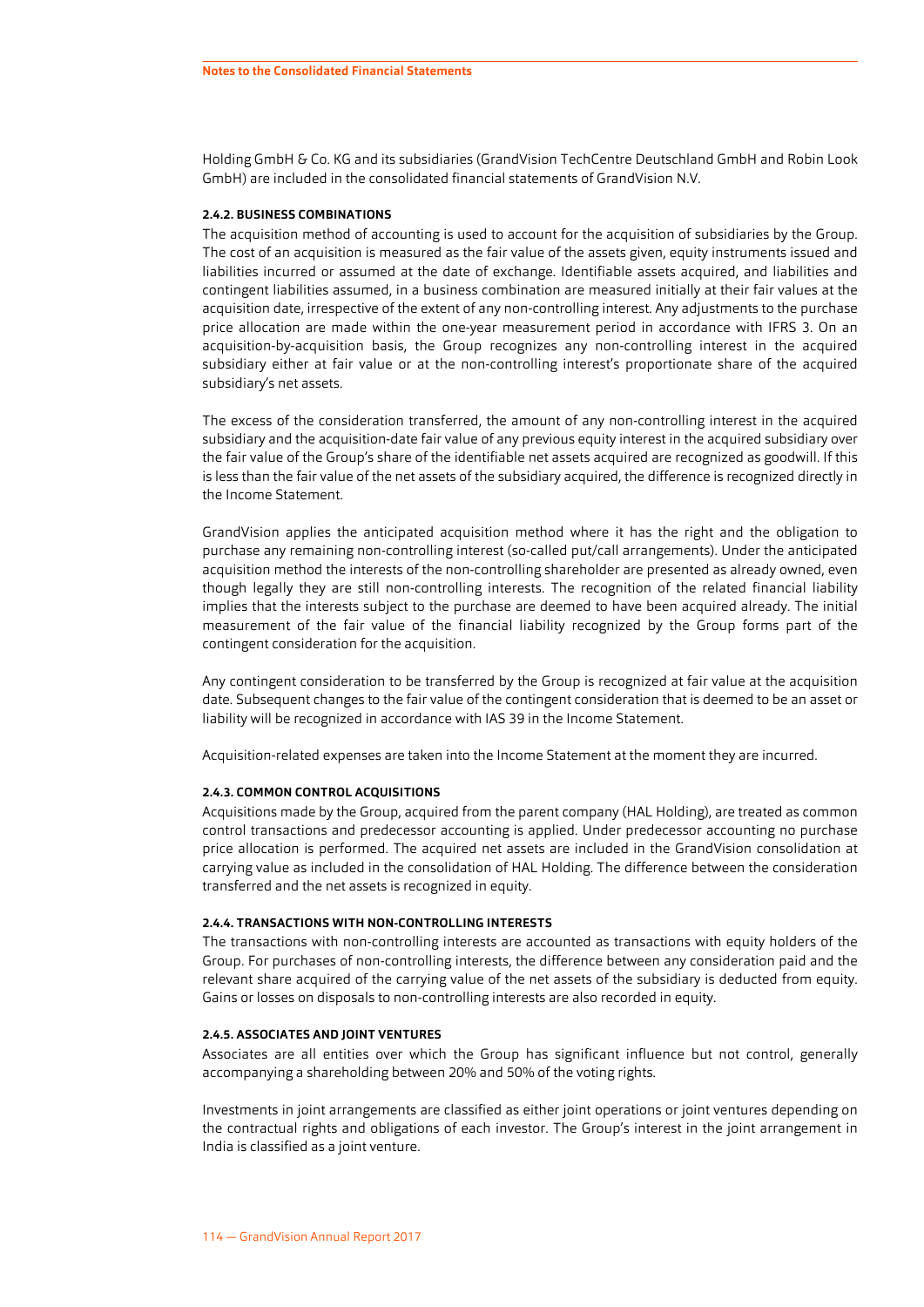Holding GmbH & Co. KG and its subsidiaries (GrandVision TechCentre Deutschland GmbH and Robin Look GmbH) are included in the consolidated financial statements of GrandVision N.V.

#### 2.4.2. BUSINESS COMBINATIONS

The acquisition method of accounting is used to account for the acquisition of subsidiaries by the Group. The cost of an acquisition is measured as the fair value of the assets given, equity instruments issued and liabilities incurred or assumed at the date of exchange. Identifiable assets acquired, and liabilities and contingent liabilities assumed, in a business combination are measured initially at their fair values at the acquisition date, irrespective of the extent of any non-controlling interest. Any adjustments to the purchase price allocation are made within the one-year measurement period in accordance with IFRS 3. On an acquisition-by-acquisition basis, the Group recognizes any non-controlling interest in the acquired subsidiary either at fair value or at the non-controlling interest's proportionate share of the acquired subsidiary's net assets.

The excess of the consideration transferred, the amount of any non-controlling interest in the acquired subsidiary and the acquisition-date fair value of any previous equity interest in the acquired subsidiary over the fair value of the Group's share of the identifiable net assets acquired are recognized as goodwill. If this is less than the fair value of the net assets of the subsidiary acquired, the difference is recognized directly in the Income Statement.

GrandVision applies the anticipated acquisition method where it has the right and the obligation to purchase any remaining non-controlling interest (so-called put/call arrangements). Under the anticipated acquisition method the interests of the non-controlling shareholder are presented as already owned, even though legally they are still non-controlling interests. The recognition of the related financial liability implies that the interests subject to the purchase are deemed to have been acquired already. The initial measurement of the fair value of the financial liability recognized by the Group forms part of the contingent consideration for the acquisition.

Any contingent consideration to be transferred by the Group is recognized at fair value at the acquisition date. Subsequent changes to the fair value of the contingent consideration that is deemed to be an asset or liability will be recognized in accordance with IAS 39 in the Income Statement.

Acquisition-related expenses are taken into the Income Statement at the moment they are incurred.

#### 2.4.3. COMMON CONTROL ACQUISITIONS

Acquisitions made by the Group, acquired from the parent company (HAL Holding), are treated as common control transactions and predecessor accounting is applied. Under predecessor accounting no purchase price allocation is performed. The acquired net assets are included in the GrandVision consolidation at carrying value as included in the consolidation of HAL Holding. The difference between the consideration transferred and the net assets is recognized in equity.

#### 2.4.4. TRANSACTIONS WITH NON-CONTROLLING INTERESTS

The transactions with non-controlling interests are accounted as transactions with equity holders of the Group. For purchases of non-controlling interests, the difference between any consideration paid and the relevant share acquired of the carrying value of the net assets of the subsidiary is deducted from equity. Gains or losses on disposals to non-controlling interests are also recorded in equity.

#### 2.4.5. ASSOCIATES AND JOINT VENTURES

Associates are all entities over which the Group has significant influence but not control, generally accompanying a shareholding between 20% and 50% of the voting rights.

Investments in joint arrangements are classified as either joint operations or joint ventures depending on the contractual rights and obligations of each investor. The Group's interest in the joint arrangement in India is classified as a joint venture.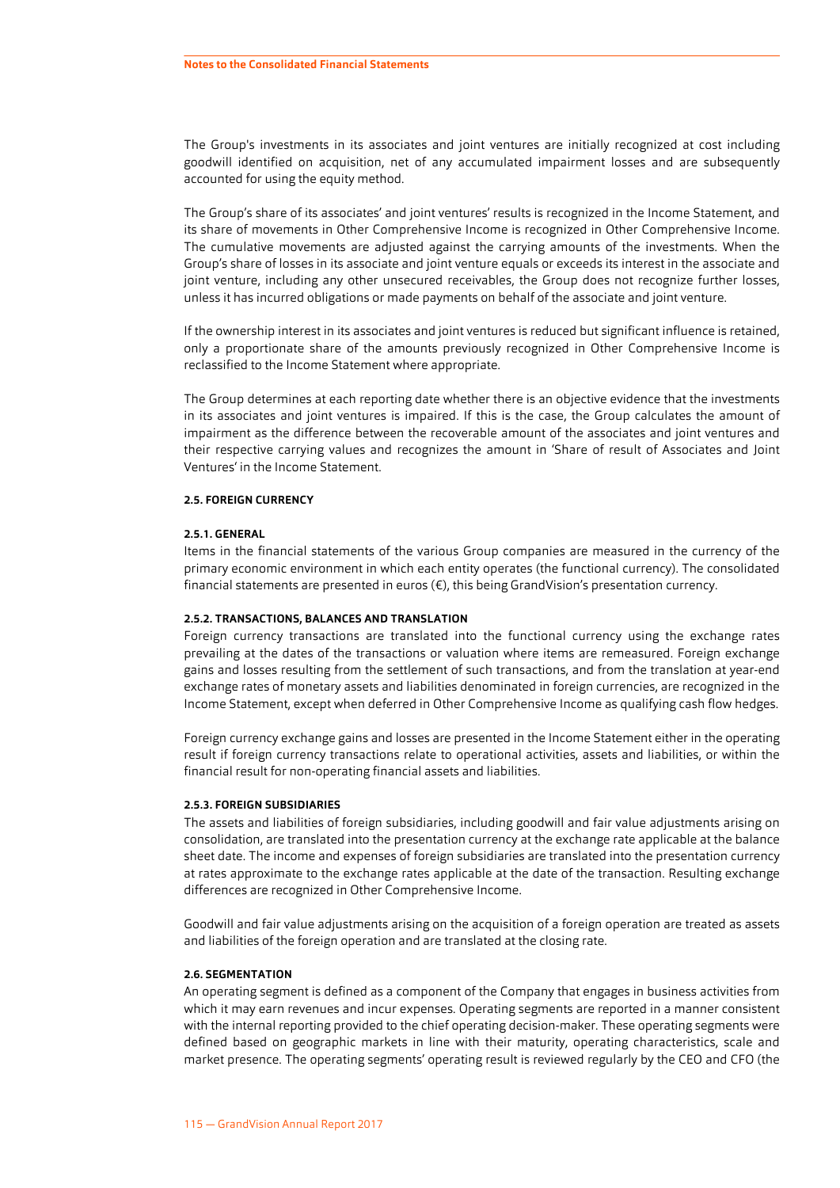The Group's investments in its associates and joint ventures are initially recognized at cost including goodwill identified on acquisition, net of any accumulated impairment losses and are subsequently accounted for using the equity method.

The Group's share of its associates' and joint ventures' results is recognized in the Income Statement, and its share of movements in Other Comprehensive Income is recognized in Other Comprehensive Income. The cumulative movements are adjusted against the carrying amounts of the investments. When the Group's share of losses in its associate and joint venture equals or exceeds its interest in the associate and joint venture, including any other unsecured receivables, the Group does not recognize further losses, unless it has incurred obligations or made payments on behalf of the associate and joint venture.

If the ownership interest in its associates and joint ventures is reduced but significant influence is retained, only a proportionate share of the amounts previously recognized in Other Comprehensive Income is reclassified to the Income Statement where appropriate.

The Group determines at each reporting date whether there is an objective evidence that the investments in its associates and joint ventures is impaired. If this is the case, the Group calculates the amount of impairment as the difference between the recoverable amount of the associates and joint ventures and their respective carrying values and recognizes the amount in 'Share of result of Associates and Joint Ventures' in the Income Statement.

### 2.5. FOREIGN CURRENCY

#### 2.5.1. GENERAL

Items in the financial statements of the various Group companies are measured in the currency of the primary economic environment in which each entity operates (the functional currency). The consolidated financial statements are presented in euros (€), this being GrandVision's presentation currency.

#### 2.5.2. TRANSACTIONS, BALANCES AND TRANSLATION

Foreign currency transactions are translated into the functional currency using the exchange rates prevailing at the dates of the transactions or valuation where items are remeasured. Foreign exchange gains and losses resulting from the settlement of such transactions, and from the translation at year-end exchange rates of monetary assets and liabilities denominated in foreign currencies, are recognized in the Income Statement, except when deferred in Other Comprehensive Income as qualifying cash flow hedges.

Foreign currency exchange gains and losses are presented in the Income Statement either in the operating result if foreign currency transactions relate to operational activities, assets and liabilities, or within the financial result for non-operating financial assets and liabilities.

#### 2.5.3. FOREIGN SUBSIDIARIES

The assets and liabilities of foreign subsidiaries, including goodwill and fair value adjustments arising on consolidation, are translated into the presentation currency at the exchange rate applicable at the balance sheet date. The income and expenses of foreign subsidiaries are translated into the presentation currency at rates approximate to the exchange rates applicable at the date of the transaction. Resulting exchange differences are recognized in Other Comprehensive Income.

Goodwill and fair value adjustments arising on the acquisition of a foreign operation are treated as assets and liabilities of the foreign operation and are translated at the closing rate.

### 2.6. SEGMENTATION

An operating segment is defined as a component of the Company that engages in business activities from which it may earn revenues and incur expenses. Operating segments are reported in a manner consistent with the internal reporting provided to the chief operating decision-maker. These operating segments were defined based on geographic markets in line with their maturity, operating characteristics, scale and market presence. The operating segments' operating result is reviewed regularly by the CEO and CFO (the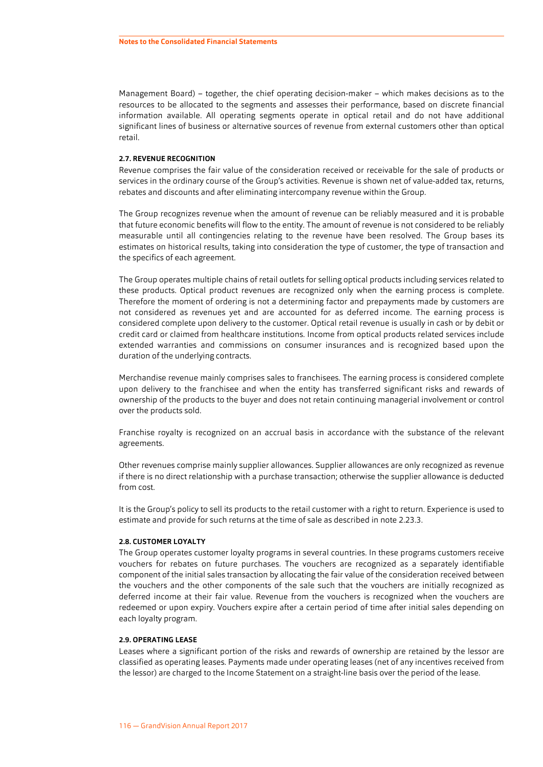Management Board) – together, the chief operating decision-maker – which makes decisions as to the resources to be allocated to the segments and assesses their performance, based on discrete financial information available. All operating segments operate in optical retail and do not have additional significant lines of business or alternative sources of revenue from external customers other than optical retail.

### 2.7. REVENUE RECOGNITION

Revenue comprises the fair value of the consideration received or receivable for the sale of products or services in the ordinary course of the Group's activities. Revenue is shown net of value-added tax, returns, rebates and discounts and after eliminating intercompany revenue within the Group.

The Group recognizes revenue when the amount of revenue can be reliably measured and it is probable that future economic benefits will flow to the entity. The amount of revenue is not considered to be reliably measurable until all contingencies relating to the revenue have been resolved. The Group bases its estimates on historical results, taking into consideration the type of customer, the type of transaction and the specifics of each agreement.

The Group operates multiple chains of retail outlets for selling optical products including services related to these products. Optical product revenues are recognized only when the earning process is complete. Therefore the moment of ordering is not a determining factor and prepayments made by customers are not considered as revenues yet and are accounted for as deferred income. The earning process is considered complete upon delivery to the customer. Optical retail revenue is usually in cash or by debit or credit card or claimed from healthcare institutions. Income from optical products related services include extended warranties and commissions on consumer insurances and is recognized based upon the duration of the underlying contracts.

Merchandise revenue mainly comprises sales to franchisees. The earning process is considered complete upon delivery to the franchisee and when the entity has transferred significant risks and rewards of ownership of the products to the buyer and does not retain continuing managerial involvement or control over the products sold.

Franchise royalty is recognized on an accrual basis in accordance with the substance of the relevant agreements.

Other revenues comprise mainly supplier allowances. Supplier allowances are only recognized as revenue if there is no direct relationship with a purchase transaction; otherwise the supplier allowance is deducted from cost.

It is the Group's policy to sell its products to the retail customer with a right to return. Experience is used to estimate and provide for such returns at the time of sale as described in note 2.23.3.

### 2.8. CUSTOMER LOYALTY

The Group operates customer loyalty programs in several countries. In these programs customers receive vouchers for rebates on future purchases. The vouchers are recognized as a separately identifiable component of the initial sales transaction by allocating the fair value of the consideration received between the vouchers and the other components of the sale such that the vouchers are initially recognized as deferred income at their fair value. Revenue from the vouchers is recognized when the vouchers are redeemed or upon expiry. Vouchers expire after a certain period of time after initial sales depending on each loyalty program.

### 2.9. OPERATING LEASE

Leases where a significant portion of the risks and rewards of ownership are retained by the lessor are classified as operating leases. Payments made under operating leases (net of any incentives received from the lessor) are charged to the Income Statement on a straight-line basis over the period of the lease.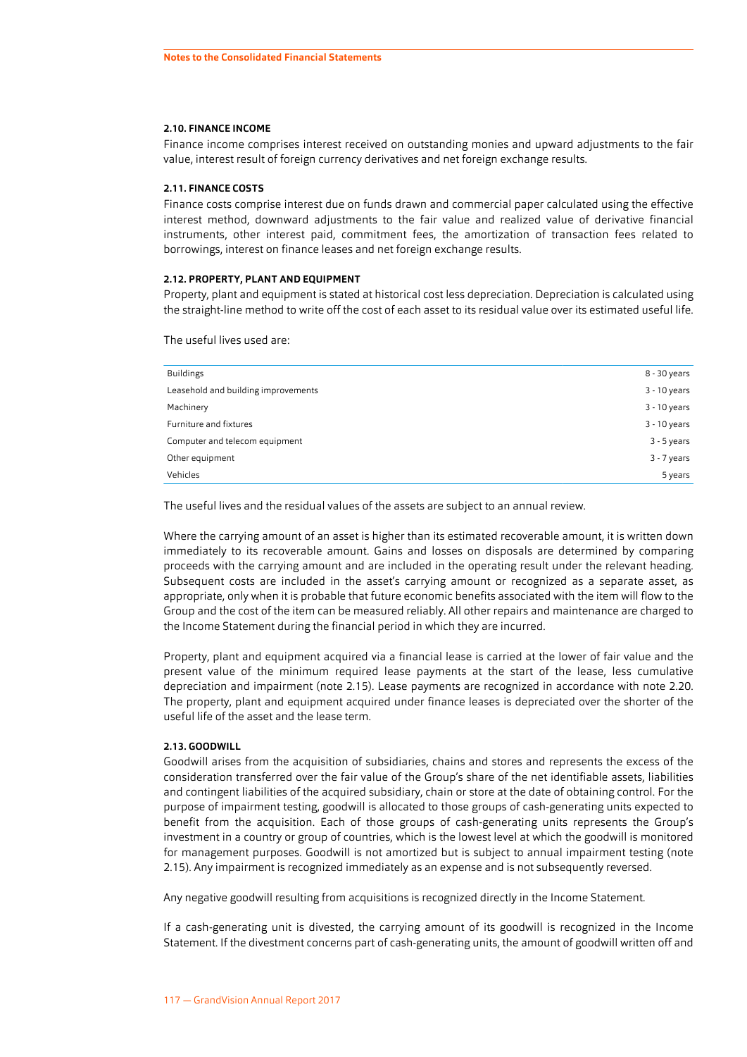#### 2.10. FINANCE INCOME

Finance income comprises interest received on outstanding monies and upward adjustments to the fair value, interest result of foreign currency derivatives and net foreign exchange results.

#### 2.11. FINANCE COSTS

Finance costs comprise interest due on funds drawn and commercial paper calculated using the effective interest method, downward adjustments to the fair value and realized value of derivative financial instruments, other interest paid, commitment fees, the amortization of transaction fees related to borrowings, interest on finance leases and net foreign exchange results.

#### 2.12. PROPERTY, PLANT AND EQUIPMENT

Property, plant and equipment is stated at historical cost less depreciation. Depreciation is calculated using the straight-line method to write off the cost of each asset to its residual value over its estimated useful life.

The useful lives used are:

| | |
|---|---|
| Buildings | 8 - 30 years |
| Leasehold and building improvements | 3 - 10 years |
| Machinery | 3 - 10 years |
| Furniture and fixtures | 3 - 10 years |
| Computer and telecom equipment | 3 - 5 years |
| Other equipment | 3 - 7 years |
| Vehicles | 5 years |

The useful lives and the residual values of the assets are subject to an annual review.

Where the carrying amount of an asset is higher than its estimated recoverable amount, it is written down immediately to its recoverable amount. Gains and losses on disposals are determined by comparing proceeds with the carrying amount and are included in the operating result under the relevant heading. Subsequent costs are included in the asset's carrying amount or recognized as a separate asset, as appropriate, only when it is probable that future economic benefits associated with the item will flow to the Group and the cost of the item can be measured reliably. All other repairs and maintenance are charged to the Income Statement during the financial period in which they are incurred.

Property, plant and equipment acquired via a financial lease is carried at the lower of fair value and the present value of the minimum required lease payments at the start of the lease, less cumulative depreciation and impairment (note 2.15). Lease payments are recognized in accordance with note 2.20. The property, plant and equipment acquired under finance leases is depreciated over the shorter of the useful life of the asset and the lease term.

#### 2.13. GOODWILL

Goodwill arises from the acquisition of subsidiaries, chains and stores and represents the excess of the consideration transferred over the fair value of the Group's share of the net identifiable assets, liabilities and contingent liabilities of the acquired subsidiary, chain or store at the date of obtaining control. For the purpose of impairment testing, goodwill is allocated to those groups of cash-generating units expected to benefit from the acquisition. Each of those groups of cash-generating units represents the Group's investment in a country or group of countries, which is the lowest level at which the goodwill is monitored for management purposes. Goodwill is not amortized but is subject to annual impairment testing (note 2.15). Any impairment is recognized immediately as an expense and is not subsequently reversed.

Any negative goodwill resulting from acquisitions is recognized directly in the Income Statement.

If a cash-generating unit is divested, the carrying amount of its goodwill is recognized in the Income Statement. If the divestment concerns part of cash-generating units, the amount of goodwill written off and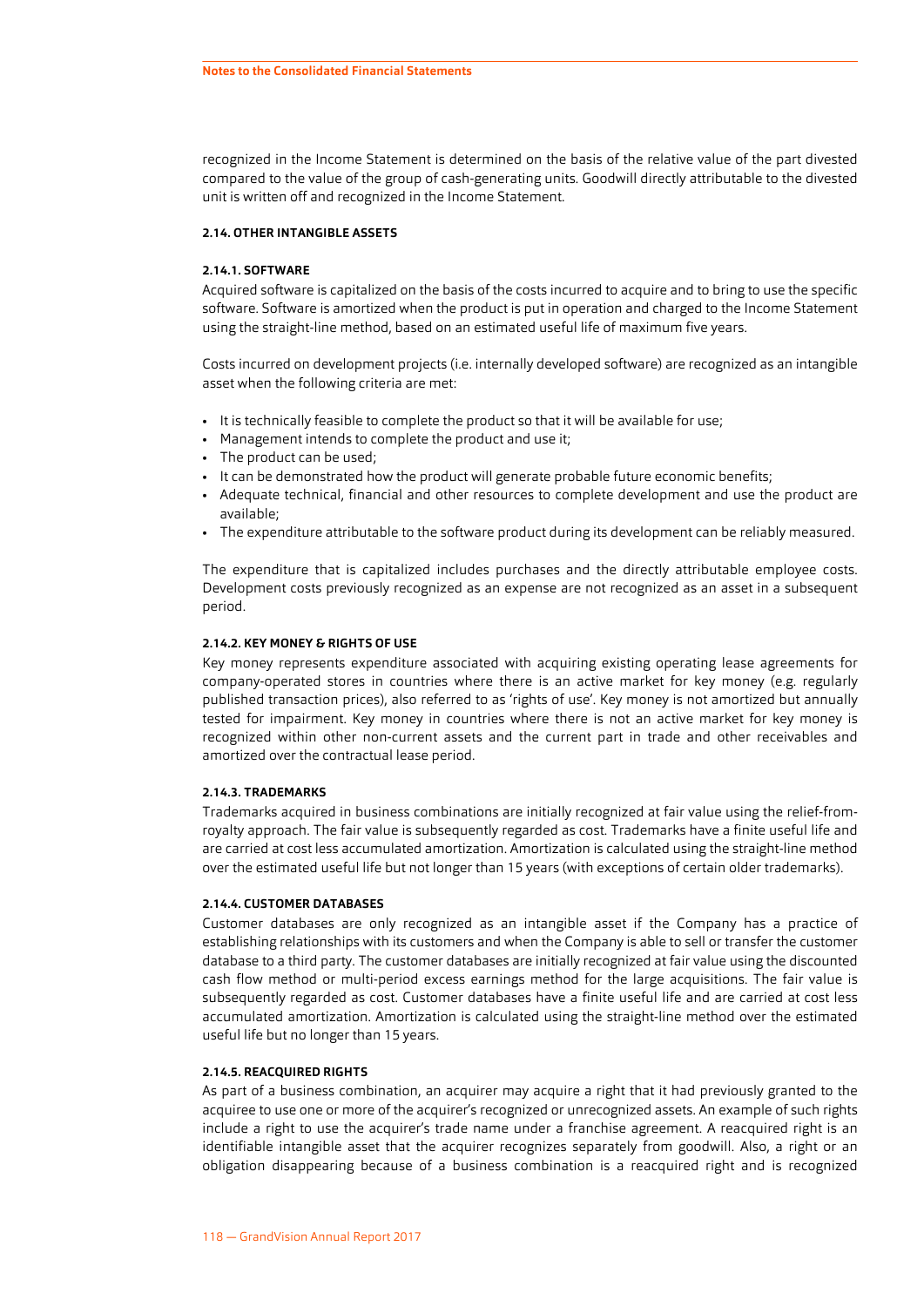recognized in the Income Statement is determined on the basis of the relative value of the part divested compared to the value of the group of cash-generating units. Goodwill directly attributable to the divested unit is written off and recognized in the Income Statement.

#### 2.14. OTHER INTANGIBLE ASSETS

##### 2.14.1. SOFTWARE

Acquired software is capitalized on the basis of the costs incurred to acquire and to bring to use the specific software. Software is amortized when the product is put in operation and charged to the Income Statement using the straight-line method, based on an estimated useful life of maximum five years.

Costs incurred on development projects (i.e. internally developed software) are recognized as an intangible asset when the following criteria are met:

- It is technically feasible to complete the product so that it will be available for use;
- Management intends to complete the product and use it;
- The product can be used;
- It can be demonstrated how the product will generate probable future economic benefits;
- Adequate technical, financial and other resources to complete development and use the product are available;
- The expenditure attributable to the software product during its development can be reliably measured.

The expenditure that is capitalized includes purchases and the directly attributable employee costs. Development costs previously recognized as an expense are not recognized as an asset in a subsequent period.

##### 2.14.2. KEY MONEY & RIGHTS OF USE

Key money represents expenditure associated with acquiring existing operating lease agreements for company-operated stores in countries where there is an active market for key money (e.g. regularly published transaction prices), also referred to as 'rights of use'. Key money is not amortized but annually tested for impairment. Key money in countries where there is not an active market for key money is recognized within other non-current assets and the current part in trade and other receivables and amortized over the contractual lease period.

##### 2.14.3. TRADEMARKS

Trademarks acquired in business combinations are initially recognized at fair value using the relief-from-royalty approach. The fair value is subsequently regarded as cost. Trademarks have a finite useful life and are carried at cost less accumulated amortization. Amortization is calculated using the straight-line method over the estimated useful life but not longer than 15 years (with exceptions of certain older trademarks).

##### 2.14.4. CUSTOMER DATABASES

Customer databases are only recognized as an intangible asset if the Company has a practice of establishing relationships with its customers and when the Company is able to sell or transfer the customer database to a third party. The customer databases are initially recognized at fair value using the discounted cash flow method or multi-period excess earnings method for the large acquisitions. The fair value is subsequently regarded as cost. Customer databases have a finite useful life and are carried at cost less accumulated amortization. Amortization is calculated using the straight-line method over the estimated useful life but no longer than 15 years.

##### 2.14.5. REACQUIRED RIGHTS

As part of a business combination, an acquirer may acquire a right that it had previously granted to the acquiree to use one or more of the acquirer's recognized or unrecognized assets. An example of such rights include a right to use the acquirer's trade name under a franchise agreement. A reacquired right is an identifiable intangible asset that the acquirer recognizes separately from goodwill. Also, a right or an obligation disappearing because of a business combination is a reacquired right and is recognized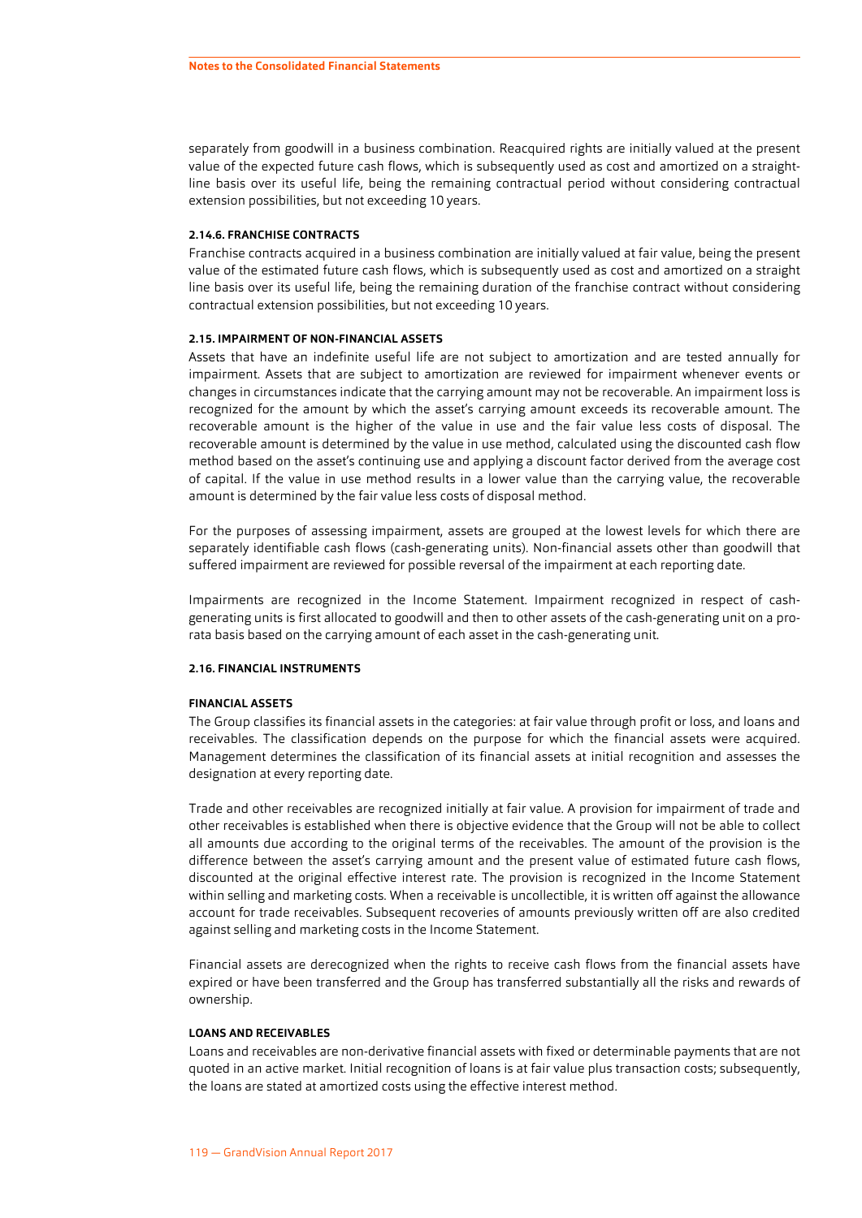separately from goodwill in a business combination. Reacquired rights are initially valued at the present value of the expected future cash flows, which is subsequently used as cost and amortized on a straight-line basis over its useful life, being the remaining contractual period without considering contractual extension possibilities, but not exceeding 10 years.

#### 2.14.6. FRANCHISE CONTRACTS

Franchise contracts acquired in a business combination are initially valued at fair value, being the present value of the estimated future cash flows, which is subsequently used as cost and amortized on a straight line basis over its useful life, being the remaining duration of the franchise contract without considering contractual extension possibilities, but not exceeding 10 years.

### 2.15. IMPAIRMENT OF NON-FINANCIAL ASSETS

Assets that have an indefinite useful life are not subject to amortization and are tested annually for impairment. Assets that are subject to amortization are reviewed for impairment whenever events or changes in circumstances indicate that the carrying amount may not be recoverable. An impairment loss is recognized for the amount by which the asset's carrying amount exceeds its recoverable amount. The recoverable amount is the higher of the value in use and the fair value less costs of disposal. The recoverable amount is determined by the value in use method, calculated using the discounted cash flow method based on the asset's continuing use and applying a discount factor derived from the average cost of capital. If the value in use method results in a lower value than the carrying value, the recoverable amount is determined by the fair value less costs of disposal method.

For the purposes of assessing impairment, assets are grouped at the lowest levels for which there are separately identifiable cash flows (cash-generating units). Non-financial assets other than goodwill that suffered impairment are reviewed for possible reversal of the impairment at each reporting date.

Impairments are recognized in the Income Statement. Impairment recognized in respect of cash-generating units is first allocated to goodwill and then to other assets of the cash-generating unit on a pro-rata basis based on the carrying amount of each asset in the cash-generating unit.

### 2.16. FINANCIAL INSTRUMENTS

#### FINANCIAL ASSETS

The Group classifies its financial assets in the categories: at fair value through profit or loss, and loans and receivables. The classification depends on the purpose for which the financial assets were acquired. Management determines the classification of its financial assets at initial recognition and assesses the designation at every reporting date.

Trade and other receivables are recognized initially at fair value. A provision for impairment of trade and other receivables is established when there is objective evidence that the Group will not be able to collect all amounts due according to the original terms of the receivables. The amount of the provision is the difference between the asset's carrying amount and the present value of estimated future cash flows, discounted at the original effective interest rate. The provision is recognized in the Income Statement within selling and marketing costs. When a receivable is uncollectible, it is written off against the allowance account for trade receivables. Subsequent recoveries of amounts previously written off are also credited against selling and marketing costs in the Income Statement.

Financial assets are derecognized when the rights to receive cash flows from the financial assets have expired or have been transferred and the Group has transferred substantially all the risks and rewards of ownership.

#### LOANS AND RECEIVABLES

Loans and receivables are non-derivative financial assets with fixed or determinable payments that are not quoted in an active market. Initial recognition of loans is at fair value plus transaction costs; subsequently, the loans are stated at amortized costs using the effective interest method.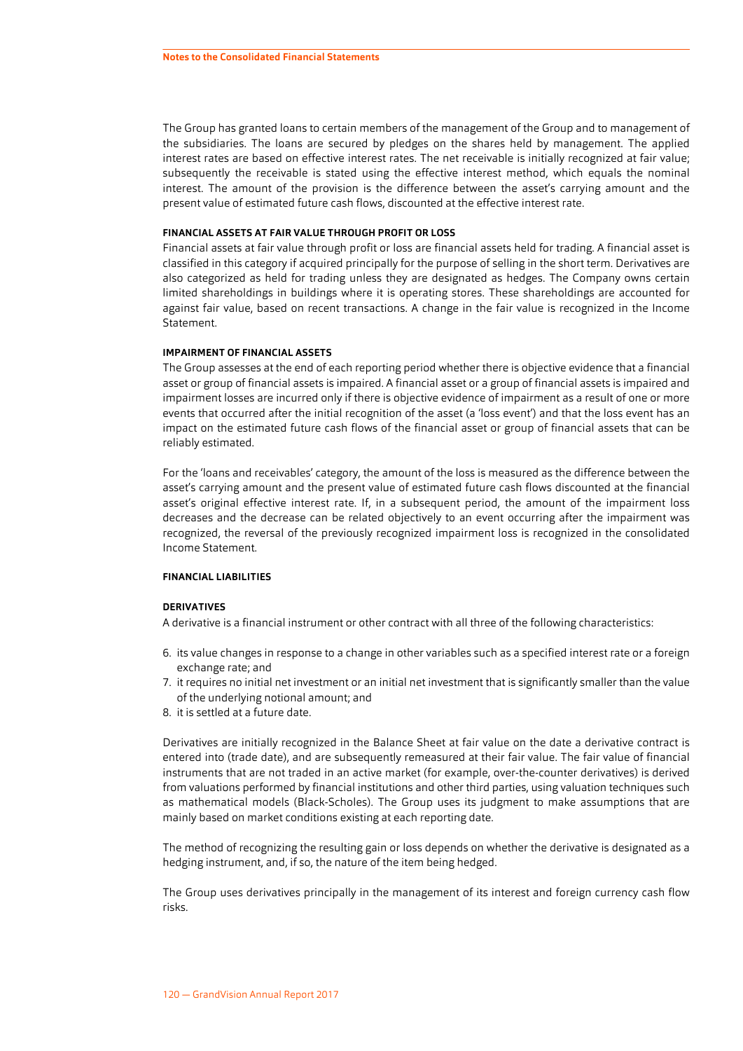The Group has granted loans to certain members of the management of the Group and to management of the subsidiaries. The loans are secured by pledges on the shares held by management. The applied interest rates are based on effective interest rates. The net receivable is initially recognized at fair value; subsequently the receivable is stated using the effective interest method, which equals the nominal interest. The amount of the provision is the difference between the asset's carrying amount and the present value of estimated future cash flows, discounted at the effective interest rate.

#### FINANCIAL ASSETS AT FAIR VALUE THROUGH PROFIT OR LOSS

Financial assets at fair value through profit or loss are financial assets held for trading. A financial asset is classified in this category if acquired principally for the purpose of selling in the short term. Derivatives are also categorized as held for trading unless they are designated as hedges. The Company owns certain limited shareholdings in buildings where it is operating stores. These shareholdings are accounted for against fair value, based on recent transactions. A change in the fair value is recognized in the Income Statement.

#### IMPAIRMENT OF FINANCIAL ASSETS

The Group assesses at the end of each reporting period whether there is objective evidence that a financial asset or group of financial assets is impaired. A financial asset or a group of financial assets is impaired and impairment losses are incurred only if there is objective evidence of impairment as a result of one or more events that occurred after the initial recognition of the asset (a 'loss event') and that the loss event has an impact on the estimated future cash flows of the financial asset or group of financial assets that can be reliably estimated.

For the 'loans and receivables' category, the amount of the loss is measured as the difference between the asset's carrying amount and the present value of estimated future cash flows discounted at the financial asset's original effective interest rate. If, in a subsequent period, the amount of the impairment loss decreases and the decrease can be related objectively to an event occurring after the impairment was recognized, the reversal of the previously recognized impairment loss is recognized in the consolidated Income Statement.

#### FINANCIAL LIABILITIES

#### DERIVATIVES

A derivative is a financial instrument or other contract with all three of the following characteristics:

6. its value changes in response to a change in other variables such as a specified interest rate or a foreign exchange rate; and
7. it requires no initial net investment or an initial net investment that is significantly smaller than the value of the underlying notional amount; and
8. it is settled at a future date.

Derivatives are initially recognized in the Balance Sheet at fair value on the date a derivative contract is entered into (trade date), and are subsequently remeasured at their fair value. The fair value of financial instruments that are not traded in an active market (for example, over-the-counter derivatives) is derived from valuations performed by financial institutions and other third parties, using valuation techniques such as mathematical models (Black-Scholes). The Group uses its judgment to make assumptions that are mainly based on market conditions existing at each reporting date.

The method of recognizing the resulting gain or loss depends on whether the derivative is designated as a hedging instrument, and, if so, the nature of the item being hedged.

The Group uses derivatives principally in the management of its interest and foreign currency cash flow risks.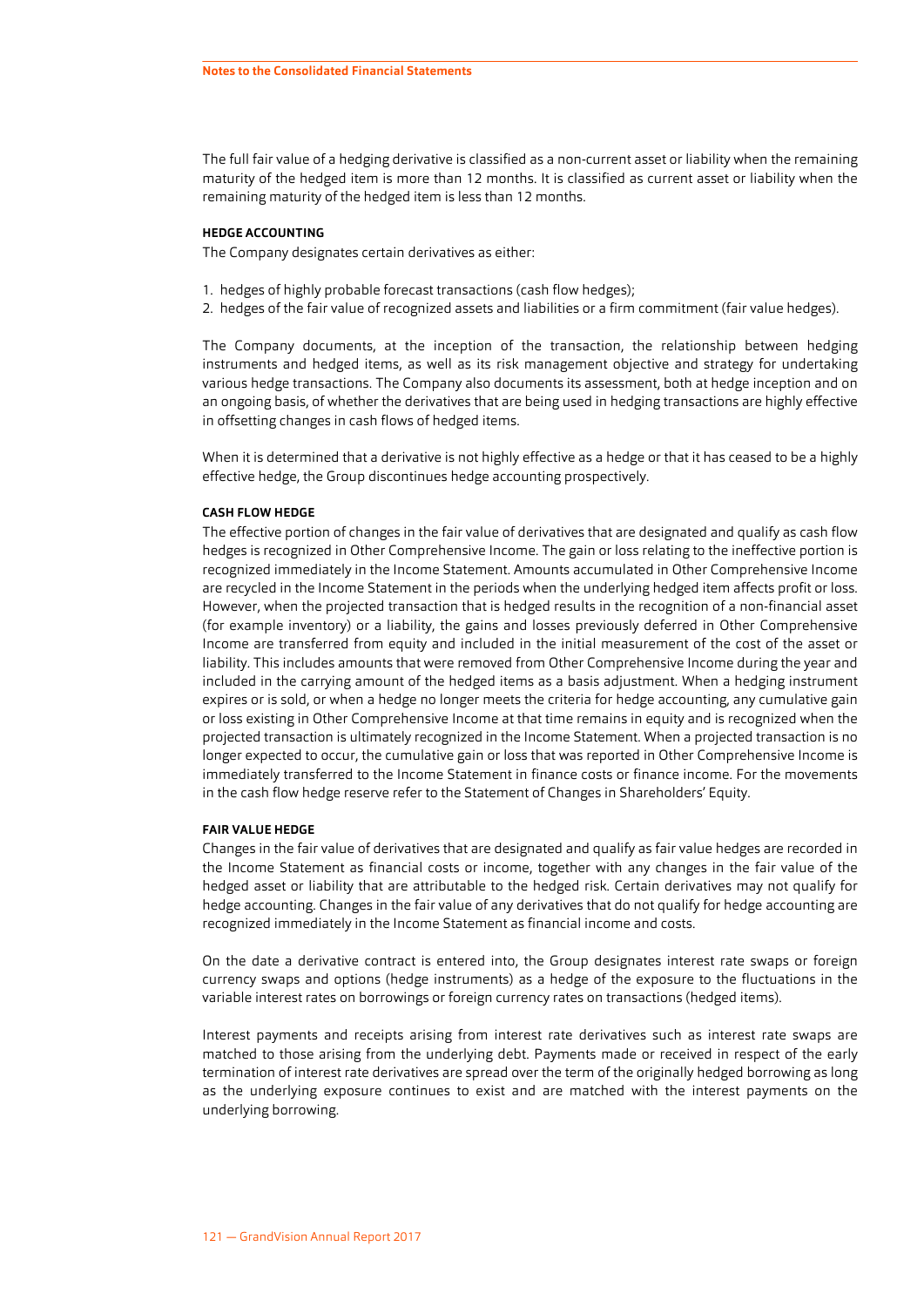The full fair value of a hedging derivative is classified as a non-current asset or liability when the remaining maturity of the hedged item is more than 12 months. It is classified as current asset or liability when the remaining maturity of the hedged item is less than 12 months.

#### HEDGE ACCOUNTING

The Company designates certain derivatives as either:

1. hedges of highly probable forecast transactions (cash flow hedges);
2. hedges of the fair value of recognized assets and liabilities or a firm commitment (fair value hedges).

The Company documents, at the inception of the transaction, the relationship between hedging instruments and hedged items, as well as its risk management objective and strategy for undertaking various hedge transactions. The Company also documents its assessment, both at hedge inception and on an ongoing basis, of whether the derivatives that are being used in hedging transactions are highly effective in offsetting changes in cash flows of hedged items.

When it is determined that a derivative is not highly effective as a hedge or that it has ceased to be a highly effective hedge, the Group discontinues hedge accounting prospectively.

#### CASH FLOW HEDGE

The effective portion of changes in the fair value of derivatives that are designated and qualify as cash flow hedges is recognized in Other Comprehensive Income. The gain or loss relating to the ineffective portion is recognized immediately in the Income Statement. Amounts accumulated in Other Comprehensive Income are recycled in the Income Statement in the periods when the underlying hedged item affects profit or loss. However, when the projected transaction that is hedged results in the recognition of a non-financial asset (for example inventory) or a liability, the gains and losses previously deferred in Other Comprehensive Income are transferred from equity and included in the initial measurement of the cost of the asset or liability. This includes amounts that were removed from Other Comprehensive Income during the year and included in the carrying amount of the hedged items as a basis adjustment. When a hedging instrument expires or is sold, or when a hedge no longer meets the criteria for hedge accounting, any cumulative gain or loss existing in Other Comprehensive Income at that time remains in equity and is recognized when the projected transaction is ultimately recognized in the Income Statement. When a projected transaction is no longer expected to occur, the cumulative gain or loss that was reported in Other Comprehensive Income is immediately transferred to the Income Statement in finance costs or finance income. For the movements in the cash flow hedge reserve refer to the Statement of Changes in Shareholders' Equity.

#### FAIR VALUE HEDGE

Changes in the fair value of derivatives that are designated and qualify as fair value hedges are recorded in the Income Statement as financial costs or income, together with any changes in the fair value of the hedged asset or liability that are attributable to the hedged risk. Certain derivatives may not qualify for hedge accounting. Changes in the fair value of any derivatives that do not qualify for hedge accounting are recognized immediately in the Income Statement as financial income and costs.

On the date a derivative contract is entered into, the Group designates interest rate swaps or foreign currency swaps and options (hedge instruments) as a hedge of the exposure to the fluctuations in the variable interest rates on borrowings or foreign currency rates on transactions (hedged items).

Interest payments and receipts arising from interest rate derivatives such as interest rate swaps are matched to those arising from the underlying debt. Payments made or received in respect of the early termination of interest rate derivatives are spread over the term of the originally hedged borrowing as long as the underlying exposure continues to exist and are matched with the interest payments on the underlying borrowing.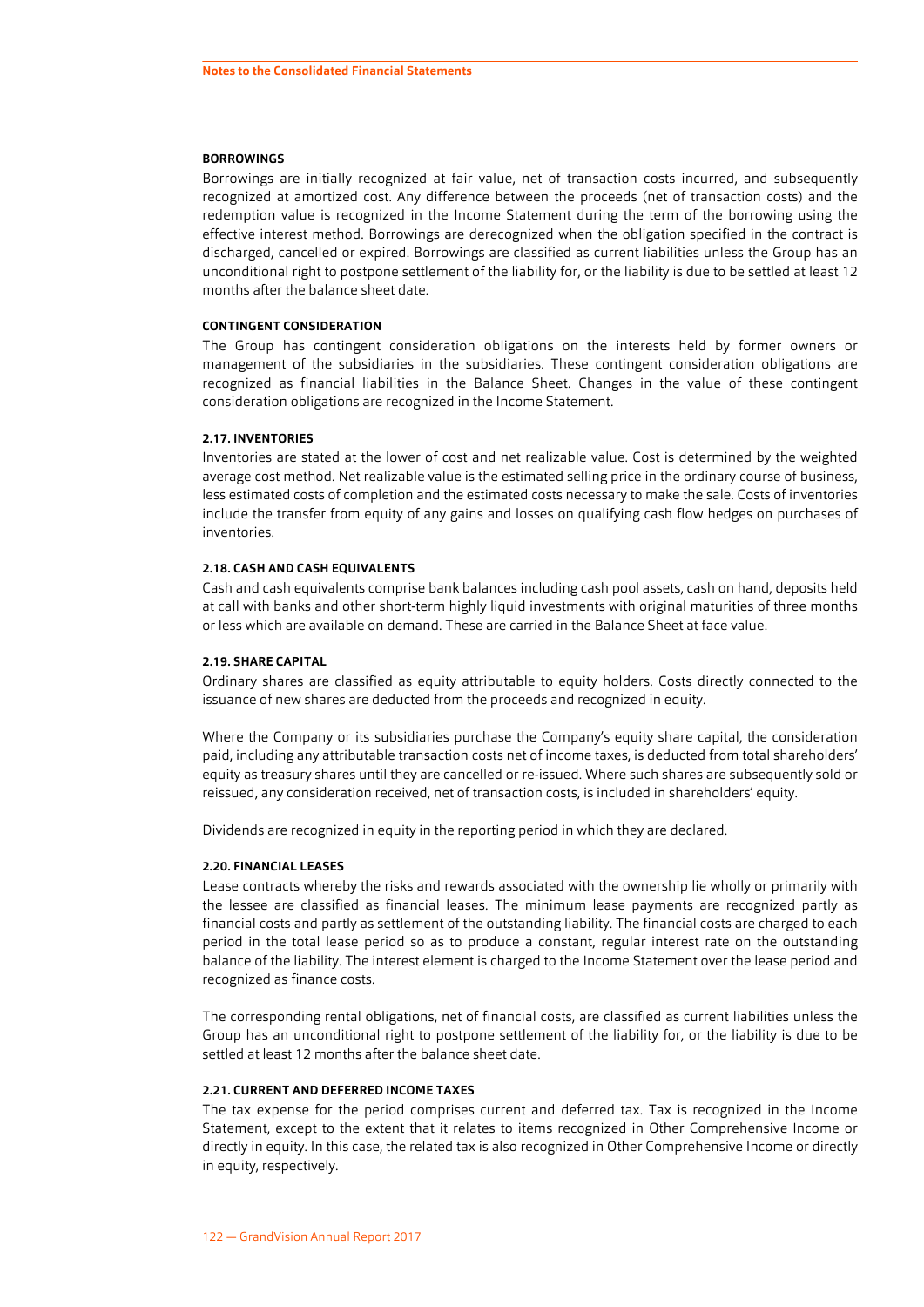#### BORROWINGS

Borrowings are initially recognized at fair value, net of transaction costs incurred, and subsequently recognized at amortized cost. Any difference between the proceeds (net of transaction costs) and the redemption value is recognized in the Income Statement during the term of the borrowing using the effective interest method. Borrowings are derecognized when the obligation specified in the contract is discharged, cancelled or expired. Borrowings are classified as current liabilities unless the Group has an unconditional right to postpone settlement of the liability for, or the liability is due to be settled at least 12 months after the balance sheet date.

#### CONTINGENT CONSIDERATION

The Group has contingent consideration obligations on the interests held by former owners or management of the subsidiaries in the subsidiaries. These contingent consideration obligations are recognized as financial liabilities in the Balance Sheet. Changes in the value of these contingent consideration obligations are recognized in the Income Statement.

### 2.17. INVENTORIES

Inventories are stated at the lower of cost and net realizable value. Cost is determined by the weighted average cost method. Net realizable value is the estimated selling price in the ordinary course of business, less estimated costs of completion and the estimated costs necessary to make the sale. Costs of inventories include the transfer from equity of any gains and losses on qualifying cash flow hedges on purchases of inventories.

### 2.18. CASH AND CASH EQUIVALENTS

Cash and cash equivalents comprise bank balances including cash pool assets, cash on hand, deposits held at call with banks and other short-term highly liquid investments with original maturities of three months or less which are available on demand. These are carried in the Balance Sheet at face value.

### 2.19. SHARE CAPITAL

Ordinary shares are classified as equity attributable to equity holders. Costs directly connected to the issuance of new shares are deducted from the proceeds and recognized in equity.

Where the Company or its subsidiaries purchase the Company's equity share capital, the consideration paid, including any attributable transaction costs net of income taxes, is deducted from total shareholders' equity as treasury shares until they are cancelled or re-issued. Where such shares are subsequently sold or reissued, any consideration received, net of transaction costs, is included in shareholders' equity.

Dividends are recognized in equity in the reporting period in which they are declared.

### 2.20. FINANCIAL LEASES

Lease contracts whereby the risks and rewards associated with the ownership lie wholly or primarily with the lessee are classified as financial leases. The minimum lease payments are recognized partly as financial costs and partly as settlement of the outstanding liability. The financial costs are charged to each period in the total lease period so as to produce a constant, regular interest rate on the outstanding balance of the liability. The interest element is charged to the Income Statement over the lease period and recognized as finance costs.

The corresponding rental obligations, net of financial costs, are classified as current liabilities unless the Group has an unconditional right to postpone settlement of the liability for, or the liability is due to be settled at least 12 months after the balance sheet date.

### 2.21. CURRENT AND DEFERRED INCOME TAXES

The tax expense for the period comprises current and deferred tax. Tax is recognized in the Income Statement, except to the extent that it relates to items recognized in Other Comprehensive Income or directly in equity. In this case, the related tax is also recognized in Other Comprehensive Income or directly in equity, respectively.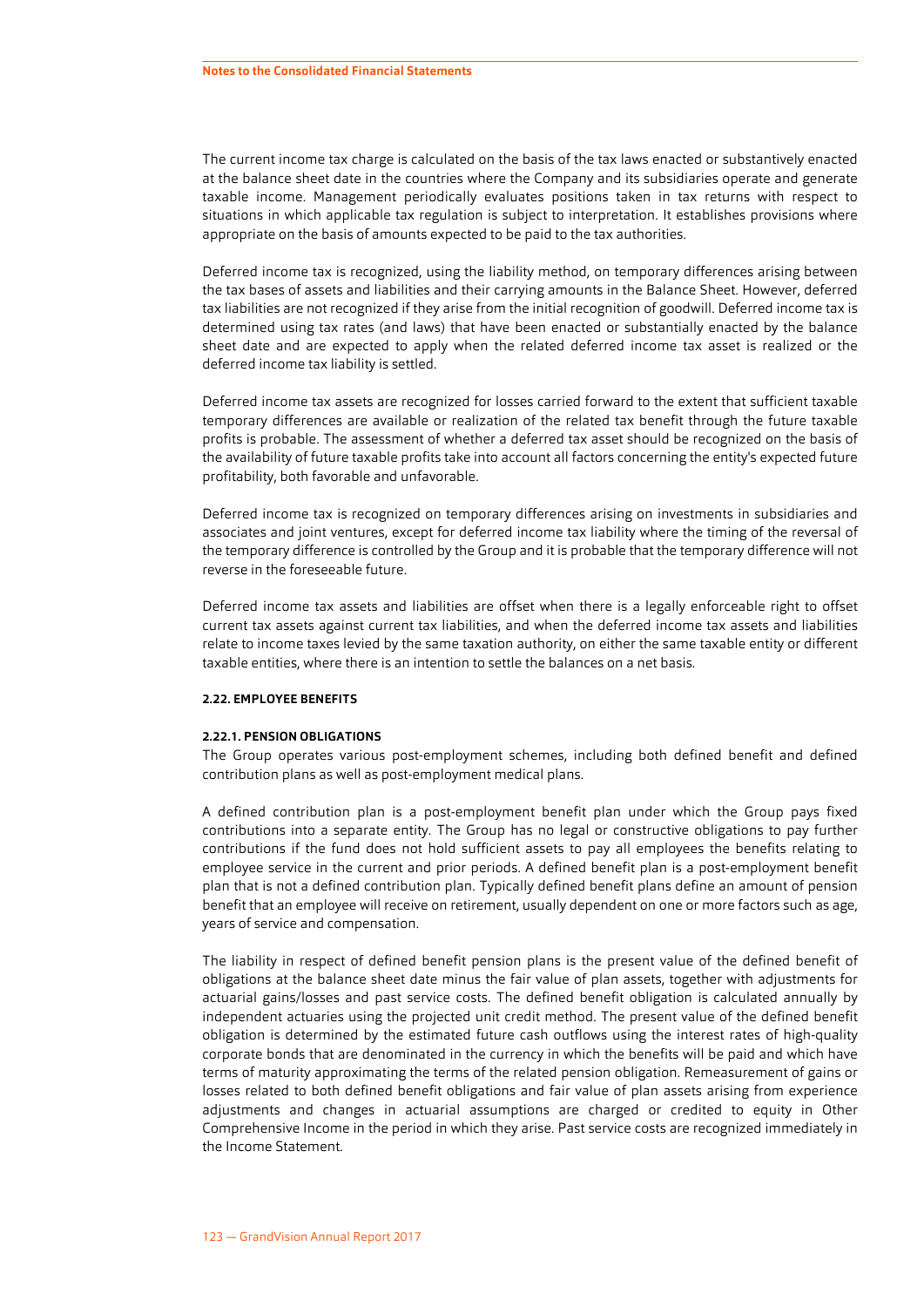The current income tax charge is calculated on the basis of the tax laws enacted or substantively enacted at the balance sheet date in the countries where the Company and its subsidiaries operate and generate taxable income. Management periodically evaluates positions taken in tax returns with respect to situations in which applicable tax regulation is subject to interpretation. It establishes provisions where appropriate on the basis of amounts expected to be paid to the tax authorities.

Deferred income tax is recognized, using the liability method, on temporary differences arising between the tax bases of assets and liabilities and their carrying amounts in the Balance Sheet. However, deferred tax liabilities are not recognized if they arise from the initial recognition of goodwill. Deferred income tax is determined using tax rates (and laws) that have been enacted or substantially enacted by the balance sheet date and are expected to apply when the related deferred income tax asset is realized or the deferred income tax liability is settled.

Deferred income tax assets are recognized for losses carried forward to the extent that sufficient taxable temporary differences are available or realization of the related tax benefit through the future taxable profits is probable. The assessment of whether a deferred tax asset should be recognized on the basis of the availability of future taxable profits take into account all factors concerning the entity's expected future profitability, both favorable and unfavorable.

Deferred income tax is recognized on temporary differences arising on investments in subsidiaries and associates and joint ventures, except for deferred income tax liability where the timing of the reversal of the temporary difference is controlled by the Group and it is probable that the temporary difference will not reverse in the foreseeable future.

Deferred income tax assets and liabilities are offset when there is a legally enforceable right to offset current tax assets against current tax liabilities, and when the deferred income tax assets and liabilities relate to income taxes levied by the same taxation authority, on either the same taxable entity or different taxable entities, where there is an intention to settle the balances on a net basis.

#### 2.22. EMPLOYEE BENEFITS

##### 2.22.1. PENSION OBLIGATIONS

The Group operates various post-employment schemes, including both defined benefit and defined contribution plans as well as post-employment medical plans.

A defined contribution plan is a post-employment benefit plan under which the Group pays fixed contributions into a separate entity. The Group has no legal or constructive obligations to pay further contributions if the fund does not hold sufficient assets to pay all employees the benefits relating to employee service in the current and prior periods. A defined benefit plan is a post-employment benefit plan that is not a defined contribution plan. Typically defined benefit plans define an amount of pension benefit that an employee will receive on retirement, usually dependent on one or more factors such as age, years of service and compensation.

The liability in respect of defined benefit pension plans is the present value of the defined benefit of obligations at the balance sheet date minus the fair value of plan assets, together with adjustments for actuarial gains/losses and past service costs. The defined benefit obligation is calculated annually by independent actuaries using the projected unit credit method. The present value of the defined benefit obligation is determined by the estimated future cash outflows using the interest rates of high-quality corporate bonds that are denominated in the currency in which the benefits will be paid and which have terms of maturity approximating the terms of the related pension obligation. Remeasurement of gains or losses related to both defined benefit obligations and fair value of plan assets arising from experience adjustments and changes in actuarial assumptions are charged or credited to equity in Other Comprehensive Income in the period in which they arise. Past service costs are recognized immediately in the Income Statement.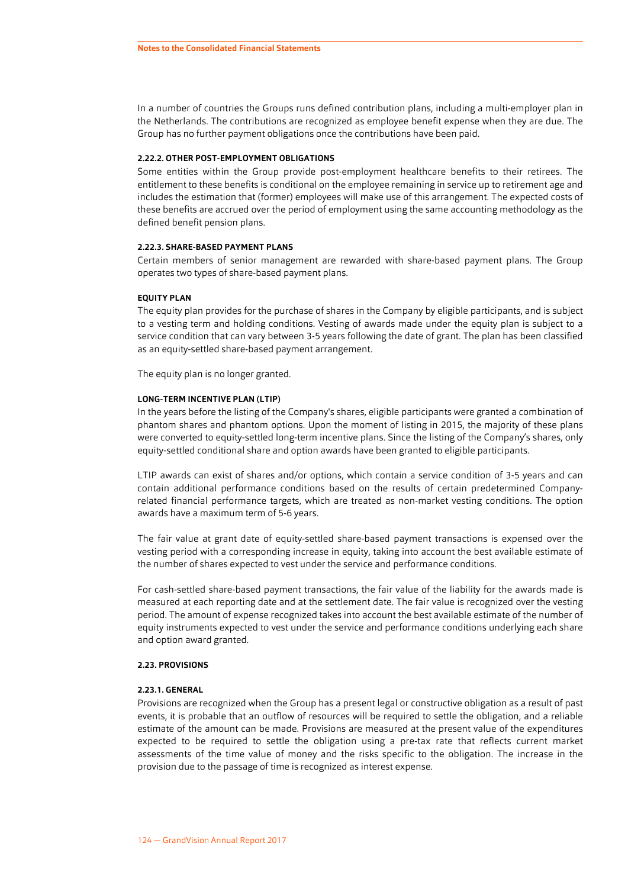In a number of countries the Groups runs defined contribution plans, including a multi-employer plan in the Netherlands. The contributions are recognized as employee benefit expense when they are due. The Group has no further payment obligations once the contributions have been paid.

#### 2.22.2. OTHER POST-EMPLOYMENT OBLIGATIONS

Some entities within the Group provide post-employment healthcare benefits to their retirees. The entitlement to these benefits is conditional on the employee remaining in service up to retirement age and includes the estimation that (former) employees will make use of this arrangement. The expected costs of these benefits are accrued over the period of employment using the same accounting methodology as the defined benefit pension plans.

#### 2.22.3. SHARE-BASED PAYMENT PLANS

Certain members of senior management are rewarded with share-based payment plans. The Group operates two types of share-based payment plans.

**EQUITY PLAN**

The equity plan provides for the purchase of shares in the Company by eligible participants, and is subject to a vesting term and holding conditions. Vesting of awards made under the equity plan is subject to a service condition that can vary between 3-5 years following the date of grant. The plan has been classified as an equity-settled share-based payment arrangement.

The equity plan is no longer granted.

**LONG-TERM INCENTIVE PLAN (LTIP)**

In the years before the listing of the Company's shares, eligible participants were granted a combination of phantom shares and phantom options. Upon the moment of listing in 2015, the majority of these plans were converted to equity-settled long-term incentive plans. Since the listing of the Company's shares, only equity-settled conditional share and option awards have been granted to eligible participants.

LTIP awards can exist of shares and/or options, which contain a service condition of 3-5 years and can contain additional performance conditions based on the results of certain predetermined Company-related financial performance targets, which are treated as non-market vesting conditions. The option awards have a maximum term of 5-6 years.

The fair value at grant date of equity-settled share-based payment transactions is expensed over the vesting period with a corresponding increase in equity, taking into account the best available estimate of the number of shares expected to vest under the service and performance conditions.

For cash-settled share-based payment transactions, the fair value of the liability for the awards made is measured at each reporting date and at the settlement date. The fair value is recognized over the vesting period. The amount of expense recognized takes into account the best available estimate of the number of equity instruments expected to vest under the service and performance conditions underlying each share and option award granted.

### 2.23. PROVISIONS

#### 2.23.1. GENERAL

Provisions are recognized when the Group has a present legal or constructive obligation as a result of past events, it is probable that an outflow of resources will be required to settle the obligation, and a reliable estimate of the amount can be made. Provisions are measured at the present value of the expenditures expected to be required to settle the obligation using a pre-tax rate that reflects current market assessments of the time value of money and the risks specific to the obligation. The increase in the provision due to the passage of time is recognized as interest expense.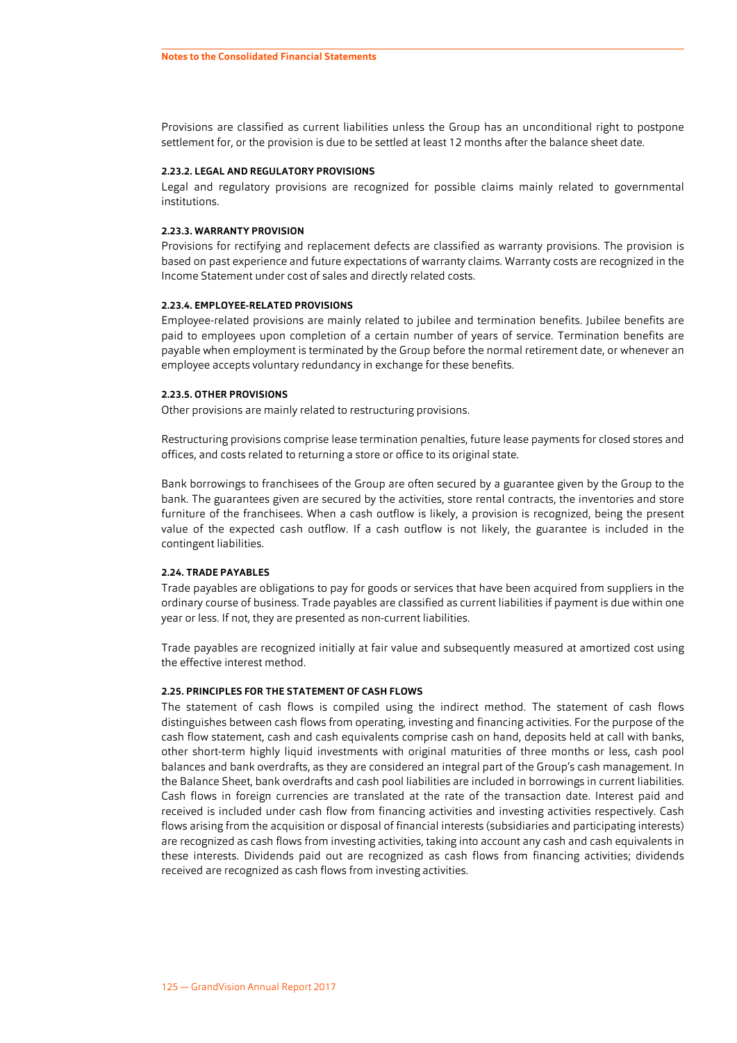Provisions are classified as current liabilities unless the Group has an unconditional right to postpone settlement for, or the provision is due to be settled at least 12 months after the balance sheet date.

#### 2.23.2. LEGAL AND REGULATORY PROVISIONS

Legal and regulatory provisions are recognized for possible claims mainly related to governmental institutions.

#### 2.23.3. WARRANTY PROVISION

Provisions for rectifying and replacement defects are classified as warranty provisions. The provision is based on past experience and future expectations of warranty claims. Warranty costs are recognized in the Income Statement under cost of sales and directly related costs.

#### 2.23.4. EMPLOYEE-RELATED PROVISIONS

Employee-related provisions are mainly related to jubilee and termination benefits. Jubilee benefits are paid to employees upon completion of a certain number of years of service. Termination benefits are payable when employment is terminated by the Group before the normal retirement date, or whenever an employee accepts voluntary redundancy in exchange for these benefits.

#### 2.23.5. OTHER PROVISIONS

Other provisions are mainly related to restructuring provisions.

Restructuring provisions comprise lease termination penalties, future lease payments for closed stores and offices, and costs related to returning a store or office to its original state.

Bank borrowings to franchisees of the Group are often secured by a guarantee given by the Group to the bank. The guarantees given are secured by the activities, store rental contracts, the inventories and store furniture of the franchisees. When a cash outflow is likely, a provision is recognized, being the present value of the expected cash outflow. If a cash outflow is not likely, the guarantee is included in the contingent liabilities.

### 2.24. TRADE PAYABLES

Trade payables are obligations to pay for goods or services that have been acquired from suppliers in the ordinary course of business. Trade payables are classified as current liabilities if payment is due within one year or less. If not, they are presented as non-current liabilities.

Trade payables are recognized initially at fair value and subsequently measured at amortized cost using the effective interest method.

### 2.25. PRINCIPLES FOR THE STATEMENT OF CASH FLOWS

The statement of cash flows is compiled using the indirect method. The statement of cash flows distinguishes between cash flows from operating, investing and financing activities. For the purpose of the cash flow statement, cash and cash equivalents comprise cash on hand, deposits held at call with banks, other short-term highly liquid investments with original maturities of three months or less, cash pool balances and bank overdrafts, as they are considered an integral part of the Group's cash management. In the Balance Sheet, bank overdrafts and cash pool liabilities are included in borrowings in current liabilities. Cash flows in foreign currencies are translated at the rate of the transaction date. Interest paid and received is included under cash flow from financing activities and investing activities respectively. Cash flows arising from the acquisition or disposal of financial interests (subsidiaries and participating interests) are recognized as cash flows from investing activities, taking into account any cash and cash equivalents in these interests. Dividends paid out are recognized as cash flows from financing activities; dividends received are recognized as cash flows from investing activities.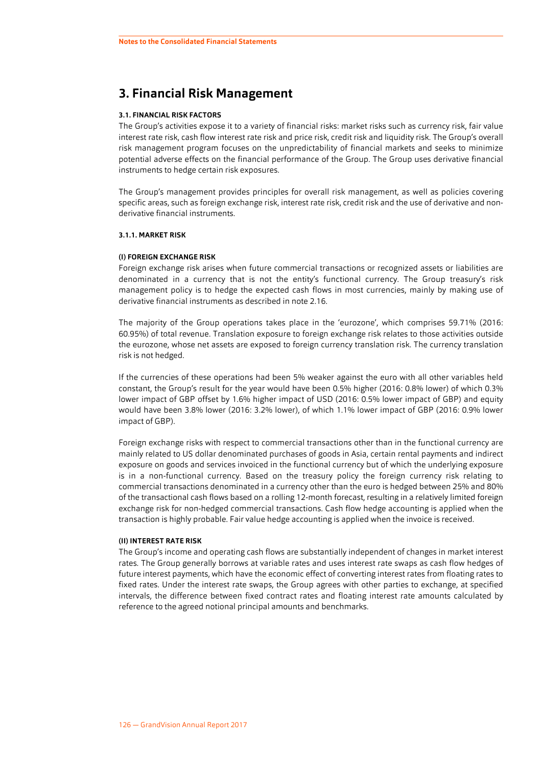# 3. Financial Risk Management

### 3.1. FINANCIAL RISK FACTORS

The Group's activities expose it to a variety of financial risks: market risks such as currency risk, fair value interest rate risk, cash flow interest rate risk and price risk, credit risk and liquidity risk. The Group's overall risk management program focuses on the unpredictability of financial markets and seeks to minimize potential adverse effects on the financial performance of the Group. The Group uses derivative financial instruments to hedge certain risk exposures.

The Group's management provides principles for overall risk management, as well as policies covering specific areas, such as foreign exchange risk, interest rate risk, credit risk and the use of derivative and non-derivative financial instruments.

#### 3.1.1. MARKET RISK

##### (I) FOREIGN EXCHANGE RISK

Foreign exchange risk arises when future commercial transactions or recognized assets or liabilities are denominated in a currency that is not the entity's functional currency. The Group treasury's risk management policy is to hedge the expected cash flows in most currencies, mainly by making use of derivative financial instruments as described in note 2.16.

The majority of the Group operations takes place in the 'eurozone', which comprises 59.71% (2016: 60.95%) of total revenue. Translation exposure to foreign exchange risk relates to those activities outside the eurozone, whose net assets are exposed to foreign currency translation risk. The currency translation risk is not hedged.

If the currencies of these operations had been 5% weaker against the euro with all other variables held constant, the Group's result for the year would have been 0.5% higher (2016: 0.8% lower) of which 0.3% lower impact of GBP offset by 1.6% higher impact of USD (2016: 0.5% lower impact of GBP) and equity would have been 3.8% lower (2016: 3.2% lower), of which 1.1% lower impact of GBP (2016: 0.9% lower impact of GBP).

Foreign exchange risks with respect to commercial transactions other than in the functional currency are mainly related to US dollar denominated purchases of goods in Asia, certain rental payments and indirect exposure on goods and services invoiced in the functional currency but of which the underlying exposure is in a non-functional currency. Based on the treasury policy the foreign currency risk relating to commercial transactions denominated in a currency other than the euro is hedged between 25% and 80% of the transactional cash flows based on a rolling 12-month forecast, resulting in a relatively limited foreign exchange risk for non-hedged commercial transactions. Cash flow hedge accounting is applied when the transaction is highly probable. Fair value hedge accounting is applied when the invoice is received.

##### (II) INTEREST RATE RISK

The Group's income and operating cash flows are substantially independent of changes in market interest rates. The Group generally borrows at variable rates and uses interest rate swaps as cash flow hedges of future interest payments, which have the economic effect of converting interest rates from floating rates to fixed rates. Under the interest rate swaps, the Group agrees with other parties to exchange, at specified intervals, the difference between fixed contract rates and floating interest rate amounts calculated by reference to the agreed notional principal amounts and benchmarks.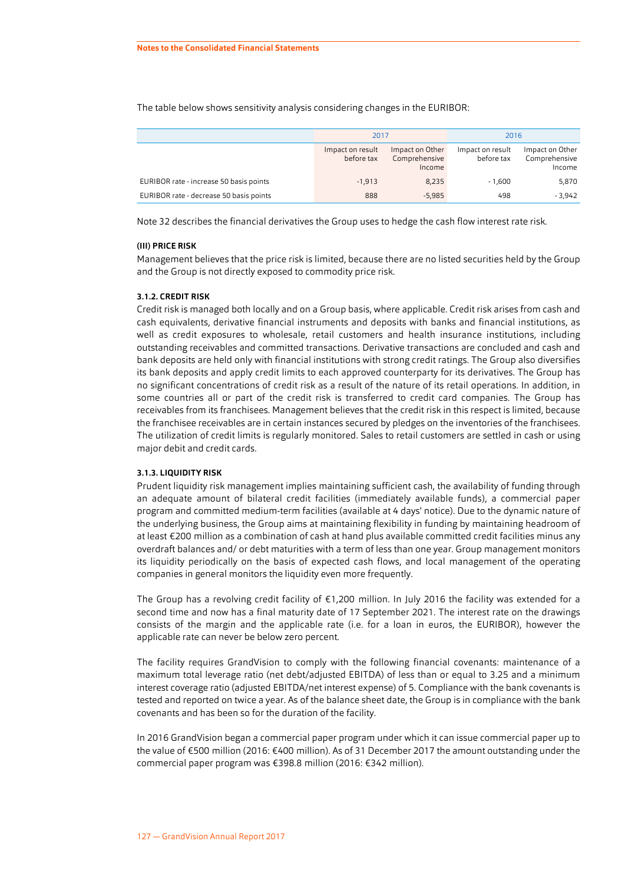The table below shows sensitivity analysis considering changes in the EURIBOR:

| | 2017 | | 2016 | |
|---|---|---|---|---|
| | Impact on result before tax | Impact on Other Comprehensive Income | Impact on result before tax | Impact on Other Comprehensive Income |
| EURIBOR rate - increase 50 basis points | -1,913 | 8,235 | - 1,600 | 5,870 |
| EURIBOR rate - decrease 50 basis points | 888 | -5,985 | 498 | - 3,942 |

Note 32 describes the financial derivatives the Group uses to hedge the cash flow interest rate risk.

#### (III) PRICE RISK

Management believes that the price risk is limited, because there are no listed securities held by the Group and the Group is not directly exposed to commodity price risk.

### 3.1.2. CREDIT RISK

Credit risk is managed both locally and on a Group basis, where applicable. Credit risk arises from cash and cash equivalents, derivative financial instruments and deposits with banks and financial institutions, as well as credit exposures to wholesale, retail customers and health insurance institutions, including outstanding receivables and committed transactions. Derivative transactions are concluded and cash and bank deposits are held only with financial institutions with strong credit ratings. The Group also diversifies its bank deposits and apply credit limits to each approved counterparty for its derivatives. The Group has no significant concentrations of credit risk as a result of the nature of its retail operations. In addition, in some countries all or part of the credit risk is transferred to credit card companies. The Group has receivables from its franchisees. Management believes that the credit risk in this respect is limited, because the franchisee receivables are in certain instances secured by pledges on the inventories of the franchisees. The utilization of credit limits is regularly monitored. Sales to retail customers are settled in cash or using major debit and credit cards.

### 3.1.3. LIQUIDITY RISK

Prudent liquidity risk management implies maintaining sufficient cash, the availability of funding through an adequate amount of bilateral credit facilities (immediately available funds), a commercial paper program and committed medium-term facilities (available at 4 days' notice). Due to the dynamic nature of the underlying business, the Group aims at maintaining flexibility in funding by maintaining headroom of at least €200 million as a combination of cash at hand plus available committed credit facilities minus any overdraft balances and/ or debt maturities with a term of less than one year. Group management monitors its liquidity periodically on the basis of expected cash flows, and local management of the operating companies in general monitors the liquidity even more frequently.

The Group has a revolving credit facility of €1,200 million. In July 2016 the facility was extended for a second time and now has a final maturity date of 17 September 2021. The interest rate on the drawings consists of the margin and the applicable rate (i.e. for a loan in euros, the EURIBOR), however the applicable rate can never be below zero percent.

The facility requires GrandVision to comply with the following financial covenants: maintenance of a maximum total leverage ratio (net debt/adjusted EBITDA) of less than or equal to 3.25 and a minimum interest coverage ratio (adjusted EBITDA/net interest expense) of 5. Compliance with the bank covenants is tested and reported on twice a year. As of the balance sheet date, the Group is in compliance with the bank covenants and has been so for the duration of the facility.

In 2016 GrandVision began a commercial paper program under which it can issue commercial paper up to the value of €500 million (2016: €400 million). As of 31 December 2017 the amount outstanding under the commercial paper program was €398.8 million (2016: €342 million).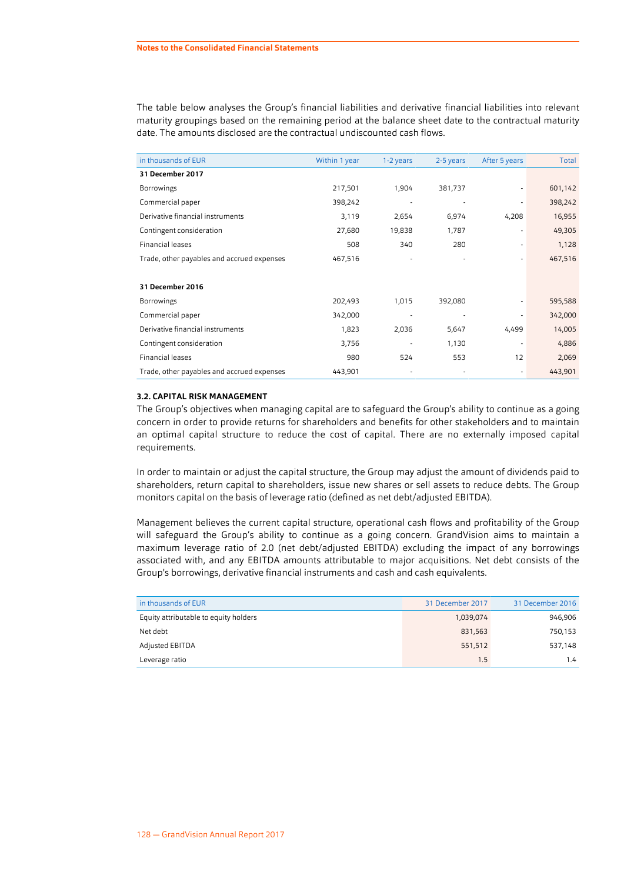The table below analyses the Group's financial liabilities and derivative financial liabilities into relevant maturity groupings based on the remaining period at the balance sheet date to the contractual maturity date. The amounts disclosed are the contractual undiscounted cash flows.

| in thousands of EUR | Within 1 year | 1-2 years | 2-5 years | After 5 years | Total |
|---|---|---|---|---|---|
| **31 December 2017** | | | | | |
| Borrowings | 217,501 | 1,904 | 381,737 | - | 601,142 |
| Commercial paper | 398,242 | - | - | - | 398,242 |
| Derivative financial instruments | 3,119 | 2,654 | 6,974 | 4,208 | 16,955 |
| Contingent consideration | 27,680 | 19,838 | 1,787 | - | 49,305 |
| Financial leases | 508 | 340 | 280 | - | 1,128 |
| Trade, other payables and accrued expenses | 467,516 | - | - | - | 467,516 |
| | | | | | |
| **31 December 2016** | | | | | |
| Borrowings | 202,493 | 1,015 | 392,080 | - | 595,588 |
| Commercial paper | 342,000 | - | - | - | 342,000 |
| Derivative financial instruments | 1,823 | 2,036 | 5,647 | 4,499 | 14,005 |
| Contingent consideration | 3,756 | - | 1,130 | - | 4,886 |
| Financial leases | 980 | 524 | 553 | 12 | 2,069 |
| Trade, other payables and accrued expenses | 443,901 | - | - | - | 443,901 |

### 3.2. CAPITAL RISK MANAGEMENT

The Group's objectives when managing capital are to safeguard the Group's ability to continue as a going concern in order to provide returns for shareholders and benefits for other stakeholders and to maintain an optimal capital structure to reduce the cost of capital. There are no externally imposed capital requirements.

In order to maintain or adjust the capital structure, the Group may adjust the amount of dividends paid to shareholders, return capital to shareholders, issue new shares or sell assets to reduce debts. The Group monitors capital on the basis of leverage ratio (defined as net debt/adjusted EBITDA).

Management believes the current capital structure, operational cash flows and profitability of the Group will safeguard the Group's ability to continue as a going concern. GrandVision aims to maintain a maximum leverage ratio of 2.0 (net debt/adjusted EBITDA) excluding the impact of any borrowings associated with, and any EBITDA amounts attributable to major acquisitions. Net debt consists of the Group's borrowings, derivative financial instruments and cash and cash equivalents.

| in thousands of EUR | 31 December 2017 | 31 December 2016 |
|---|---|---|
| Equity attributable to equity holders | 1,039,074 | 946,906 |
| Net debt | 831,563 | 750,153 |
| Adjusted EBITDA | 551,512 | 537,148 |
| Leverage ratio | 1.5 | 1.4 |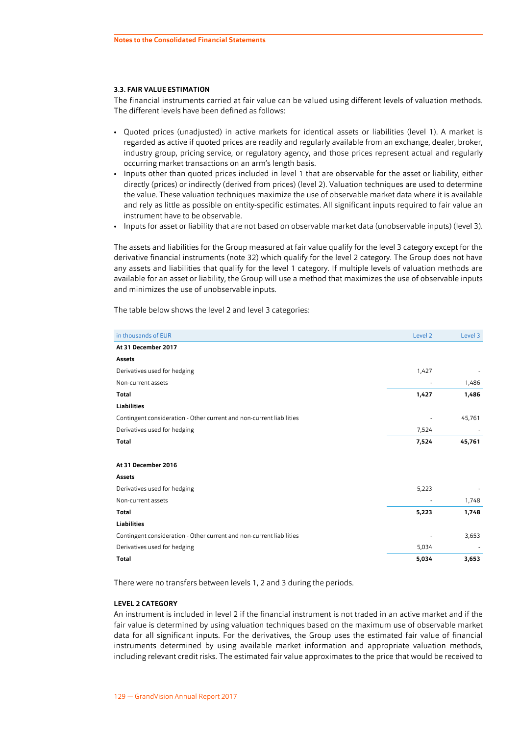### 3.3. FAIR VALUE ESTIMATION

The financial instruments carried at fair value can be valued using different levels of valuation methods. The different levels have been defined as follows:

- Quoted prices (unadjusted) in active markets for identical assets or liabilities (level 1). A market is regarded as active if quoted prices are readily and regularly available from an exchange, dealer, broker, industry group, pricing service, or regulatory agency, and those prices represent actual and regularly occurring market transactions on an arm's length basis.
- Inputs other than quoted prices included in level 1 that are observable for the asset or liability, either directly (prices) or indirectly (derived from prices) (level 2). Valuation techniques are used to determine the value. These valuation techniques maximize the use of observable market data where it is available and rely as little as possible on entity-specific estimates. All significant inputs required to fair value an instrument have to be observable.
- Inputs for asset or liability that are not based on observable market data (unobservable inputs) (level 3).

The assets and liabilities for the Group measured at fair value qualify for the level 3 category except for the derivative financial instruments (note 32) which qualify for the level 2 category. The Group does not have any assets and liabilities that qualify for the level 1 category. If multiple levels of valuation methods are available for an asset or liability, the Group will use a method that maximizes the use of observable inputs and minimizes the use of unobservable inputs.

The table below shows the level 2 and level 3 categories:

| in thousands of EUR | Level 2 | Level 3 |
|---|---|---|
| **At 31 December 2017** | | |
| **Assets** | | |
| Derivatives used for hedging | 1,427 | - |
| Non-current assets | - | 1,486 |
| **Total** | **1,427** | **1,486** |
| **Liabilities** | | |
| Contingent consideration - Other current and non-current liabilities | - | 45,761 |
| Derivatives used for hedging | 7,524 | - |
| **Total** | **7,524** | **45,761** |
| | | |
| **At 31 December 2016** | | |
| **Assets** | | |
| Derivatives used for hedging | 5,223 | - |
| Non-current assets | - | 1,748 |
| **Total** | **5,223** | **1,748** |
| **Liabilities** | | |
| Contingent consideration - Other current and non-current liabilities | - | 3,653 |
| Derivatives used for hedging | 5,034 | - |
| **Total** | **5,034** | **3,653** |

There were no transfers between levels 1, 2 and 3 during the periods.

#### LEVEL 2 CATEGORY

An instrument is included in level 2 if the financial instrument is not traded in an active market and if the fair value is determined by using valuation techniques based on the maximum use of observable market data for all significant inputs. For the derivatives, the Group uses the estimated fair value of financial instruments determined by using available market information and appropriate valuation methods, including relevant credit risks. The estimated fair value approximates to the price that would be received to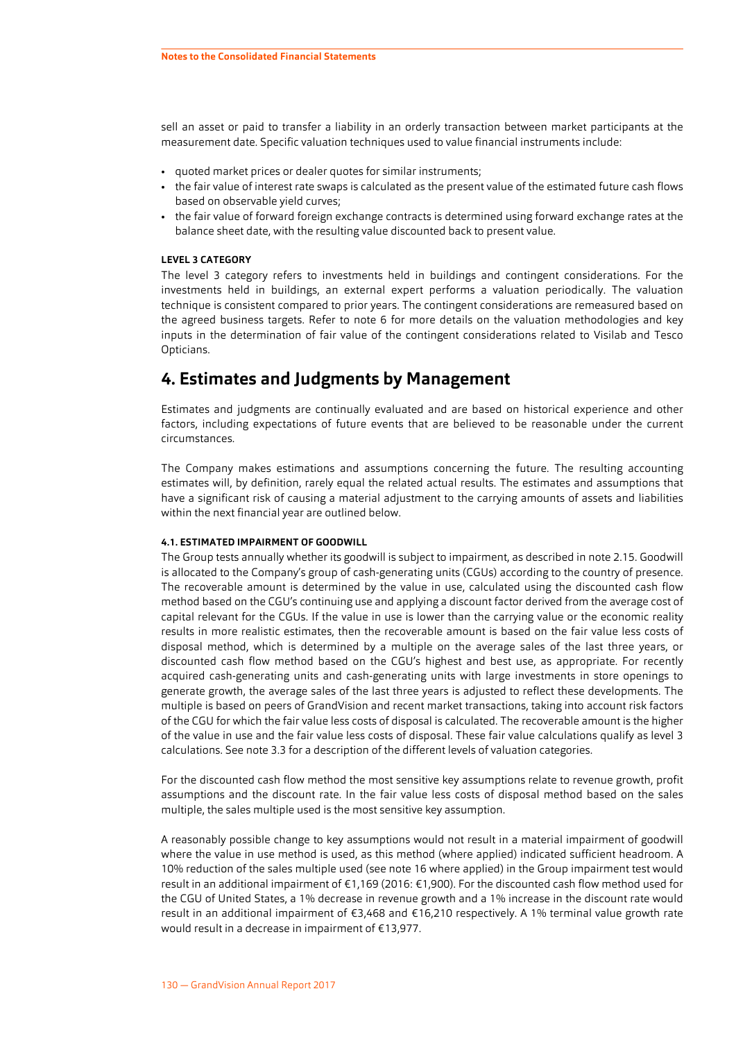sell an asset or paid to transfer a liability in an orderly transaction between market participants at the measurement date. Specific valuation techniques used to value financial instruments include:

- quoted market prices or dealer quotes for similar instruments;
- the fair value of interest rate swaps is calculated as the present value of the estimated future cash flows based on observable yield curves;
- the fair value of forward foreign exchange contracts is determined using forward exchange rates at the balance sheet date, with the resulting value discounted back to present value.

#### LEVEL 3 CATEGORY

The level 3 category refers to investments held in buildings and contingent considerations. For the investments held in buildings, an external expert performs a valuation periodically. The valuation technique is consistent compared to prior years. The contingent considerations are remeasured based on the agreed business targets. Refer to note 6 for more details on the valuation methodologies and key inputs in the determination of fair value of the contingent considerations related to Visilab and Tesco Opticians.

## 4. Estimates and Judgments by Management

Estimates and judgments are continually evaluated and are based on historical experience and other factors, including expectations of future events that are believed to be reasonable under the current circumstances.

The Company makes estimations and assumptions concerning the future. The resulting accounting estimates will, by definition, rarely equal the related actual results. The estimates and assumptions that have a significant risk of causing a material adjustment to the carrying amounts of assets and liabilities within the next financial year are outlined below.

#### 4.1. ESTIMATED IMPAIRMENT OF GOODWILL

The Group tests annually whether its goodwill is subject to impairment, as described in note 2.15. Goodwill is allocated to the Company's group of cash-generating units (CGUs) according to the country of presence. The recoverable amount is determined by the value in use, calculated using the discounted cash flow method based on the CGU's continuing use and applying a discount factor derived from the average cost of capital relevant for the CGUs. If the value in use is lower than the carrying value or the economic reality results in more realistic estimates, then the recoverable amount is based on the fair value less costs of disposal method, which is determined by a multiple on the average sales of the last three years, or discounted cash flow method based on the CGU's highest and best use, as appropriate. For recently acquired cash-generating units and cash-generating units with large investments in store openings to generate growth, the average sales of the last three years is adjusted to reflect these developments. The multiple is based on peers of GrandVision and recent market transactions, taking into account risk factors of the CGU for which the fair value less costs of disposal is calculated. The recoverable amount is the higher of the value in use and the fair value less costs of disposal. These fair value calculations qualify as level 3 calculations. See note 3.3 for a description of the different levels of valuation categories.

For the discounted cash flow method the most sensitive key assumptions relate to revenue growth, profit assumptions and the discount rate. In the fair value less costs of disposal method based on the sales multiple, the sales multiple used is the most sensitive key assumption.

A reasonably possible change to key assumptions would not result in a material impairment of goodwill where the value in use method is used, as this method (where applied) indicated sufficient headroom. A 10% reduction of the sales multiple used (see note 16 where applied) in the Group impairment test would result in an additional impairment of €1,169 (2016: €1,900). For the discounted cash flow method used for the CGU of United States, a 1% decrease in revenue growth and a 1% increase in the discount rate would result in an additional impairment of €3,468 and €16,210 respectively. A 1% terminal value growth rate would result in a decrease in impairment of €13,977.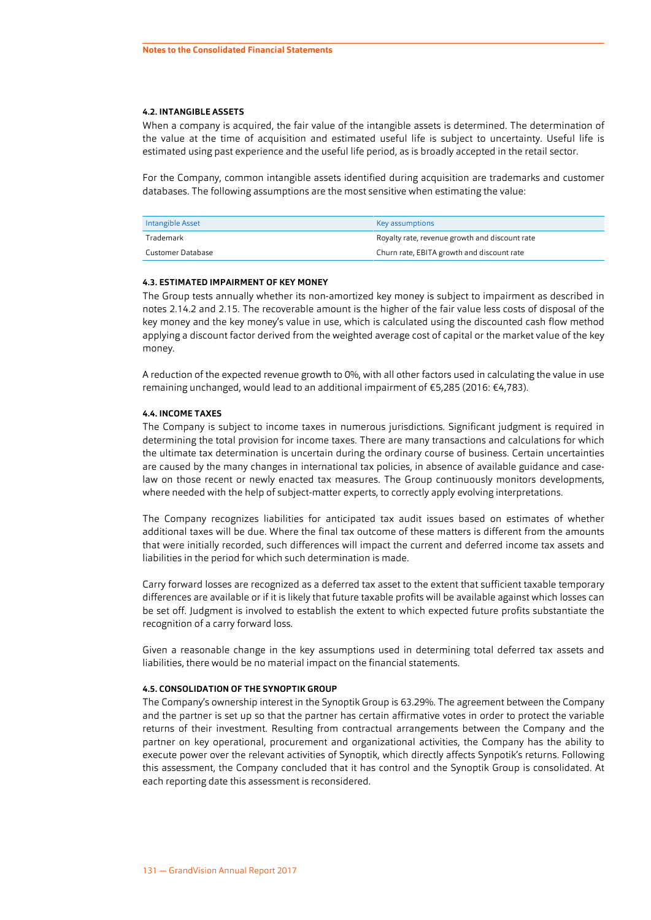### 4.2. INTANGIBLE ASSETS

When a company is acquired, the fair value of the intangible assets is determined. The determination of the value at the time of acquisition and estimated useful life is subject to uncertainty. Useful life is estimated using past experience and the useful life period, as is broadly accepted in the retail sector.

For the Company, common intangible assets identified during acquisition are trademarks and customer databases. The following assumptions are the most sensitive when estimating the value:

| Intangible Asset | Key assumptions |
|---|---|
| Trademark | Royalty rate, revenue growth and discount rate |
| Customer Database | Churn rate, EBITA growth and discount rate |

### 4.3. ESTIMATED IMPAIRMENT OF KEY MONEY

The Group tests annually whether its non-amortized key money is subject to impairment as described in notes 2.14.2 and 2.15. The recoverable amount is the higher of the fair value less costs of disposal of the key money and the key money's value in use, which is calculated using the discounted cash flow method applying a discount factor derived from the weighted average cost of capital or the market value of the key money.

A reduction of the expected revenue growth to 0%, with all other factors used in calculating the value in use remaining unchanged, would lead to an additional impairment of €5,285 (2016: €4,783).

### 4.4. INCOME TAXES

The Company is subject to income taxes in numerous jurisdictions. Significant judgment is required in determining the total provision for income taxes. There are many transactions and calculations for which the ultimate tax determination is uncertain during the ordinary course of business. Certain uncertainties are caused by the many changes in international tax policies, in absence of available guidance and case-law on those recent or newly enacted tax measures. The Group continuously monitors developments, where needed with the help of subject-matter experts, to correctly apply evolving interpretations.

The Company recognizes liabilities for anticipated tax audit issues based on estimates of whether additional taxes will be due. Where the final tax outcome of these matters is different from the amounts that were initially recorded, such differences will impact the current and deferred income tax assets and liabilities in the period for which such determination is made.

Carry forward losses are recognized as a deferred tax asset to the extent that sufficient taxable temporary differences are available or if it is likely that future taxable profits will be available against which losses can be set off. Judgment is involved to establish the extent to which expected future profits substantiate the recognition of a carry forward loss.

Given a reasonable change in the key assumptions used in determining total deferred tax assets and liabilities, there would be no material impact on the financial statements.

### 4.5. CONSOLIDATION OF THE SYNOPTIK GROUP

The Company's ownership interest in the Synoptik Group is 63.29%. The agreement between the Company and the partner is set up so that the partner has certain affirmative votes in order to protect the variable returns of their investment. Resulting from contractual arrangements between the Company and the partner on key operational, procurement and organizational activities, the Company has the ability to execute power over the relevant activities of Synoptik, which directly affects Synpotik's returns. Following this assessment, the Company concluded that it has control and the Synoptik Group is consolidated. At each reporting date this assessment is reconsidered.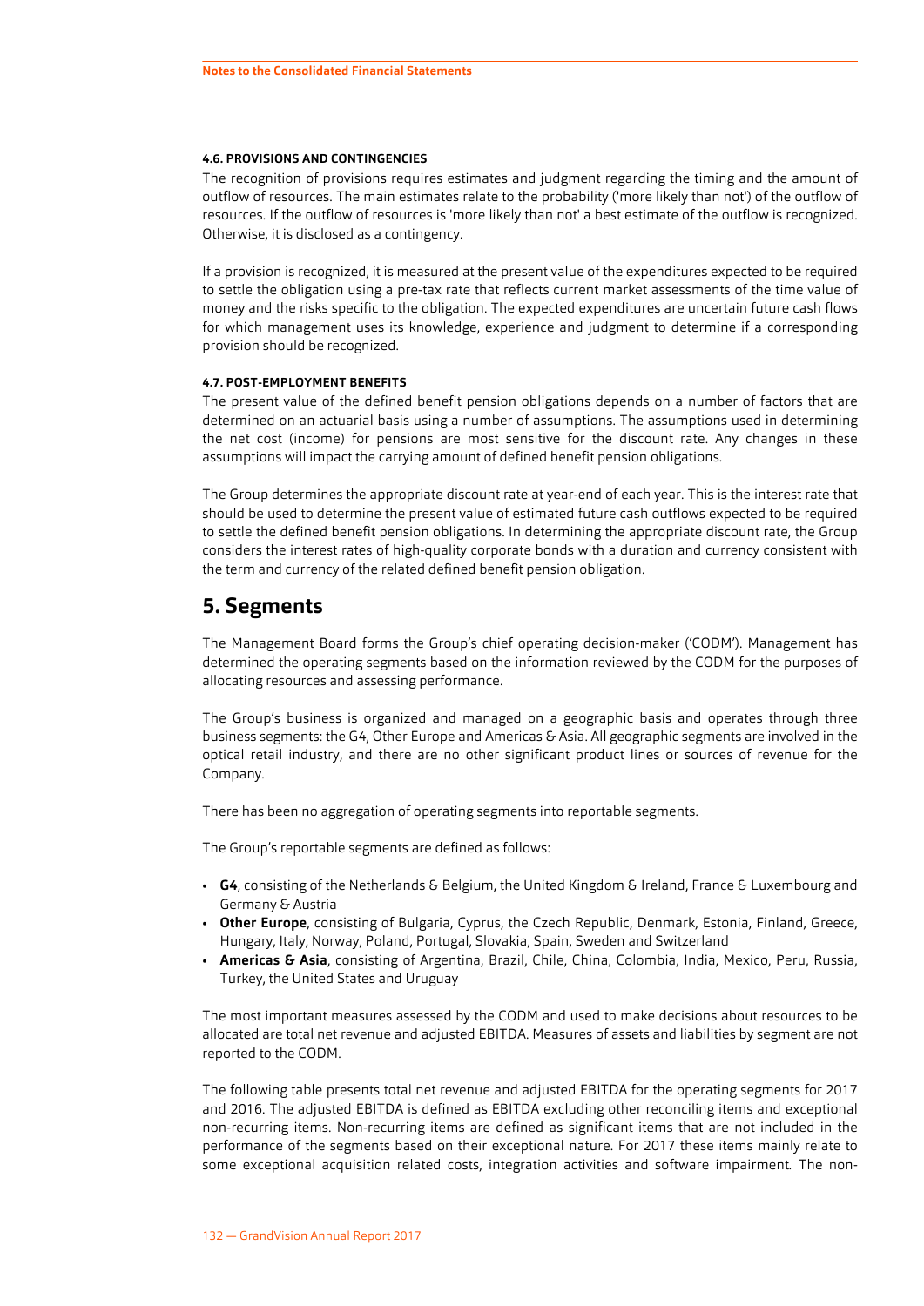#### 4.6. PROVISIONS AND CONTINGENCIES

The recognition of provisions requires estimates and judgment regarding the timing and the amount of outflow of resources. The main estimates relate to the probability ('more likely than not') of the outflow of resources. If the outflow of resources is 'more likely than not' a best estimate of the outflow is recognized. Otherwise, it is disclosed as a contingency.

If a provision is recognized, it is measured at the present value of the expenditures expected to be required to settle the obligation using a pre-tax rate that reflects current market assessments of the time value of money and the risks specific to the obligation. The expected expenditures are uncertain future cash flows for which management uses its knowledge, experience and judgment to determine if a corresponding provision should be recognized.

#### 4.7. POST-EMPLOYMENT BENEFITS

The present value of the defined benefit pension obligations depends on a number of factors that are determined on an actuarial basis using a number of assumptions. The assumptions used in determining the net cost (income) for pensions are most sensitive for the discount rate. Any changes in these assumptions will impact the carrying amount of defined benefit pension obligations.

The Group determines the appropriate discount rate at year-end of each year. This is the interest rate that should be used to determine the present value of estimated future cash outflows expected to be required to settle the defined benefit pension obligations. In determining the appropriate discount rate, the Group considers the interest rates of high-quality corporate bonds with a duration and currency consistent with the term and currency of the related defined benefit pension obligation.

## 5. Segments

The Management Board forms the Group's chief operating decision-maker ('CODM'). Management has determined the operating segments based on the information reviewed by the CODM for the purposes of allocating resources and assessing performance.

The Group's business is organized and managed on a geographic basis and operates through three business segments: the G4, Other Europe and Americas & Asia. All geographic segments are involved in the optical retail industry, and there are no other significant product lines or sources of revenue for the Company.

There has been no aggregation of operating segments into reportable segments.

The Group's reportable segments are defined as follows:

- **G4**, consisting of the Netherlands & Belgium, the United Kingdom & Ireland, France & Luxembourg and Germany & Austria
- **Other Europe**, consisting of Bulgaria, Cyprus, the Czech Republic, Denmark, Estonia, Finland, Greece, Hungary, Italy, Norway, Poland, Portugal, Slovakia, Spain, Sweden and Switzerland
- **Americas & Asia**, consisting of Argentina, Brazil, Chile, China, Colombia, India, Mexico, Peru, Russia, Turkey, the United States and Uruguay

The most important measures assessed by the CODM and used to make decisions about resources to be allocated are total net revenue and adjusted EBITDA. Measures of assets and liabilities by segment are not reported to the CODM.

The following table presents total net revenue and adjusted EBITDA for the operating segments for 2017 and 2016. The adjusted EBITDA is defined as EBITDA excluding other reconciling items and exceptional non-recurring items. Non-recurring items are defined as significant items that are not included in the performance of the segments based on their exceptional nature. For 2017 these items mainly relate to some exceptional acquisition related costs, integration activities and software impairment. The non-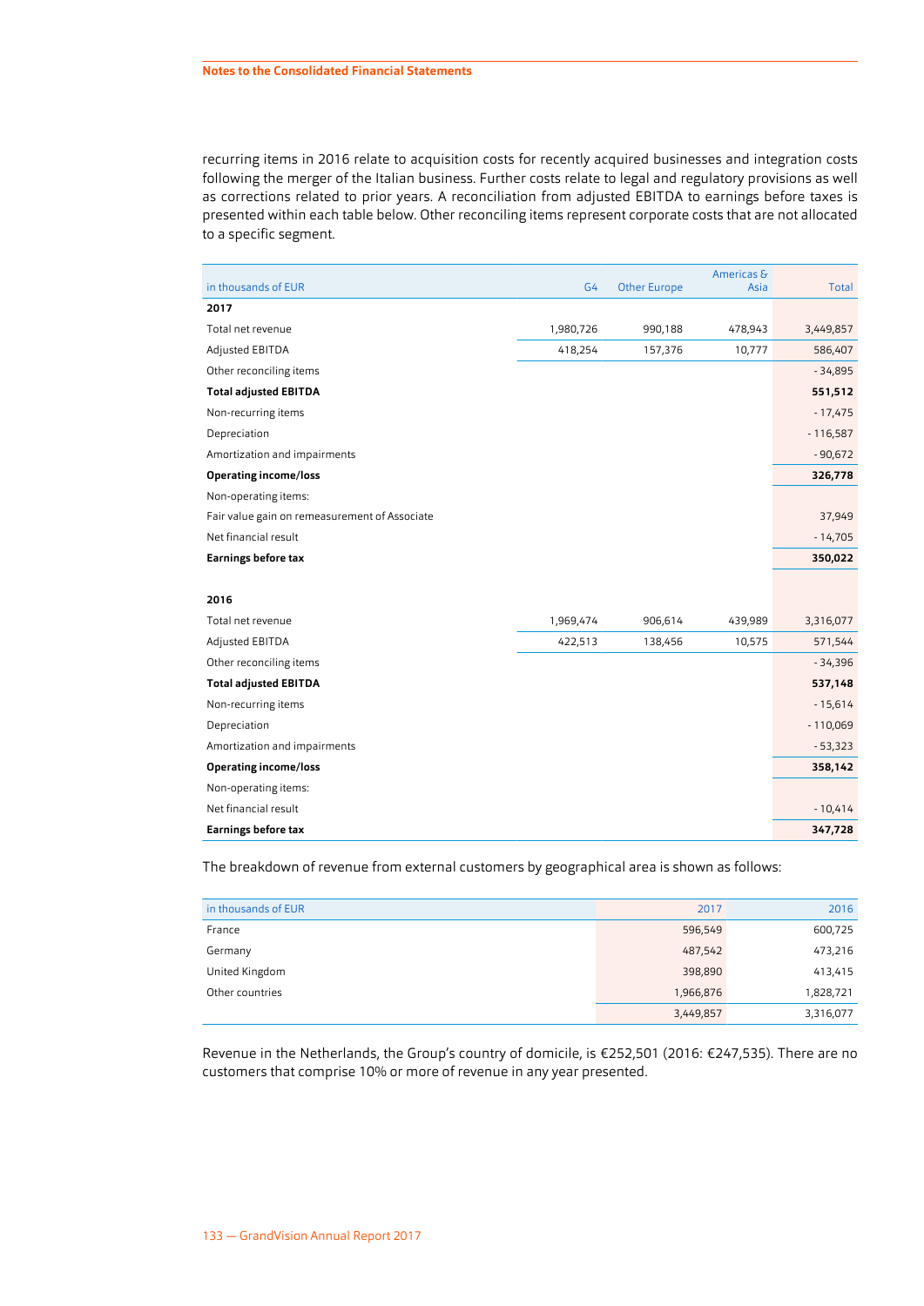recurring items in 2016 relate to acquisition costs for recently acquired businesses and integration costs following the merger of the Italian business. Further costs relate to legal and regulatory provisions as well as corrections related to prior years. A reconciliation from adjusted EBITDA to earnings before taxes is presented within each table below. Other reconciling items represent corporate costs that are not allocated to a specific segment.

| in thousands of EUR | G4 | Other Europe | Americas & Asia | Total |
|---|---|---|---|---|
| **2017** | | | | |
| Total net revenue | 1,980,726 | 990,188 | 478,943 | 3,449,857 |
| Adjusted EBITDA | 418,254 | 157,376 | 10,777 | 586,407 |
| Other reconciling items | | | | - 34,895 |
| **Total adjusted EBITDA** | | | | **551,512** |
| Non-recurring items | | | | - 17,475 |
| Depreciation | | | | - 116,587 |
| Amortization and impairments | | | | - 90,672 |
| **Operating income/loss** | | | | **326,778** |
| Non-operating items: | | | | |
| Fair value gain on remeasurement of Associate | | | | 37,949 |
| Net financial result | | | | - 14,705 |
| **Earnings before tax** | | | | **350,022** |
| | | | | |
| **2016** | | | | |
| Total net revenue | 1,969,474 | 906,614 | 439,989 | 3,316,077 |
| Adjusted EBITDA | 422,513 | 138,456 | 10,575 | 571,544 |
| Other reconciling items | | | | - 34,396 |
| **Total adjusted EBITDA** | | | | **537,148** |
| Non-recurring items | | | | - 15,614 |
| Depreciation | | | | - 110,069 |
| Amortization and impairments | | | | - 53,323 |
| **Operating income/loss** | | | | **358,142** |
| Non-operating items: | | | | |
| Net financial result | | | | - 10,414 |
| **Earnings before tax** | | | | **347,728** |

The breakdown of revenue from external customers by geographical area is shown as follows:

| in thousands of EUR | 2017 | 2016 |
|---|---|---|
| France | 596,549 | 600,725 |
| Germany | 487,542 | 473,216 |
| United Kingdom | 398,890 | 413,415 |
| Other countries | 1,966,876 | 1,828,721 |
| | 3,449,857 | 3,316,077 |

Revenue in the Netherlands, the Group's country of domicile, is €252,501 (2016: €247,535). There are no customers that comprise 10% or more of revenue in any year presented.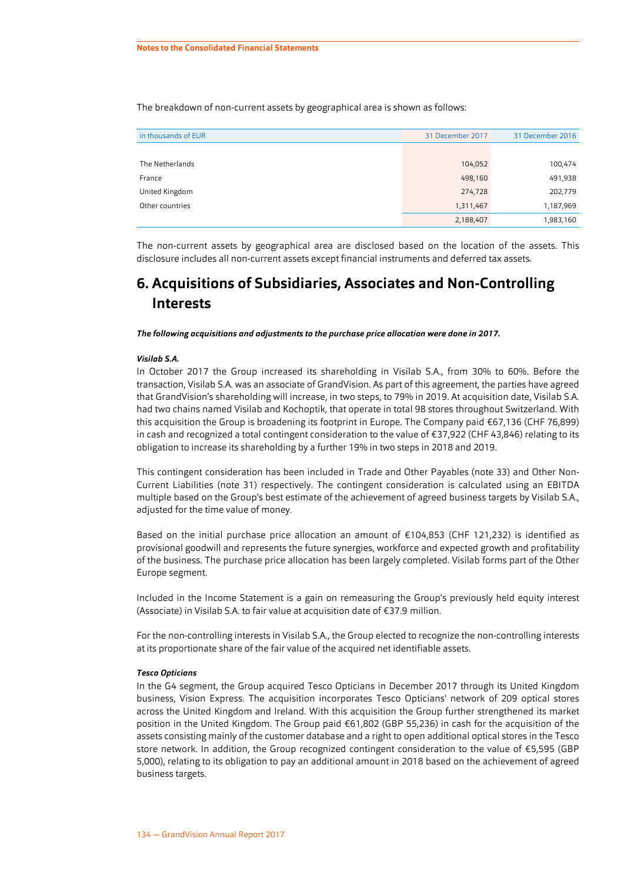The breakdown of non-current assets by geographical area is shown as follows:

| in thousands of EUR | 31 December 2017 | 31 December 2016 |
|---|---|---|
| The Netherlands | 104,052 | 100,474 |
| France | 498,160 | 491,938 |
| United Kingdom | 274,728 | 202,779 |
| Other countries | 1,311,467 | 1,187,969 |
| | 2,188,407 | 1,983,160 |

The non-current assets by geographical area are disclosed based on the location of the assets. This disclosure includes all non-current assets except financial instruments and deferred tax assets.

# 6. Acquisitions of Subsidiaries, Associates and Non-Controlling Interests

***The following acquisitions and adjustments to the purchase price allocation were done in 2017.***

***Visilab S.A.***

In October 2017 the Group increased its shareholding in Visilab S.A., from 30% to 60%. Before the transaction, Visilab S.A. was an associate of GrandVision. As part of this agreement, the parties have agreed that GrandVision's shareholding will increase, in two steps, to 79% in 2019. At acquisition date, Visilab S.A. had two chains named Visilab and Kochoptik, that operate in total 98 stores throughout Switzerland. With this acquisition the Group is broadening its footprint in Europe. The Company paid €67,136 (CHF 76,899) in cash and recognized a total contingent consideration to the value of €37,922 (CHF 43,846) relating to its obligation to increase its shareholding by a further 19% in two steps in 2018 and 2019.

This contingent consideration has been included in Trade and Other Payables (note 33) and Other Non-Current Liabilities (note 31) respectively. The contingent consideration is calculated using an EBITDA multiple based on the Group's best estimate of the achievement of agreed business targets by Visilab S.A., adjusted for the time value of money.

Based on the initial purchase price allocation an amount of €104,853 (CHF 121,232) is identified as provisional goodwill and represents the future synergies, workforce and expected growth and profitability of the business. The purchase price allocation has been largely completed. Visilab forms part of the Other Europe segment.

Included in the Income Statement is a gain on remeasuring the Group's previously held equity interest (Associate) in Visilab S.A. to fair value at acquisition date of €37.9 million.

For the non-controlling interests in Visilab S.A., the Group elected to recognize the non-controlling interests at its proportionate share of the fair value of the acquired net identifiable assets.

***Tesco Opticians***

In the G4 segment, the Group acquired Tesco Opticians in December 2017 through its United Kingdom business, Vision Express. The acquisition incorporates Tesco Opticians' network of 209 optical stores across the United Kingdom and Ireland. With this acquisition the Group further strengthened its market position in the United Kingdom. The Group paid €61,802 (GBP 55,236) in cash for the acquisition of the assets consisting mainly of the customer database and a right to open additional optical stores in the Tesco store network. In addition, the Group recognized contingent consideration to the value of €5,595 (GBP 5,000), relating to its obligation to pay an additional amount in 2018 based on the achievement of agreed business targets.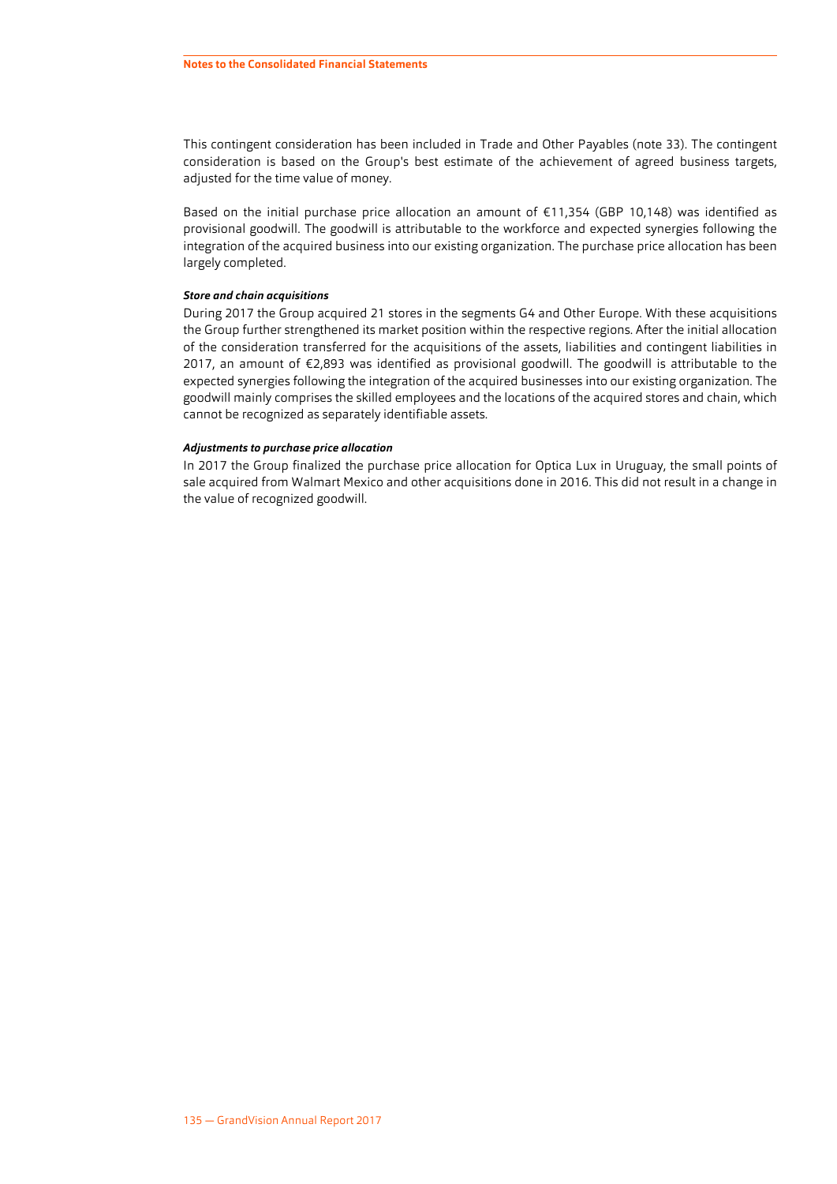This contingent consideration has been included in Trade and Other Payables (note 33). The contingent consideration is based on the Group's best estimate of the achievement of agreed business targets, adjusted for the time value of money.

Based on the initial purchase price allocation an amount of €11,354 (GBP 10,148) was identified as provisional goodwill. The goodwill is attributable to the workforce and expected synergies following the integration of the acquired business into our existing organization. The purchase price allocation has been largely completed.

***Store and chain acquisitions***

During 2017 the Group acquired 21 stores in the segments G4 and Other Europe. With these acquisitions the Group further strengthened its market position within the respective regions. After the initial allocation of the consideration transferred for the acquisitions of the assets, liabilities and contingent liabilities in 2017, an amount of €2,893 was identified as provisional goodwill. The goodwill is attributable to the expected synergies following the integration of the acquired businesses into our existing organization. The goodwill mainly comprises the skilled employees and the locations of the acquired stores and chain, which cannot be recognized as separately identifiable assets.

***Adjustments to purchase price allocation***

In 2017 the Group finalized the purchase price allocation for Optica Lux in Uruguay, the small points of sale acquired from Walmart Mexico and other acquisitions done in 2016. This did not result in a change in the value of recognized goodwill.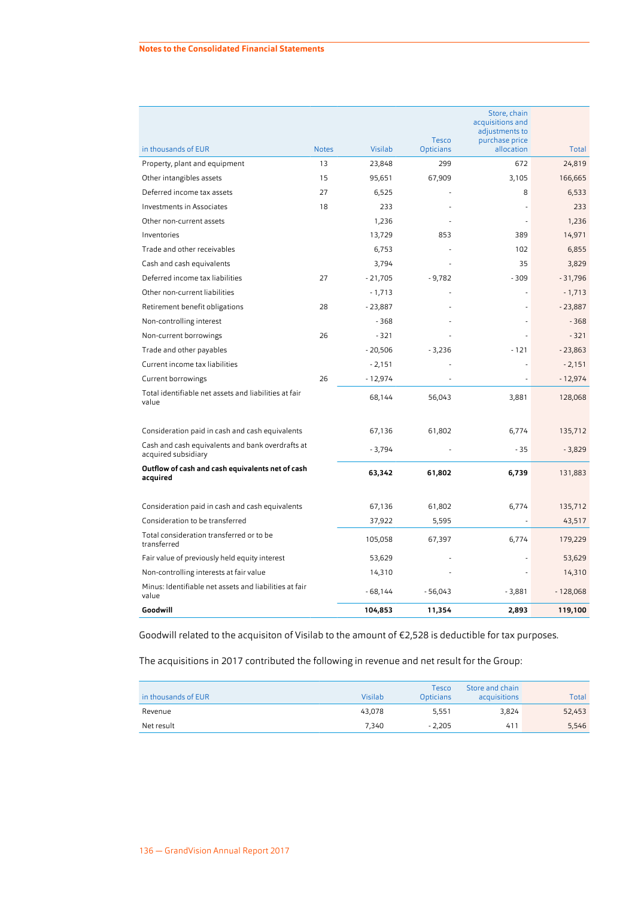| in thousands of EUR | Notes | Visilab | Tesco Opticians | Store, chain acquisitions and adjustments to purchase price allocation | Total |
|---|---|---|---|---|---|
| Property, plant and equipment | 13 | 23,848 | 299 | 672 | 24,819 |
| Other intangibles assets | 15 | 95,651 | 67,909 | 3,105 | 166,665 |
| Deferred income tax assets | 27 | 6,525 | - | 8 | 6,533 |
| Investments in Associates | 18 | 233 | - | - | 233 |
| Other non-current assets | | 1,236 | - | - | 1,236 |
| Inventories | | 13,729 | 853 | 389 | 14,971 |
| Trade and other receivables | | 6,753 | - | 102 | 6,855 |
| Cash and cash equivalents | | 3,794 | - | 35 | 3,829 |
| Deferred income tax liabilities | 27 | - 21,705 | - 9,782 | - 309 | - 31,796 |
| Other non-current liabilities | | - 1,713 | - | - | - 1,713 |
| Retirement benefit obligations | 28 | - 23,887 | - | - | - 23,887 |
| Non-controlling interest | | - 368 | - | - | - 368 |
| Non-current borrowings | 26 | - 321 | - | - | - 321 |
| Trade and other payables | | - 20,506 | - 3,236 | - 121 | - 23,863 |
| Current income tax liabilities | | - 2,151 | - | - | - 2,151 |
| Current borrowings | 26 | - 12,974 | - | - | - 12,974 |
| Total identifiable net assets and liabilities at fair value | | 68,144 | 56,043 | 3,881 | 128,068 |
| | | | | | |
| Consideration paid in cash and cash equivalents | | 67,136 | 61,802 | 6,774 | 135,712 |
| Cash and cash equivalents and bank overdrafts at acquired subsidiary | | - 3,794 | - | - 35 | - 3,829 |
| **Outflow of cash and cash equivalents net of cash acquired** | | **63,342** | **61,802** | **6,739** | 131,883 |
| | | | | | |
| Consideration paid in cash and cash equivalents | | 67,136 | 61,802 | 6,774 | 135,712 |
| Consideration to be transferred | | 37,922 | 5,595 | - | 43,517 |
| Total consideration transferred or to be transferred | | 105,058 | 67,397 | 6,774 | 179,229 |
| Fair value of previously held equity interest | | 53,629 | - | - | 53,629 |
| Non-controlling interests at fair value | | 14,310 | - | - | 14,310 |
| Minus: Identifiable net assets and liabilities at fair value | | - 68,144 | - 56,043 | - 3,881 | - 128,068 |
| **Goodwill** | | **104,853** | **11,354** | **2,893** | **119,100** |

Goodwill related to the acquisiton of Visilab to the amount of €2,528 is deductible for tax purposes.

The acquisitions in 2017 contributed the following in revenue and net result for the Group:

| in thousands of EUR | Visilab | Tesco Opticians | Store and chain acquisitions | Total |
|---|---|---|---|---|
| Revenue | 43,078 | 5,551 | 3,824 | 52,453 |
| Net result | 7,340 | - 2,205 | 411 | 5,546 |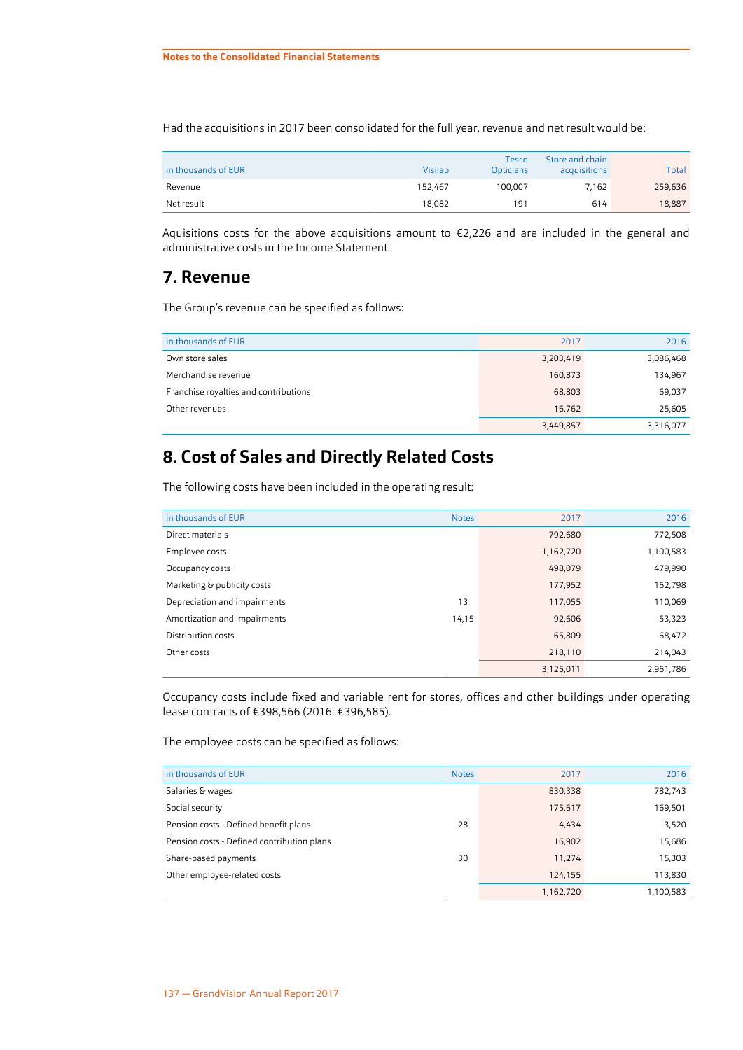Had the acquisitions in 2017 been consolidated for the full year, revenue and net result would be:

| in thousands of EUR | Visilab | Tesco Opticians | Store and chain acquisitions | Total |
|---|---|---|---|---|
| Revenue | 152,467 | 100,007 | 7,162 | 259,636 |
| Net result | 18,082 | 191 | 614 | 18,887 |

Aquisitions costs for the above acquisitions amount to €2,226 and are included in the general and administrative costs in the Income Statement.

## 7. Revenue

The Group's revenue can be specified as follows:

| in thousands of EUR | 2017 | 2016 |
|---|---|---|
| Own store sales | 3,203,419 | 3,086,468 |
| Merchandise revenue | 160,873 | 134,967 |
| Franchise royalties and contributions | 68,803 | 69,037 |
| Other revenues | 16,762 | 25,605 |
| | 3,449,857 | 3,316,077 |

## 8. Cost of Sales and Directly Related Costs

The following costs have been included in the operating result:

| in thousands of EUR | Notes | 2017 | 2016 |
|---|---|---|---|
| Direct materials | | 792,680 | 772,508 |
| Employee costs | | 1,162,720 | 1,100,583 |
| Occupancy costs | | 498,079 | 479,990 |
| Marketing & publicity costs | | 177,952 | 162,798 |
| Depreciation and impairments | 13 | 117,055 | 110,069 |
| Amortization and impairments | 14,15 | 92,606 | 53,323 |
| Distribution costs | | 65,809 | 68,472 |
| Other costs | | 218,110 | 214,043 |
| | | 3,125,011 | 2,961,786 |

Occupancy costs include fixed and variable rent for stores, offices and other buildings under operating lease contracts of €398,566 (2016: €396,585).

The employee costs can be specified as follows:

| in thousands of EUR | Notes | 2017 | 2016 |
|---|---|---|---|
| Salaries & wages | | 830,338 | 782,743 |
| Social security | | 175,617 | 169,501 |
| Pension costs - Defined benefit plans | 28 | 4,434 | 3,520 |
| Pension costs - Defined contribution plans | | 16,902 | 15,686 |
| Share-based payments | 30 | 11,274 | 15,303 |
| Other employee-related costs | | 124,155 | 113,830 |
| | | 1,162,720 | 1,100,583 |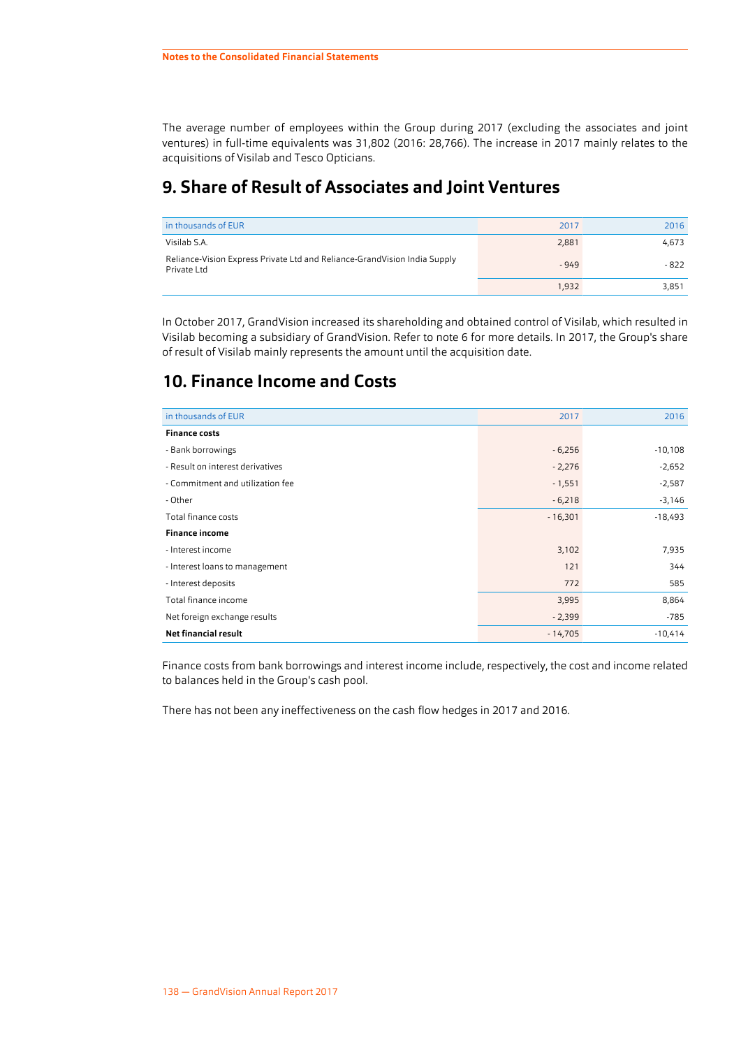The average number of employees within the Group during 2017 (excluding the associates and joint ventures) in full-time equivalents was 31,802 (2016: 28,766). The increase in 2017 mainly relates to the acquisitions of Visilab and Tesco Opticians.

## 9. Share of Result of Associates and Joint Ventures

| in thousands of EUR | 2017 | 2016 |
|---|---|---|
| Visilab S.A. | 2,881 | 4,673 |
| Reliance-Vision Express Private Ltd and Reliance-GrandVision India Supply Private Ltd | - 949 | - 822 |
| | 1,932 | 3,851 |

In October 2017, GrandVision increased its shareholding and obtained control of Visilab, which resulted in Visilab becoming a subsidiary of GrandVision. Refer to note 6 for more details. In 2017, the Group's share of result of Visilab mainly represents the amount until the acquisition date.

## 10. Finance Income and Costs

| in thousands of EUR | 2017 | 2016 |
|---|---|---|
| **Finance costs** | | |
| - Bank borrowings | - 6,256 | -10,108 |
| - Result on interest derivatives | - 2,276 | -2,652 |
| - Commitment and utilization fee | - 1,551 | -2,587 |
| - Other | - 6,218 | -3,146 |
| Total finance costs | - 16,301 | -18,493 |
| **Finance income** | | |
| - Interest income | 3,102 | 7,935 |
| - Interest loans to management | 121 | 344 |
| - Interest deposits | 772 | 585 |
| Total finance income | 3,995 | 8,864 |
| Net foreign exchange results | - 2,399 | -785 |
| **Net financial result** | - 14,705 | -10,414 |

Finance costs from bank borrowings and interest income include, respectively, the cost and income related to balances held in the Group's cash pool.

There has not been any ineffectiveness on the cash flow hedges in 2017 and 2016.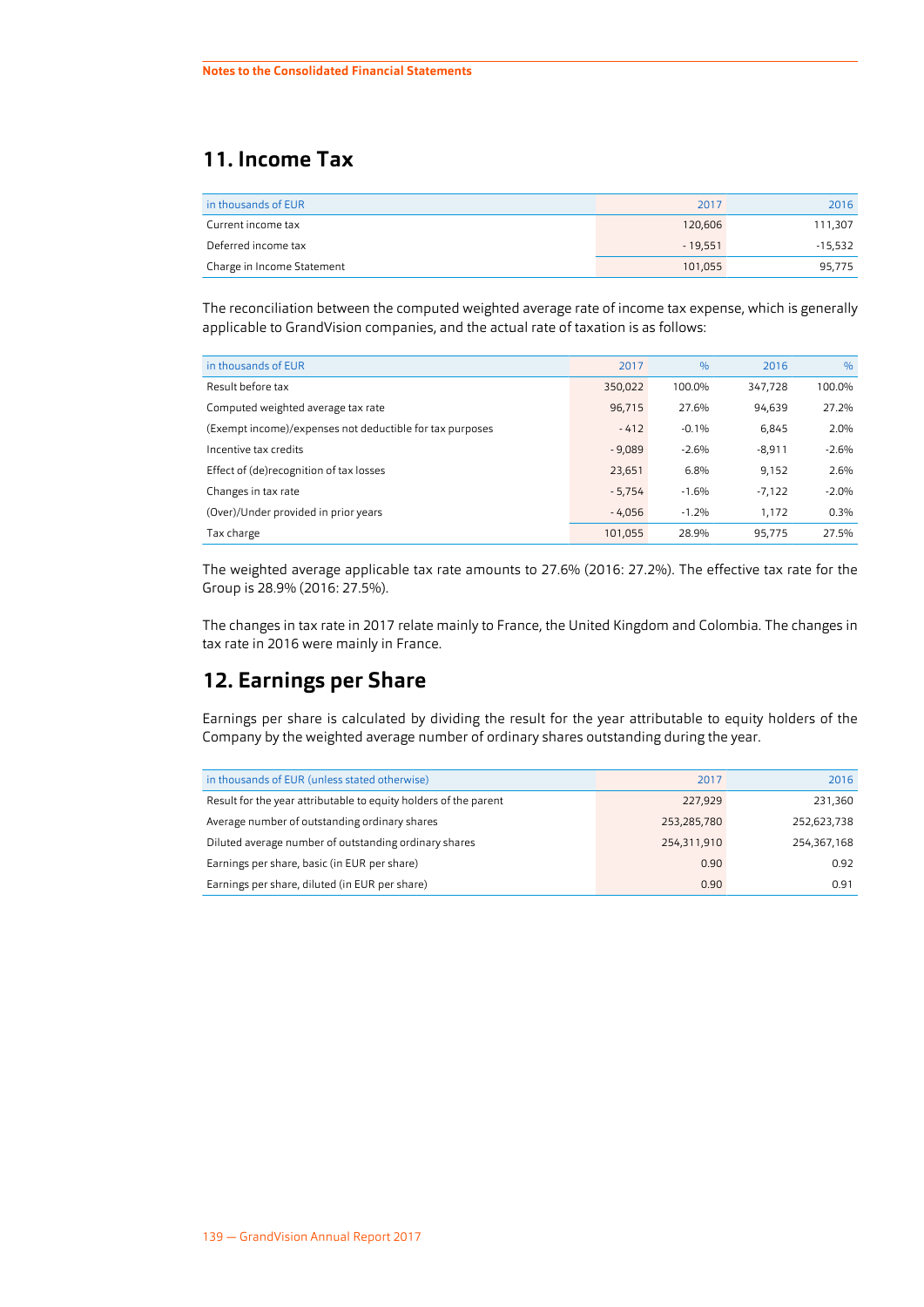## 11. Income Tax

| in thousands of EUR | 2017 | 2016 |
|---|---|---|
| Current income tax | 120,606 | 111,307 |
| Deferred income tax | - 19,551 | -15,532 |
| Charge in Income Statement | 101,055 | 95,775 |

The reconciliation between the computed weighted average rate of income tax expense, which is generally applicable to GrandVision companies, and the actual rate of taxation is as follows:

| in thousands of EUR | 2017 | % | 2016 | % |
|---|---|---|---|---|
| Result before tax | 350,022 | 100.0% | 347,728 | 100.0% |
| Computed weighted average tax rate | 96,715 | 27.6% | 94,639 | 27.2% |
| (Exempt income)/expenses not deductible for tax purposes | - 412 | -0.1% | 6,845 | 2.0% |
| Incentive tax credits | - 9,089 | -2.6% | -8,911 | -2.6% |
| Effect of (de)recognition of tax losses | 23,651 | 6.8% | 9,152 | 2.6% |
| Changes in tax rate | - 5,754 | -1.6% | -7,122 | -2.0% |
| (Over)/Under provided in prior years | - 4,056 | -1.2% | 1,172 | 0.3% |
| Tax charge | 101,055 | 28.9% | 95,775 | 27.5% |

The weighted average applicable tax rate amounts to 27.6% (2016: 27.2%). The effective tax rate for the Group is 28.9% (2016: 27.5%).

The changes in tax rate in 2017 relate mainly to France, the United Kingdom and Colombia. The changes in tax rate in 2016 were mainly in France.

## 12. Earnings per Share

Earnings per share is calculated by dividing the result for the year attributable to equity holders of the Company by the weighted average number of ordinary shares outstanding during the year.

| in thousands of EUR (unless stated otherwise) | 2017 | 2016 |
|---|---|---|
| Result for the year attributable to equity holders of the parent | 227,929 | 231,360 |
| Average number of outstanding ordinary shares | 253,285,780 | 252,623,738 |
| Diluted average number of outstanding ordinary shares | 254,311,910 | 254,367,168 |
| Earnings per share, basic (in EUR per share) | 0.90 | 0.92 |
| Earnings per share, diluted (in EUR per share) | 0.90 | 0.91 |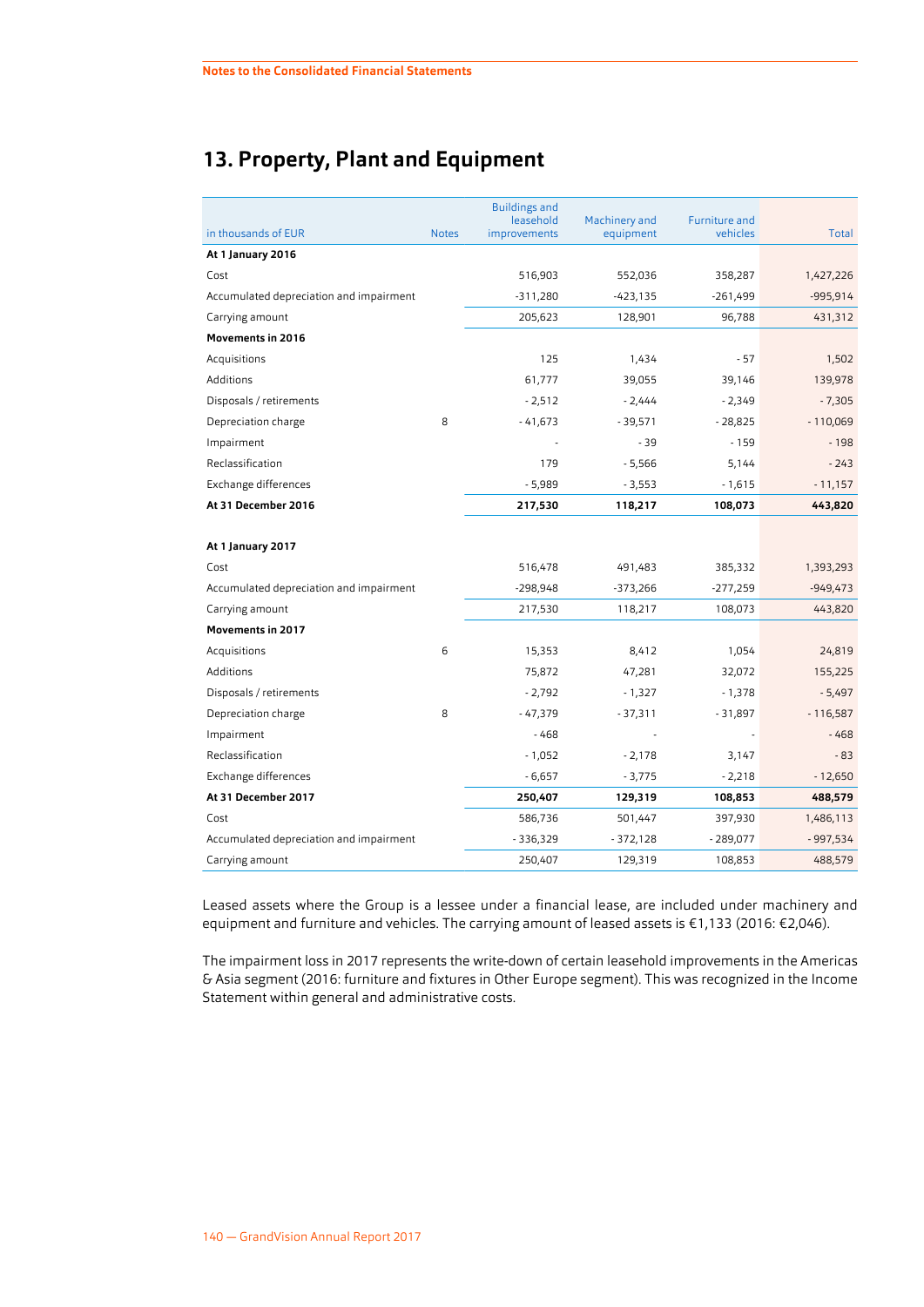## 13. Property, Plant and Equipment

| in thousands of EUR | Notes | Buildings and leasehold improvements | Machinery and equipment | Furniture and vehicles | Total |
|---|---|---|---|---|---|
| **At 1 January 2016** | | | | | |
| Cost | | 516,903 | 552,036 | 358,287 | 1,427,226 |
| Accumulated depreciation and impairment | | -311,280 | -423,135 | -261,499 | -995,914 |
| Carrying amount | | 205,623 | 128,901 | 96,788 | 431,312 |
| **Movements in 2016** | | | | | |
| Acquisitions | | 125 | 1,434 | - 57 | 1,502 |
| Additions | | 61,777 | 39,055 | 39,146 | 139,978 |
| Disposals / retirements | | - 2,512 | - 2,444 | - 2,349 | - 7,305 |
| Depreciation charge | 8 | - 41,673 | - 39,571 | - 28,825 | - 110,069 |
| Impairment | | - | - 39 | - 159 | - 198 |
| Reclassification | | 179 | - 5,566 | 5,144 | - 243 |
| Exchange differences | | - 5,989 | - 3,553 | - 1,615 | - 11,157 |
| **At 31 December 2016** | | **217,530** | **118,217** | **108,073** | **443,820** |
| **At 1 January 2017** | | | | | |
| Cost | | 516,478 | 491,483 | 385,332 | 1,393,293 |
| Accumulated depreciation and impairment | | -298,948 | -373,266 | -277,259 | -949,473 |
| Carrying amount | | 217,530 | 118,217 | 108,073 | 443,820 |
| **Movements in 2017** | | | | | |
| Acquisitions | 6 | 15,353 | 8,412 | 1,054 | 24,819 |
| Additions | | 75,872 | 47,281 | 32,072 | 155,225 |
| Disposals / retirements | | - 2,792 | - 1,327 | - 1,378 | - 5,497 |
| Depreciation charge | 8 | - 47,379 | - 37,311 | - 31,897 | - 116,587 |
| Impairment | | - 468 | - | - | - 468 |
| Reclassification | | - 1,052 | - 2,178 | 3,147 | - 83 |
| Exchange differences | | - 6,657 | - 3,775 | - 2,218 | - 12,650 |
| **At 31 December 2017** | | **250,407** | **129,319** | **108,853** | **488,579** |
| Cost | | 586,736 | 501,447 | 397,930 | 1,486,113 |
| Accumulated depreciation and impairment | | - 336,329 | - 372,128 | - 289,077 | - 997,534 |
| Carrying amount | | 250,407 | 129,319 | 108,853 | 488,579 |

Leased assets where the Group is a lessee under a financial lease, are included under machinery and equipment and furniture and vehicles. The carrying amount of leased assets is €1,133 (2016: €2,046).

The impairment loss in 2017 represents the write-down of certain leasehold improvements in the Americas & Asia segment (2016: furniture and fixtures in Other Europe segment). This was recognized in the Income Statement within general and administrative costs.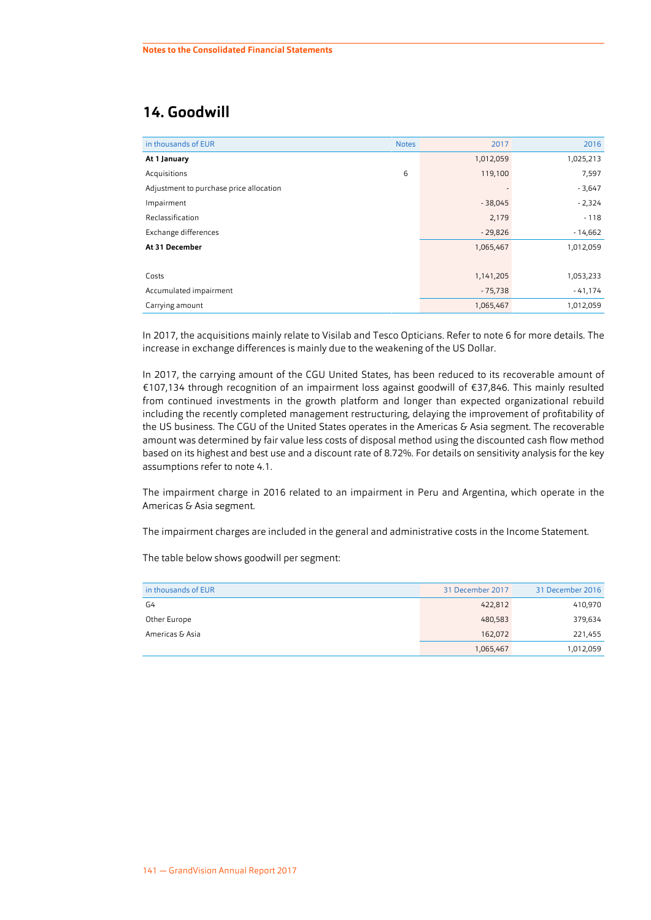## 14. Goodwill

| in thousands of EUR | Notes | 2017 | 2016 |
|---|---|---|---|
| **At 1 January** | | 1,012,059 | 1,025,213 |
| Acquisitions | 6 | 119,100 | 7,597 |
| Adjustment to purchase price allocation | | - | - 3,647 |
| Impairment | | - 38,045 | - 2,324 |
| Reclassification | | 2,179 | - 118 |
| Exchange differences | | - 29,826 | - 14,662 |
| **At 31 December** | | 1,065,467 | 1,012,059 |
| | | | |
| Costs | | 1,141,205 | 1,053,233 |
| Accumulated impairment | | - 75,738 | - 41,174 |
| Carrying amount | | 1,065,467 | 1,012,059 |

In 2017, the acquisitions mainly relate to Visilab and Tesco Opticians. Refer to note 6 for more details. The increase in exchange differences is mainly due to the weakening of the US Dollar.

In 2017, the carrying amount of the CGU United States, has been reduced to its recoverable amount of €107,134 through recognition of an impairment loss against goodwill of €37,846. This mainly resulted from continued investments in the growth platform and longer than expected organizational rebuild including the recently completed management restructuring, delaying the improvement of profitability of the US business. The CGU of the United States operates in the Americas & Asia segment. The recoverable amount was determined by fair value less costs of disposal method using the discounted cash flow method based on its highest and best use and a discount rate of 8.72%. For details on sensitivity analysis for the key assumptions refer to note 4.1.

The impairment charge in 2016 related to an impairment in Peru and Argentina, which operate in the Americas & Asia segment.

The impairment charges are included in the general and administrative costs in the Income Statement.

The table below shows goodwill per segment:

| in thousands of EUR | 31 December 2017 | 31 December 2016 |
|---|---|---|
| G4 | 422,812 | 410,970 |
| Other Europe | 480,583 | 379,634 |
| Americas & Asia | 162,072 | 221,455 |
| | 1,065,467 | 1,012,059 |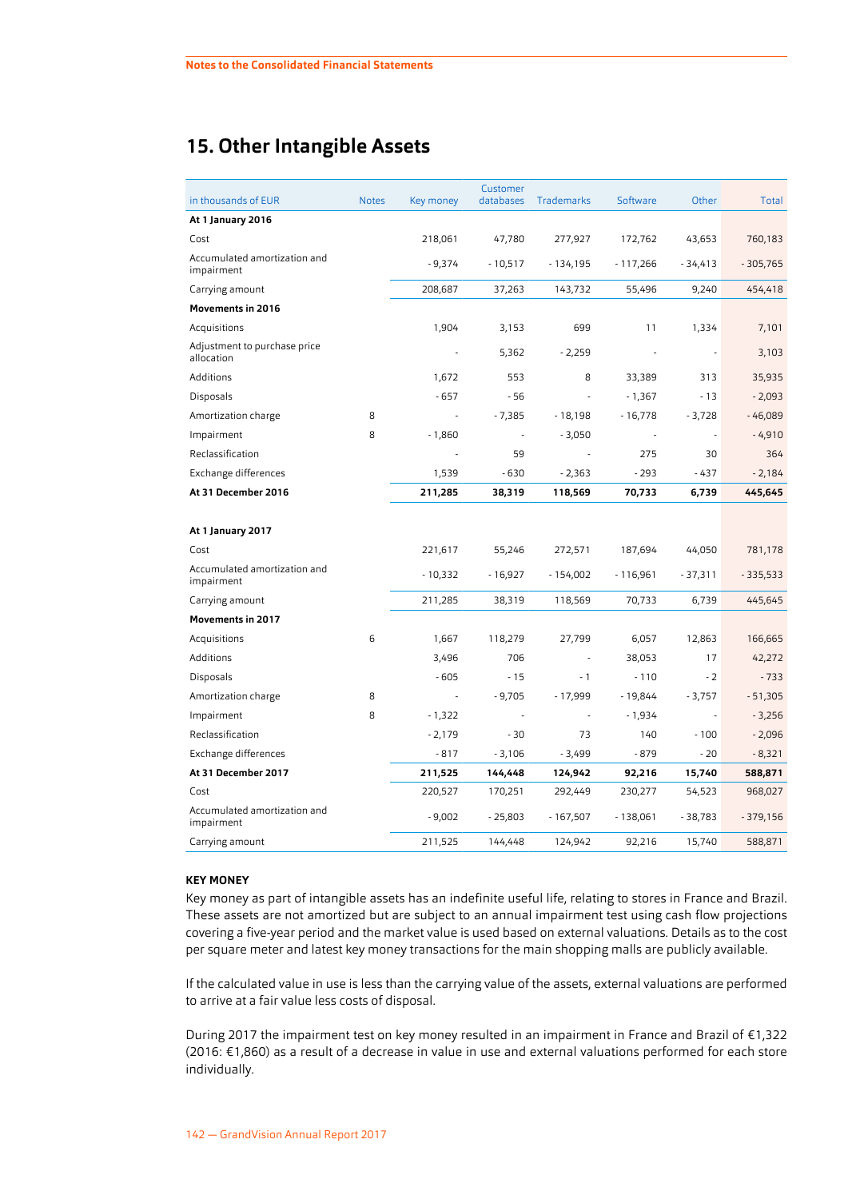# 15. Other Intangible Assets

| in thousands of EUR | Notes | Key money | Customer databases | Trademarks | Software | Other | Total |
|---|---|---|---|---|---|---|---|
| **At 1 January 2016** | | | | | | | |
| Cost | | 218,061 | 47,780 | 277,927 | 172,762 | 43,653 | 760,183 |
| Accumulated amortization and impairment | | - 9,374 | - 10,517 | - 134,195 | - 117,266 | - 34,413 | - 305,765 |
| Carrying amount | | 208,687 | 37,263 | 143,732 | 55,496 | 9,240 | 454,418 |
| **Movements in 2016** | | | | | | | |
| Acquisitions | | 1,904 | 3,153 | 699 | 11 | 1,334 | 7,101 |
| Adjustment to purchase price allocation | | - | 5,362 | - 2,259 | - | - | 3,103 |
| Additions | | 1,672 | 553 | 8 | 33,389 | 313 | 35,935 |
| Disposals | | - 657 | - 56 | - | - 1,367 | - 13 | - 2,093 |
| Amortization charge | 8 | - | - 7,385 | - 18,198 | - 16,778 | - 3,728 | - 46,089 |
| Impairment | 8 | - 1,860 | - | - 3,050 | - | - | - 4,910 |
| Reclassification | | - | 59 | - | 275 | 30 | 364 |
| Exchange differences | | 1,539 | - 630 | - 2,363 | - 293 | - 437 | - 2,184 |
| **At 31 December 2016** | | **211,285** | **38,319** | **118,569** | **70,733** | **6,739** | **445,645** |
| | | | | | | | |
| **At 1 January 2017** | | | | | | | |
| Cost | | 221,617 | 55,246 | 272,571 | 187,694 | 44,050 | 781,178 |
| Accumulated amortization and impairment | | - 10,332 | - 16,927 | - 154,002 | - 116,961 | - 37,311 | - 335,533 |
| Carrying amount | | 211,285 | 38,319 | 118,569 | 70,733 | 6,739 | 445,645 |
| **Movements in 2017** | | | | | | | |
| Acquisitions | 6 | 1,667 | 118,279 | 27,799 | 6,057 | 12,863 | 166,665 |
| Additions | | 3,496 | 706 | - | 38,053 | 17 | 42,272 |
| Disposals | | - 605 | - 15 | - 1 | - 110 | - 2 | - 733 |
| Amortization charge | 8 | - | - 9,705 | - 17,999 | - 19,844 | - 3,757 | - 51,305 |
| Impairment | 8 | - 1,322 | - | - | - 1,934 | - | - 3,256 |
| Reclassification | | - 2,179 | - 30 | 73 | 140 | - 100 | - 2,096 |
| Exchange differences | | - 817 | - 3,106 | - 3,499 | - 879 | - 20 | - 8,321 |
| **At 31 December 2017** | | **211,525** | **144,448** | **124,942** | **92,216** | **15,740** | **588,871** |
| Cost | | 220,527 | 170,251 | 292,449 | 230,277 | 54,523 | 968,027 |
| Accumulated amortization and impairment | | - 9,002 | - 25,803 | - 167,507 | - 138,061 | - 38,783 | - 379,156 |
| Carrying amount | | 211,525 | 144,448 | 124,942 | 92,216 | 15,740 | 588,871 |

**KEY MONEY**

Key money as part of intangible assets has an indefinite useful life, relating to stores in France and Brazil. These assets are not amortized but are subject to an annual impairment test using cash flow projections covering a five-year period and the market value is used based on external valuations. Details as to the cost per square meter and latest key money transactions for the main shopping malls are publicly available.

If the calculated value in use is less than the carrying value of the assets, external valuations are performed to arrive at a fair value less costs of disposal.

During 2017 the impairment test on key money resulted in an impairment in France and Brazil of €1,322 (2016: €1,860) as a result of a decrease in value in use and external valuations performed for each store individually.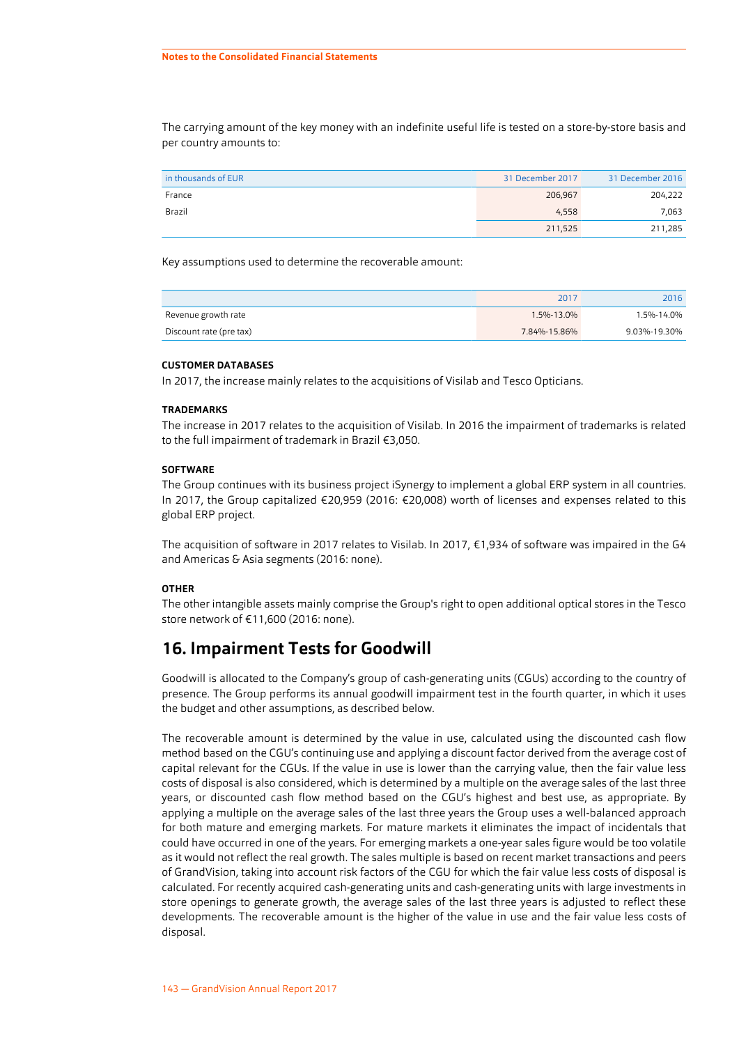The carrying amount of the key money with an indefinite useful life is tested on a store-by-store basis and per country amounts to:

| in thousands of EUR | 31 December 2017 | 31 December 2016 |
|---|---|---|
| France | 206,967 | 204,222 |
| Brazil | 4,558 | 7,063 |
| | 211,525 | 211,285 |

Key assumptions used to determine the recoverable amount:

| | 2017 | 2016 |
|---|---|---|
| Revenue growth rate | 1.5%-13.0% | 1.5%-14.0% |
| Discount rate (pre tax) | 7.84%-15.86% | 9.03%-19.30% |

#### CUSTOMER DATABASES

In 2017, the increase mainly relates to the acquisitions of Visilab and Tesco Opticians.

#### TRADEMARKS

The increase in 2017 relates to the acquisition of Visilab. In 2016 the impairment of trademarks is related to the full impairment of trademark in Brazil €3,050.

#### SOFTWARE

The Group continues with its business project iSynergy to implement a global ERP system in all countries. In 2017, the Group capitalized €20,959 (2016: €20,008) worth of licenses and expenses related to this global ERP project.

The acquisition of software in 2017 relates to Visilab. In 2017, €1,934 of software was impaired in the G4 and Americas & Asia segments (2016: none).

#### OTHER

The other intangible assets mainly comprise the Group's right to open additional optical stores in the Tesco store network of €11,600 (2016: none).

## 16. Impairment Tests for Goodwill

Goodwill is allocated to the Company's group of cash-generating units (CGUs) according to the country of presence. The Group performs its annual goodwill impairment test in the fourth quarter, in which it uses the budget and other assumptions, as described below.

The recoverable amount is determined by the value in use, calculated using the discounted cash flow method based on the CGU's continuing use and applying a discount factor derived from the average cost of capital relevant for the CGUs. If the value in use is lower than the carrying value, then the fair value less costs of disposal is also considered, which is determined by a multiple on the average sales of the last three years, or discounted cash flow method based on the CGU's highest and best use, as appropriate. By applying a multiple on the average sales of the last three years the Group uses a well-balanced approach for both mature and emerging markets. For mature markets it eliminates the impact of incidentals that could have occurred in one of the years. For emerging markets a one-year sales figure would be too volatile as it would not reflect the real growth. The sales multiple is based on recent market transactions and peers of GrandVision, taking into account risk factors of the CGU for which the fair value less costs of disposal is calculated. For recently acquired cash-generating units and cash-generating units with large investments in store openings to generate growth, the average sales of the last three years is adjusted to reflect these developments. The recoverable amount is the higher of the value in use and the fair value less costs of disposal.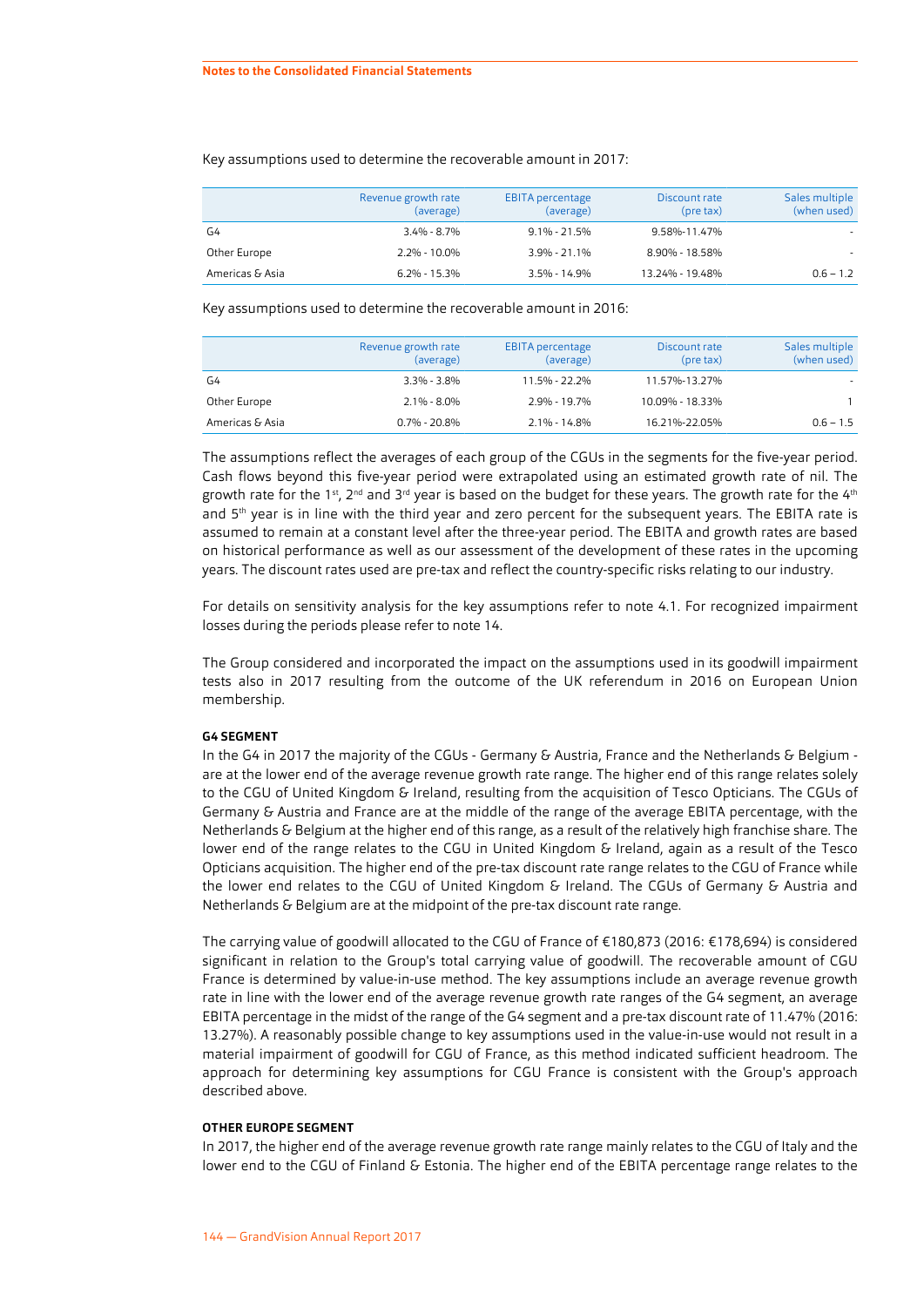Key assumptions used to determine the recoverable amount in 2017:

| | Revenue growth rate (average) | EBITA percentage (average) | Discount rate (pre tax) | Sales multiple (when used) |
|---|---|---|---|---|
| G4 | 3.4% - 8.7% | 9.1% - 21.5% | 9.58%-11.47% | - |
| Other Europe | 2.2% - 10.0% | 3.9% - 21.1% | 8.90% - 18.58% | - |
| Americas & Asia | 6.2% - 15.3% | 3.5% - 14.9% | 13.24% - 19.48% | 0.6 – 1.2 |

Key assumptions used to determine the recoverable amount in 2016:

| | Revenue growth rate (average) | EBITA percentage (average) | Discount rate (pre tax) | Sales multiple (when used) |
|---|---|---|---|---|
| G4 | 3.3% - 3.8% | 11.5% - 22.2% | 11.57%-13.27% | - |
| Other Europe | 2.1% - 8.0% | 2.9% - 19.7% | 10.09% - 18.33% | 1 |
| Americas & Asia | 0.7% - 20.8% | 2.1% - 14.8% | 16.21%-22.05% | 0.6 – 1.5 |

The assumptions reflect the averages of each group of the CGUs in the segments for the five-year period. Cash flows beyond this five-year period were extrapolated using an estimated growth rate of nil. The growth rate for the 1st, 2nd and 3rd year is based on the budget for these years. The growth rate for the 4th and 5th year is in line with the third year and zero percent for the subsequent years. The EBITA rate is assumed to remain at a constant level after the three-year period. The EBITA and growth rates are based on historical performance as well as our assessment of the development of these rates in the upcoming years. The discount rates used are pre-tax and reflect the country-specific risks relating to our industry.

For details on sensitivity analysis for the key assumptions refer to note 4.1. For recognized impairment losses during the periods please refer to note 14.

The Group considered and incorporated the impact on the assumptions used in its goodwill impairment tests also in 2017 resulting from the outcome of the UK referendum in 2016 on European Union membership.

#### G4 SEGMENT

In the G4 in 2017 the majority of the CGUs - Germany & Austria, France and the Netherlands & Belgium - are at the lower end of the average revenue growth rate range. The higher end of this range relates solely to the CGU of United Kingdom & Ireland, resulting from the acquisition of Tesco Opticians. The CGUs of Germany & Austria and France are at the middle of the range of the average EBITA percentage, with the Netherlands & Belgium at the higher end of this range, as a result of the relatively high franchise share. The lower end of the range relates to the CGU in United Kingdom & Ireland, again as a result of the Tesco Opticians acquisition. The higher end of the pre-tax discount rate range relates to the CGU of France while the lower end relates to the CGU of United Kingdom & Ireland. The CGUs of Germany & Austria and Netherlands & Belgium are at the midpoint of the pre-tax discount rate range.

The carrying value of goodwill allocated to the CGU of France of €180,873 (2016: €178,694) is considered significant in relation to the Group's total carrying value of goodwill. The recoverable amount of CGU France is determined by value-in-use method. The key assumptions include an average revenue growth rate in line with the lower end of the average revenue growth rate ranges of the G4 segment, an average EBITA percentage in the midst of the range of the G4 segment and a pre-tax discount rate of 11.47% (2016: 13.27%). A reasonably possible change to key assumptions used in the value-in-use would not result in a material impairment of goodwill for CGU of France, as this method indicated sufficient headroom. The approach for determining key assumptions for CGU France is consistent with the Group's approach described above.

#### OTHER EUROPE SEGMENT

In 2017, the higher end of the average revenue growth rate range mainly relates to the CGU of Italy and the lower end to the CGU of Finland & Estonia. The higher end of the EBITA percentage range relates to the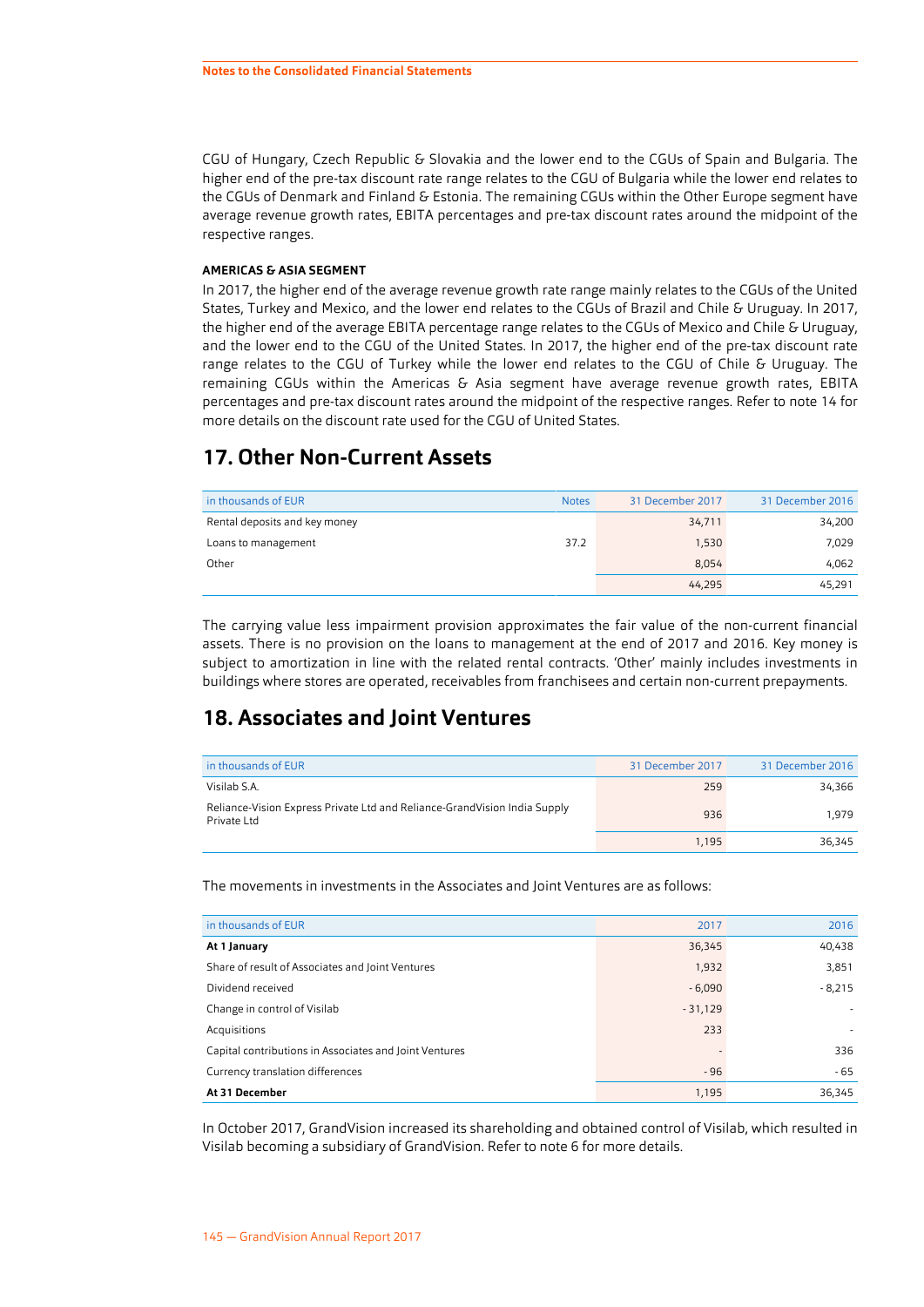CGU of Hungary, Czech Republic & Slovakia and the lower end to the CGUs of Spain and Bulgaria. The higher end of the pre-tax discount rate range relates to the CGU of Bulgaria while the lower end relates to the CGUs of Denmark and Finland & Estonia. The remaining CGUs within the Other Europe segment have average revenue growth rates, EBITA percentages and pre-tax discount rates around the midpoint of the respective ranges.

**AMERICAS & ASIA SEGMENT**

In 2017, the higher end of the average revenue growth rate range mainly relates to the CGUs of the United States, Turkey and Mexico, and the lower end relates to the CGUs of Brazil and Chile & Uruguay. In 2017, the higher end of the average EBITA percentage range relates to the CGUs of Mexico and Chile & Uruguay, and the lower end to the CGU of the United States. In 2017, the higher end of the pre-tax discount rate range relates to the CGU of Turkey while the lower end relates to the CGU of Chile & Uruguay. The remaining CGUs within the Americas & Asia segment have average revenue growth rates, EBITA percentages and pre-tax discount rates around the midpoint of the respective ranges. Refer to note 14 for more details on the discount rate used for the CGU of United States.

## 17. Other Non-Current Assets

| in thousands of EUR | Notes | 31 December 2017 | 31 December 2016 |
|---|---|---|---|
| Rental deposits and key money | | 34,711 | 34,200 |
| Loans to management | 37.2 | 1,530 | 7,029 |
| Other | | 8,054 | 4,062 |
| | | 44,295 | 45,291 |

The carrying value less impairment provision approximates the fair value of the non-current financial assets. There is no provision on the loans to management at the end of 2017 and 2016. Key money is subject to amortization in line with the related rental contracts. 'Other' mainly includes investments in buildings where stores are operated, receivables from franchisees and certain non-current prepayments.

## 18. Associates and Joint Ventures

| in thousands of EUR | 31 December 2017 | 31 December 2016 |
|---|---|---|
| Visilab S.A. | 259 | 34,366 |
| Reliance-Vision Express Private Ltd and Reliance-GrandVision India Supply Private Ltd | 936 | 1,979 |
| | 1,195 | 36,345 |

The movements in investments in the Associates and Joint Ventures are as follows:

| in thousands of EUR | 2017 | 2016 |
|---|---|---|
| **At 1 January** | 36,345 | 40,438 |
| Share of result of Associates and Joint Ventures | 1,932 | 3,851 |
| Dividend received | - 6,090 | - 8,215 |
| Change in control of Visilab | - 31,129 | - |
| Acquisitions | 233 | - |
| Capital contributions in Associates and Joint Ventures | - | 336 |
| Currency translation differences | - 96 | - 65 |
| **At 31 December** | 1,195 | 36,345 |

In October 2017, GrandVision increased its shareholding and obtained control of Visilab, which resulted in Visilab becoming a subsidiary of GrandVision. Refer to note 6 for more details.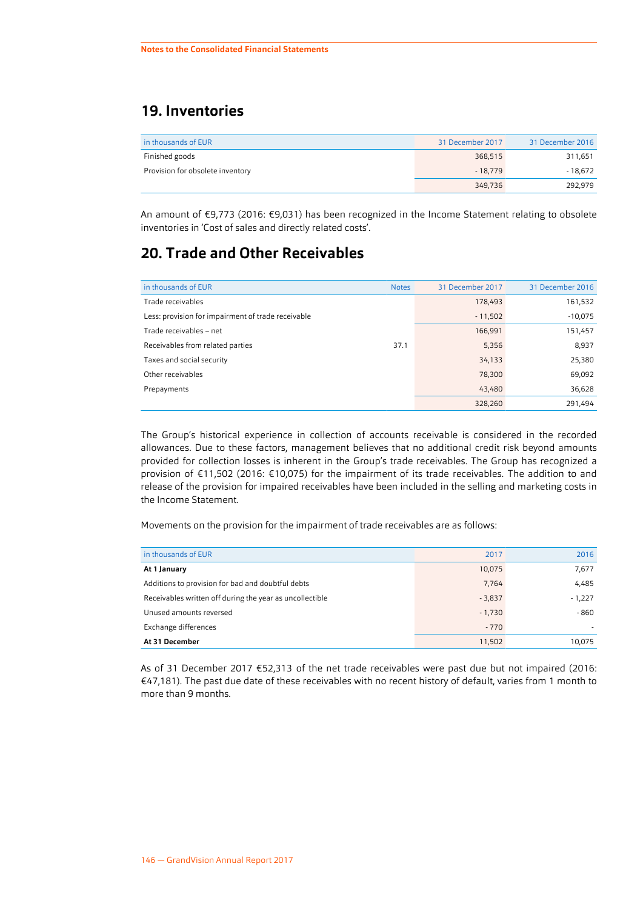## 19. Inventories

| in thousands of EUR | 31 December 2017 | 31 December 2016 |
|---|---|---|
| Finished goods | 368,515 | 311,651 |
| Provision for obsolete inventory | - 18,779 | - 18,672 |
| | 349,736 | 292,979 |

An amount of €9,773 (2016: €9,031) has been recognized in the Income Statement relating to obsolete inventories in 'Cost of sales and directly related costs'.

## 20. Trade and Other Receivables

| in thousands of EUR | Notes | 31 December 2017 | 31 December 2016 |
|---|---|---|---|
| Trade receivables | | 178,493 | 161,532 |
| Less: provision for impairment of trade receivable | | - 11,502 | -10,075 |
| Trade receivables – net | | 166,991 | 151,457 |
| Receivables from related parties | 37.1 | 5,356 | 8,937 |
| Taxes and social security | | 34,133 | 25,380 |
| Other receivables | | 78,300 | 69,092 |
| Prepayments | | 43,480 | 36,628 |
| | | 328,260 | 291,494 |

The Group's historical experience in collection of accounts receivable is considered in the recorded allowances. Due to these factors, management believes that no additional credit risk beyond amounts provided for collection losses is inherent in the Group's trade receivables. The Group has recognized a provision of €11,502 (2016: €10,075) for the impairment of its trade receivables. The addition to and release of the provision for impaired receivables have been included in the selling and marketing costs in the Income Statement.

Movements on the provision for the impairment of trade receivables are as follows:

| in thousands of EUR | 2017 | 2016 |
|---|---|---|
| **At 1 January** | 10,075 | 7,677 |
| Additions to provision for bad and doubtful debts | 7,764 | 4,485 |
| Receivables written off during the year as uncollectible | - 3,837 | - 1,227 |
| Unused amounts reversed | - 1,730 | - 860 |
| Exchange differences | - 770 | - |
| **At 31 December** | 11,502 | 10,075 |

As of 31 December 2017 €52,313 of the net trade receivables were past due but not impaired (2016: €47,181). The past due date of these receivables with no recent history of default, varies from 1 month to more than 9 months.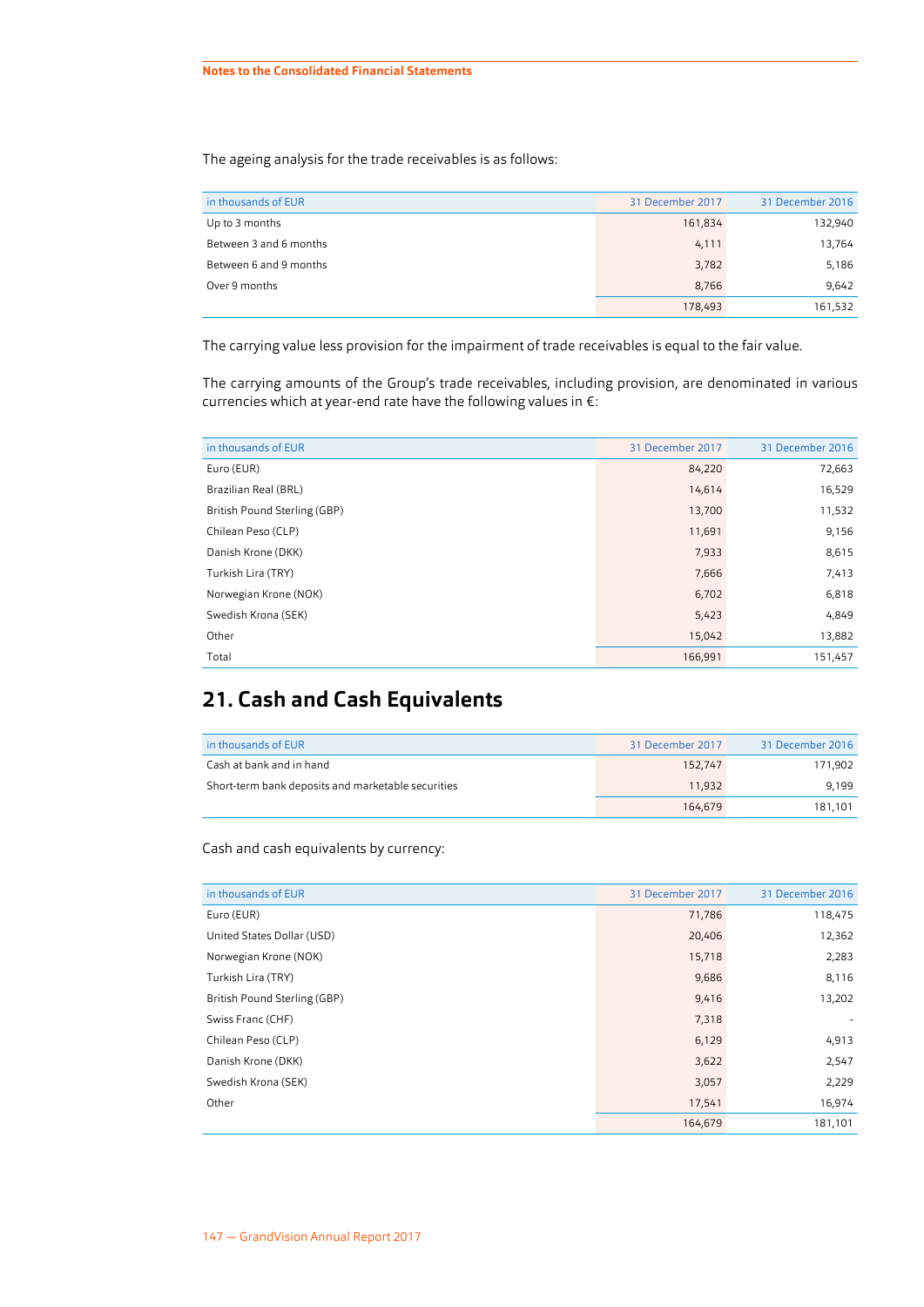The ageing analysis for the trade receivables is as follows:

| in thousands of EUR | 31 December 2017 | 31 December 2016 |
|---|---|---|
| Up to 3 months | 161,834 | 132,940 |
| Between 3 and 6 months | 4,111 | 13,764 |
| Between 6 and 9 months | 3,782 | 5,186 |
| Over 9 months | 8,766 | 9,642 |
| | 178,493 | 161,532 |

The carrying value less provision for the impairment of trade receivables is equal to the fair value.

The carrying amounts of the Group's trade receivables, including provision, are denominated in various currencies which at year-end rate have the following values in €:

| in thousands of EUR | 31 December 2017 | 31 December 2016 |
|---|---|---|
| Euro (EUR) | 84,220 | 72,663 |
| Brazilian Real (BRL) | 14,614 | 16,529 |
| British Pound Sterling (GBP) | 13,700 | 11,532 |
| Chilean Peso (CLP) | 11,691 | 9,156 |
| Danish Krone (DKK) | 7,933 | 8,615 |
| Turkish Lira (TRY) | 7,666 | 7,413 |
| Norwegian Krone (NOK) | 6,702 | 6,818 |
| Swedish Krona (SEK) | 5,423 | 4,849 |
| Other | 15,042 | 13,882 |
| Total | 166,991 | 151,457 |

# 21. Cash and Cash Equivalents

| in thousands of EUR | 31 December 2017 | 31 December 2016 |
|---|---|---|
| Cash at bank and in hand | 152,747 | 171,902 |
| Short-term bank deposits and marketable securities | 11,932 | 9,199 |
| | 164,679 | 181,101 |

Cash and cash equivalents by currency:

| in thousands of EUR | 31 December 2017 | 31 December 2016 |
|---|---|---|
| Euro (EUR) | 71,786 | 118,475 |
| United States Dollar (USD) | 20,406 | 12,362 |
| Norwegian Krone (NOK) | 15,718 | 2,283 |
| Turkish Lira (TRY) | 9,686 | 8,116 |
| British Pound Sterling (GBP) | 9,416 | 13,202 |
| Swiss Franc (CHF) | 7,318 | - |
| Chilean Peso (CLP) | 6,129 | 4,913 |
| Danish Krone (DKK) | 3,622 | 2,547 |
| Swedish Krona (SEK) | 3,057 | 2,229 |
| Other | 17,541 | 16,974 |
| | 164,679 | 181,101 |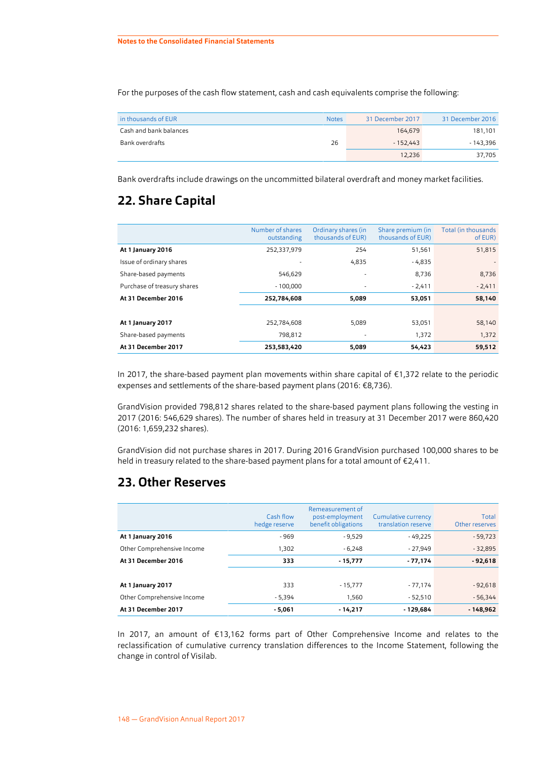For the purposes of the cash flow statement, cash and cash equivalents comprise the following:

| in thousands of EUR | Notes | 31 December 2017 | 31 December 2016 |
|---|---|---|---|
| Cash and bank balances | | 164,679 | 181,101 |
| Bank overdrafts | 26 | - 152,443 | - 143,396 |
| | | 12,236 | 37,705 |

Bank overdrafts include drawings on the uncommitted bilateral overdraft and money market facilities.

## 22. Share Capital

| | Number of shares outstanding | Ordinary shares (in thousands of EUR) | Share premium (in thousands of EUR) | Total (in thousands of EUR) |
|---|---|---|---|---|
| **At 1 January 2016** | 252,337,979 | 254 | 51,561 | 51,815 |
| Issue of ordinary shares | - | 4,835 | - 4,835 | - |
| Share-based payments | 546,629 | - | 8,736 | 8,736 |
| Purchase of treasury shares | - 100,000 | - | - 2,411 | - 2,411 |
| **At 31 December 2016** | **252,784,608** | **5,089** | **53,051** | **58,140** |
| | | | | |
| **At 1 January 2017** | 252,784,608 | 5,089 | 53,051 | 58,140 |
| Share-based payments | 798,812 | - | 1,372 | 1,372 |
| **At 31 December 2017** | **253,583,420** | **5,089** | **54,423** | **59,512** |

In 2017, the share-based payment plan movements within share capital of €1,372 relate to the periodic expenses and settlements of the share-based payment plans (2016: €8,736).

GrandVision provided 798,812 shares related to the share-based payment plans following the vesting in 2017 (2016: 546,629 shares). The number of shares held in treasury at 31 December 2017 were 860,420 (2016: 1,659,232 shares).

GrandVision did not purchase shares in 2017. During 2016 GrandVision purchased 100,000 shares to be held in treasury related to the share-based payment plans for a total amount of €2,411.

## 23. Other Reserves

| | Cash flow hedge reserve | Remeasurement of post-employment benefit obligations | Cumulative currency translation reserve | Total Other reserves |
|---|---|---|---|---|
| **At 1 January 2016** | - 969 | - 9,529 | - 49,225 | - 59,723 |
| Other Comprehensive Income | 1,302 | - 6,248 | - 27,949 | - 32,895 |
| **At 31 December 2016** | **333** | **- 15,777** | **- 77,174** | **- 92,618** |
| | | | | |
| **At 1 January 2017** | 333 | - 15,777 | - 77,174 | - 92,618 |
| Other Comprehensive Income | - 5,394 | 1,560 | - 52,510 | - 56,344 |
| **At 31 December 2017** | **- 5,061** | **- 14,217** | **- 129,684** | **- 148,962** |

In 2017, an amount of €13,162 forms part of Other Comprehensive Income and relates to the reclassification of cumulative currency translation differences to the Income Statement, following the change in control of Visilab.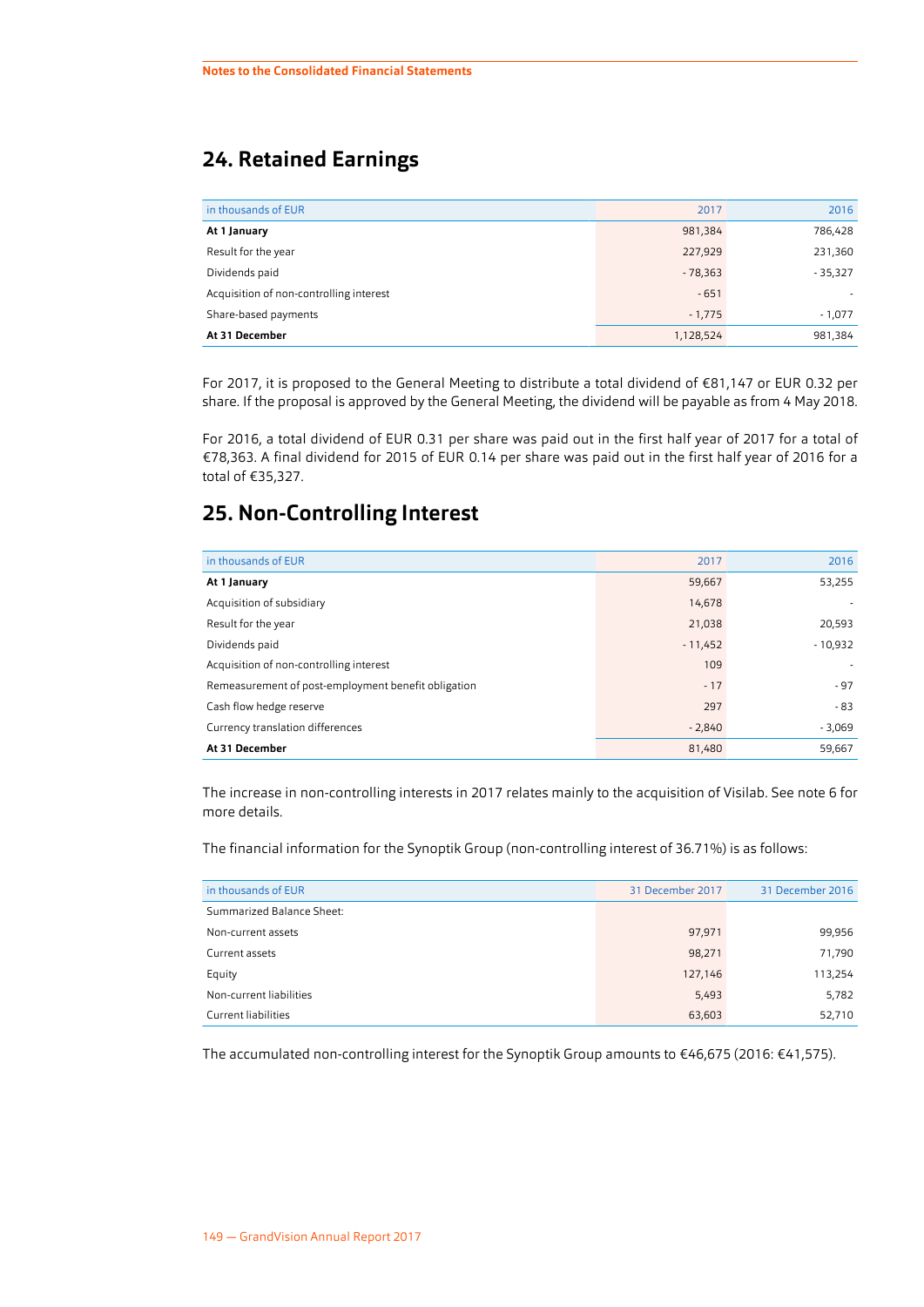## 24. Retained Earnings

| in thousands of EUR | 2017 | 2016 |
|---|---|---|
| **At 1 January** | 981,384 | 786,428 |
| Result for the year | 227,929 | 231,360 |
| Dividends paid | - 78,363 | - 35,327 |
| Acquisition of non-controlling interest | - 651 | - |
| Share-based payments | - 1,775 | - 1,077 |
| **At 31 December** | 1,128,524 | 981,384 |

For 2017, it is proposed to the General Meeting to distribute a total dividend of €81,147 or EUR 0.32 per share. If the proposal is approved by the General Meeting, the dividend will be payable as from 4 May 2018.

For 2016, a total dividend of EUR 0.31 per share was paid out in the first half year of 2017 for a total of €78,363. A final dividend for 2015 of EUR 0.14 per share was paid out in the first half year of 2016 for a total of €35,327.

## 25. Non-Controlling Interest

| in thousands of EUR | 2017 | 2016 |
|---|---|---|
| **At 1 January** | 59,667 | 53,255 |
| Acquisition of subsidiary | 14,678 | - |
| Result for the year | 21,038 | 20,593 |
| Dividends paid | - 11,452 | - 10,932 |
| Acquisition of non-controlling interest | 109 | - |
| Remeasurement of post-employment benefit obligation | - 17 | - 97 |
| Cash flow hedge reserve | 297 | - 83 |
| Currency translation differences | - 2,840 | - 3,069 |
| **At 31 December** | 81,480 | 59,667 |

The increase in non-controlling interests in 2017 relates mainly to the acquisition of Visilab. See note 6 for more details.

The financial information for the Synoptik Group (non-controlling interest of 36.71%) is as follows:

| in thousands of EUR | 31 December 2017 | 31 December 2016 |
|---|---|---|
| Summarized Balance Sheet: | | |
| Non-current assets | 97,971 | 99,956 |
| Current assets | 98,271 | 71,790 |
| Equity | 127,146 | 113,254 |
| Non-current liabilities | 5,493 | 5,782 |
| Current liabilities | 63,603 | 52,710 |

The accumulated non-controlling interest for the Synoptik Group amounts to €46,675 (2016: €41,575).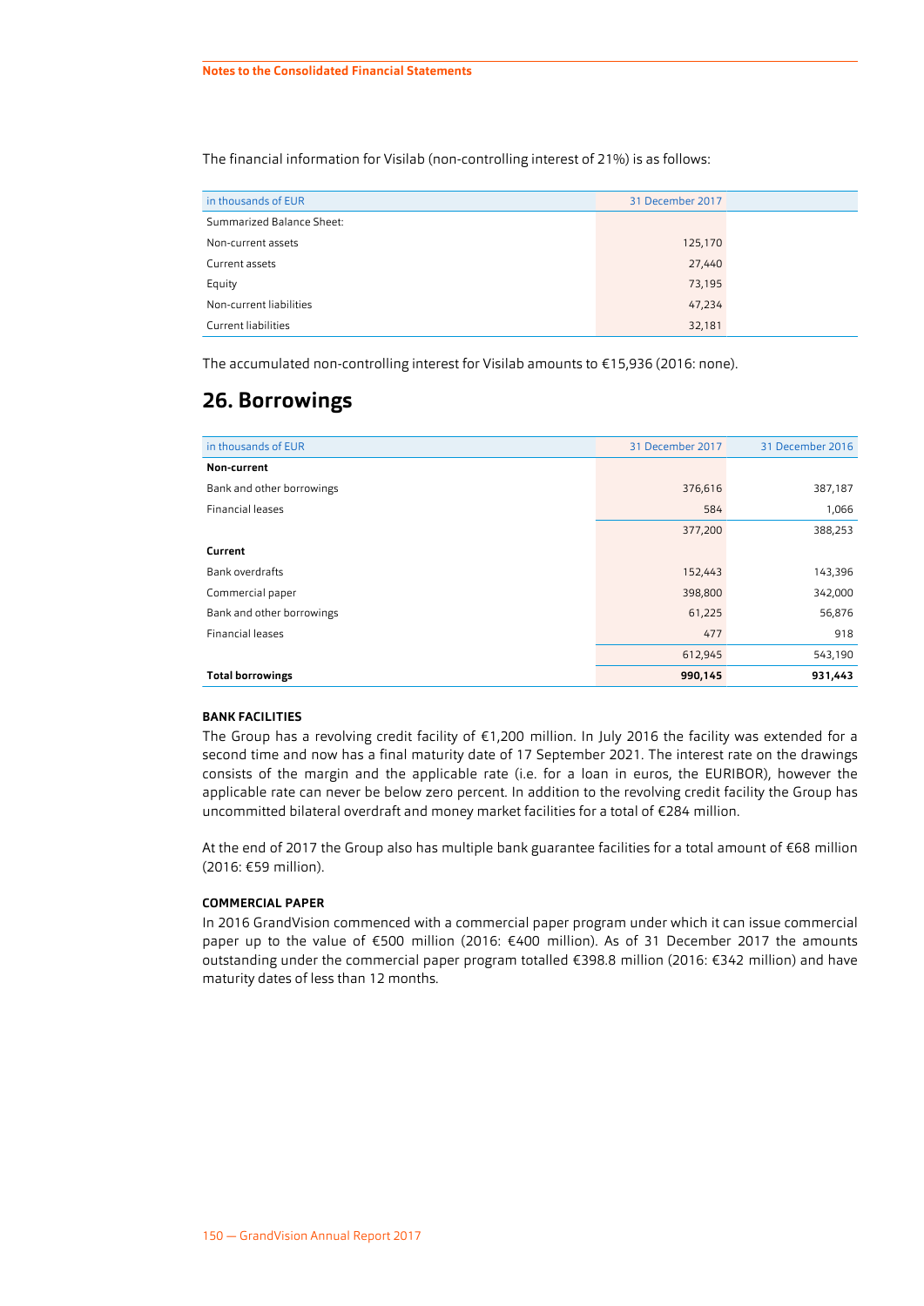The financial information for Visilab (non-controlling interest of 21%) is as follows:

| in thousands of EUR | 31 December 2017 |
|---|---|
| Summarized Balance Sheet: | |
| Non-current assets | 125,170 |
| Current assets | 27,440 |
| Equity | 73,195 |
| Non-current liabilities | 47,234 |
| Current liabilities | 32,181 |

The accumulated non-controlling interest for Visilab amounts to €15,936 (2016: none).

## 26. Borrowings

| in thousands of EUR | 31 December 2017 | 31 December 2016 |
|---|---|---|
| **Non-current** | | |
| Bank and other borrowings | 376,616 | 387,187 |
| Financial leases | 584 | 1,066 |
| | 377,200 | 388,253 |
| **Current** | | |
| Bank overdrafts | 152,443 | 143,396 |
| Commercial paper | 398,800 | 342,000 |
| Bank and other borrowings | 61,225 | 56,876 |
| Financial leases | 477 | 918 |
| | 612,945 | 543,190 |
| **Total borrowings** | **990,145** | **931,443** |

### BANK FACILITIES

The Group has a revolving credit facility of €1,200 million. In July 2016 the facility was extended for a second time and now has a final maturity date of 17 September 2021. The interest rate on the drawings consists of the margin and the applicable rate (i.e. for a loan in euros, the EURIBOR), however the applicable rate can never be below zero percent. In addition to the revolving credit facility the Group has uncommitted bilateral overdraft and money market facilities for a total of €284 million.

At the end of 2017 the Group also has multiple bank guarantee facilities for a total amount of €68 million (2016: €59 million).

### COMMERCIAL PAPER

In 2016 GrandVision commenced with a commercial paper program under which it can issue commercial paper up to the value of €500 million (2016: €400 million). As of 31 December 2017 the amounts outstanding under the commercial paper program totalled €398.8 million (2016: €342 million) and have maturity dates of less than 12 months.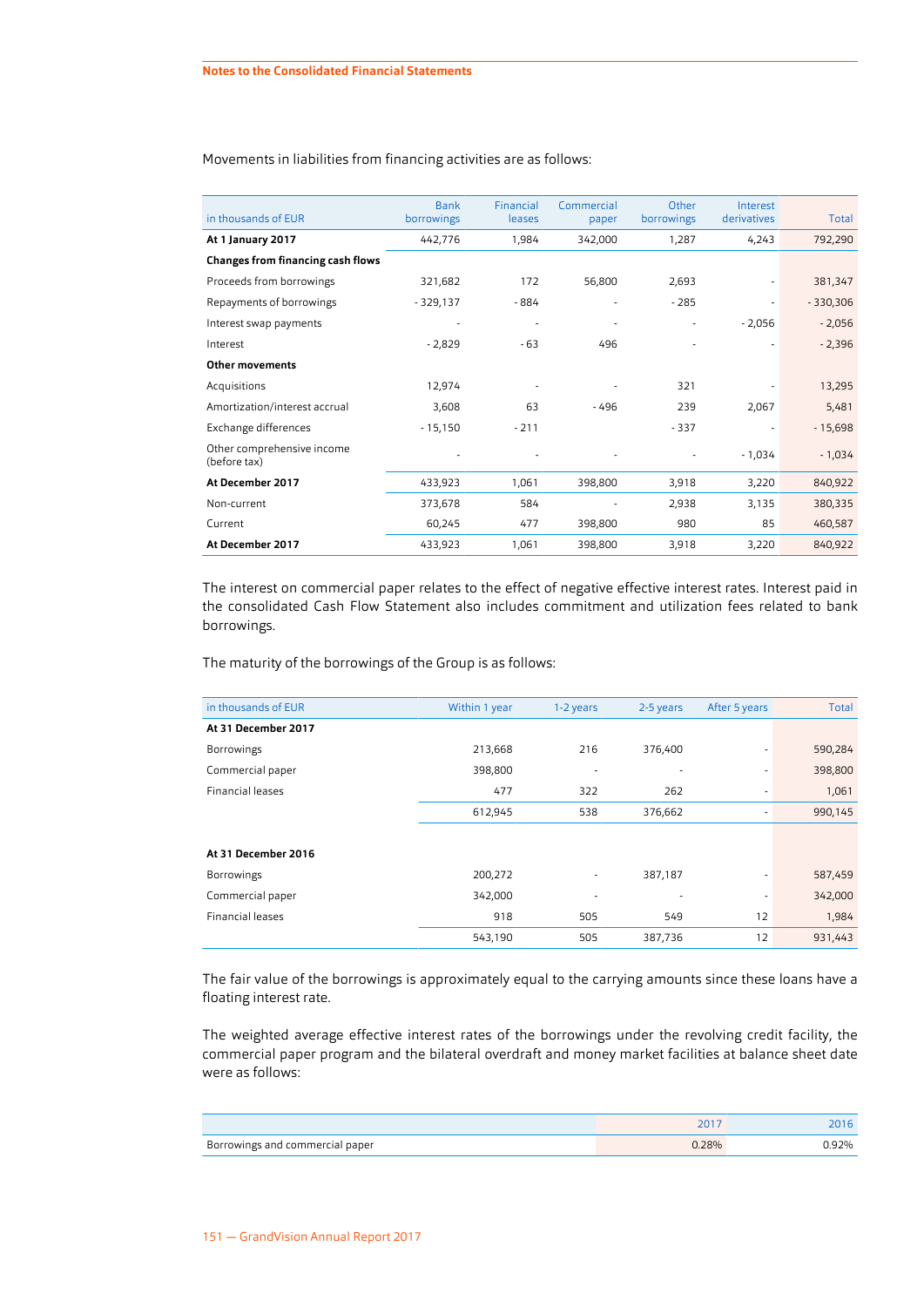Movements in liabilities from financing activities are as follows:

| in thousands of EUR | Bank borrowings | Financial leases | Commercial paper | Other borrowings | Interest derivatives | Total |
|---|---|---|---|---|---|---|
| **At 1 January 2017** | 442,776 | 1,984 | 342,000 | 1,287 | 4,243 | 792,290 |
| **Changes from financing cash flows** | | | | | | |
| Proceeds from borrowings | 321,682 | 172 | 56,800 | 2,693 | - | 381,347 |
| Repayments of borrowings | - 329,137 | - 884 | - | - 285 | - | - 330,306 |
| Interest swap payments | - | - | - | - | - 2,056 | - 2,056 |
| Interest | - 2,829 | - 63 | 496 | - | - | - 2,396 |
| **Other movements** | | | | | | |
| Acquisitions | 12,974 | - | - | 321 | - | 13,295 |
| Amortization/interest accrual | 3,608 | 63 | - 496 | 239 | 2,067 | 5,481 |
| Exchange differences | - 15,150 | - 211 | | - 337 | - | - 15,698 |
| Other comprehensive income (before tax) | - | - | - | - | - 1,034 | - 1,034 |
| **At December 2017** | 433,923 | 1,061 | 398,800 | 3,918 | 3,220 | 840,922 |
| Non-current | 373,678 | 584 | - | 2,938 | 3,135 | 380,335 |
| Current | 60,245 | 477 | 398,800 | 980 | 85 | 460,587 |
| **At December 2017** | 433,923 | 1,061 | 398,800 | 3,918 | 3,220 | 840,922 |

The interest on commercial paper relates to the effect of negative effective interest rates. Interest paid in the consolidated Cash Flow Statement also includes commitment and utilization fees related to bank borrowings.

The maturity of the borrowings of the Group is as follows:

| in thousands of EUR | Within 1 year | 1-2 years | 2-5 years | After 5 years | Total |
|---|---|---|---|---|---|
| **At 31 December 2017** | | | | | |
| Borrowings | 213,668 | 216 | 376,400 | - | 590,284 |
| Commercial paper | 398,800 | - | - | - | 398,800 |
| Financial leases | 477 | 322 | 262 | - | 1,061 |
| | 612,945 | 538 | 376,662 | - | 990,145 |
| | | | | | |
| **At 31 December 2016** | | | | | |
| Borrowings | 200,272 | - | 387,187 | - | 587,459 |
| Commercial paper | 342,000 | - | - | - | 342,000 |
| Financial leases | 918 | 505 | 549 | 12 | 1,984 |
| | 543,190 | 505 | 387,736 | 12 | 931,443 |

The fair value of the borrowings is approximately equal to the carrying amounts since these loans have a floating interest rate.

The weighted average effective interest rates of the borrowings under the revolving credit facility, the commercial paper program and the bilateral overdraft and money market facilities at balance sheet date were as follows:

| | 2017 | 2016 |
|---|---|---|
| Borrowings and commercial paper | 0.28% | 0.92% |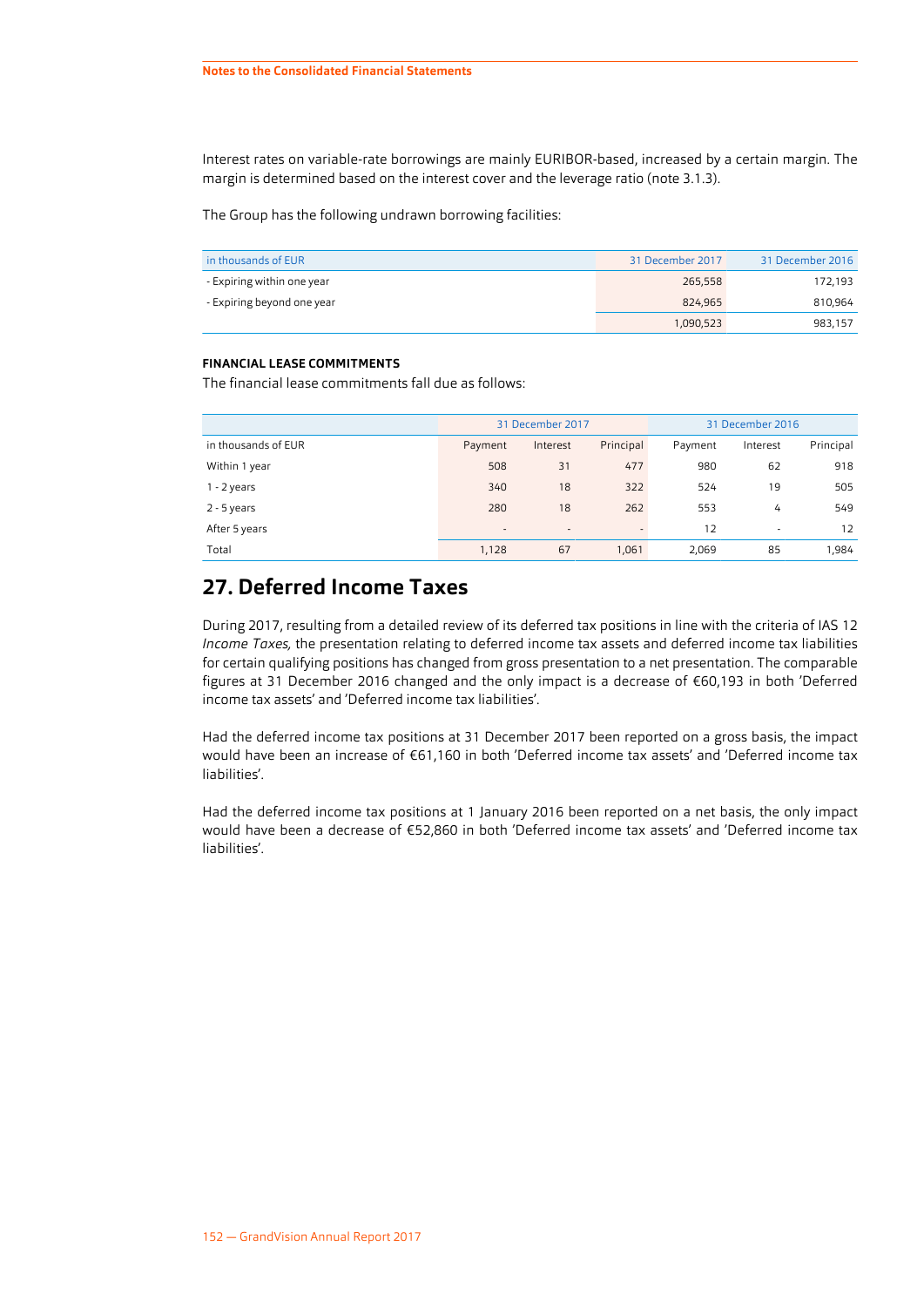Interest rates on variable-rate borrowings are mainly EURIBOR-based, increased by a certain margin. The margin is determined based on the interest cover and the leverage ratio (note 3.1.3).

The Group has the following undrawn borrowing facilities:

| in thousands of EUR | 31 December 2017 | 31 December 2016 |
|---|---|---|
| - Expiring within one year | 265,558 | 172,193 |
| - Expiring beyond one year | 824,965 | 810,964 |
| | 1,090,523 | 983,157 |

**FINANCIAL LEASE COMMITMENTS**

The financial lease commitments fall due as follows:

| | 31 December 2017 | | | 31 December 2016 | | |
|---|---|---|---|---|---|---|
| in thousands of EUR | Payment | Interest | Principal | Payment | Interest | Principal |
| Within 1 year | 508 | 31 | 477 | 980 | 62 | 918 |
| 1 - 2 years | 340 | 18 | 322 | 524 | 19 | 505 |
| 2 - 5 years | 280 | 18 | 262 | 553 | 4 | 549 |
| After 5 years | - | - | - | 12 | - | 12 |
| Total | 1,128 | 67 | 1,061 | 2,069 | 85 | 1,984 |

# 27. Deferred Income Taxes

During 2017, resulting from a detailed review of its deferred tax positions in line with the criteria of IAS 12 *Income Taxes,* the presentation relating to deferred income tax assets and deferred income tax liabilities for certain qualifying positions has changed from gross presentation to a net presentation. The comparable figures at 31 December 2016 changed and the only impact is a decrease of €60,193 in both 'Deferred income tax assets' and 'Deferred income tax liabilities'.

Had the deferred income tax positions at 31 December 2017 been reported on a gross basis, the impact would have been an increase of €61,160 in both 'Deferred income tax assets' and 'Deferred income tax liabilities'.

Had the deferred income tax positions at 1 January 2016 been reported on a net basis, the only impact would have been a decrease of €52,860 in both 'Deferred income tax assets' and 'Deferred income tax liabilities'.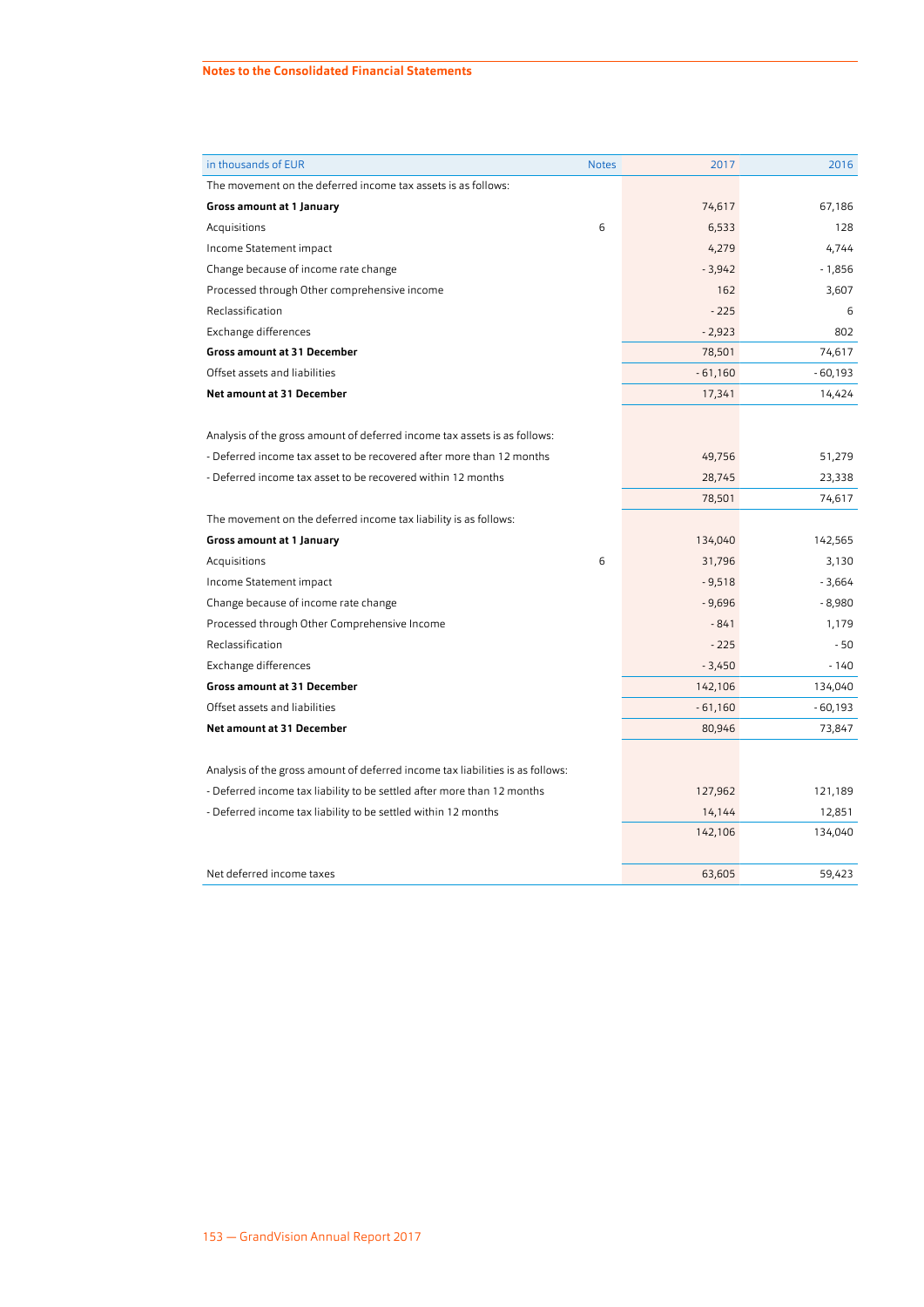| in thousands of EUR | Notes | 2017 | 2016 |
|---|---|---|---|
| The movement on the deferred income tax assets is as follows: | | | |
| **Gross amount at 1 January** | | 74,617 | 67,186 |
| Acquisitions | 6 | 6,533 | 128 |
| Income Statement impact | | 4,279 | 4,744 |
| Change because of income rate change | | - 3,942 | - 1,856 |
| Processed through Other comprehensive income | | 162 | 3,607 |
| Reclassification | | - 225 | 6 |
| Exchange differences | | - 2,923 | 802 |
| **Gross amount at 31 December** | | 78,501 | 74,617 |
| Offset assets and liabilities | | - 61,160 | - 60,193 |
| **Net amount at 31 December** | | 17,341 | 14,424 |
| | | | |
| Analysis of the gross amount of deferred income tax assets is as follows: | | | |
| - Deferred income tax asset to be recovered after more than 12 months | | 49,756 | 51,279 |
| - Deferred income tax asset to be recovered within 12 months | | 28,745 | 23,338 |
| | | 78,501 | 74,617 |
| The movement on the deferred income tax liability is as follows: | | | |
| **Gross amount at 1 January** | | 134,040 | 142,565 |
| Acquisitions | 6 | 31,796 | 3,130 |
| Income Statement impact | | - 9,518 | - 3,664 |
| Change because of income rate change | | - 9,696 | - 8,980 |
| Processed through Other Comprehensive Income | | - 841 | 1,179 |
| Reclassification | | - 225 | - 50 |
| Exchange differences | | - 3,450 | - 140 |
| **Gross amount at 31 December** | | 142,106 | 134,040 |
| Offset assets and liabilities | | - 61,160 | - 60,193 |
| **Net amount at 31 December** | | 80,946 | 73,847 |
| | | | |
| Analysis of the gross amount of deferred income tax liabilities is as follows: | | | |
| - Deferred income tax liability to be settled after more than 12 months | | 127,962 | 121,189 |
| - Deferred income tax liability to be settled within 12 months | | 14,144 | 12,851 |
| | | 142,106 | 134,040 |
| | | | |
| Net deferred income taxes | | 63,605 | 59,423 |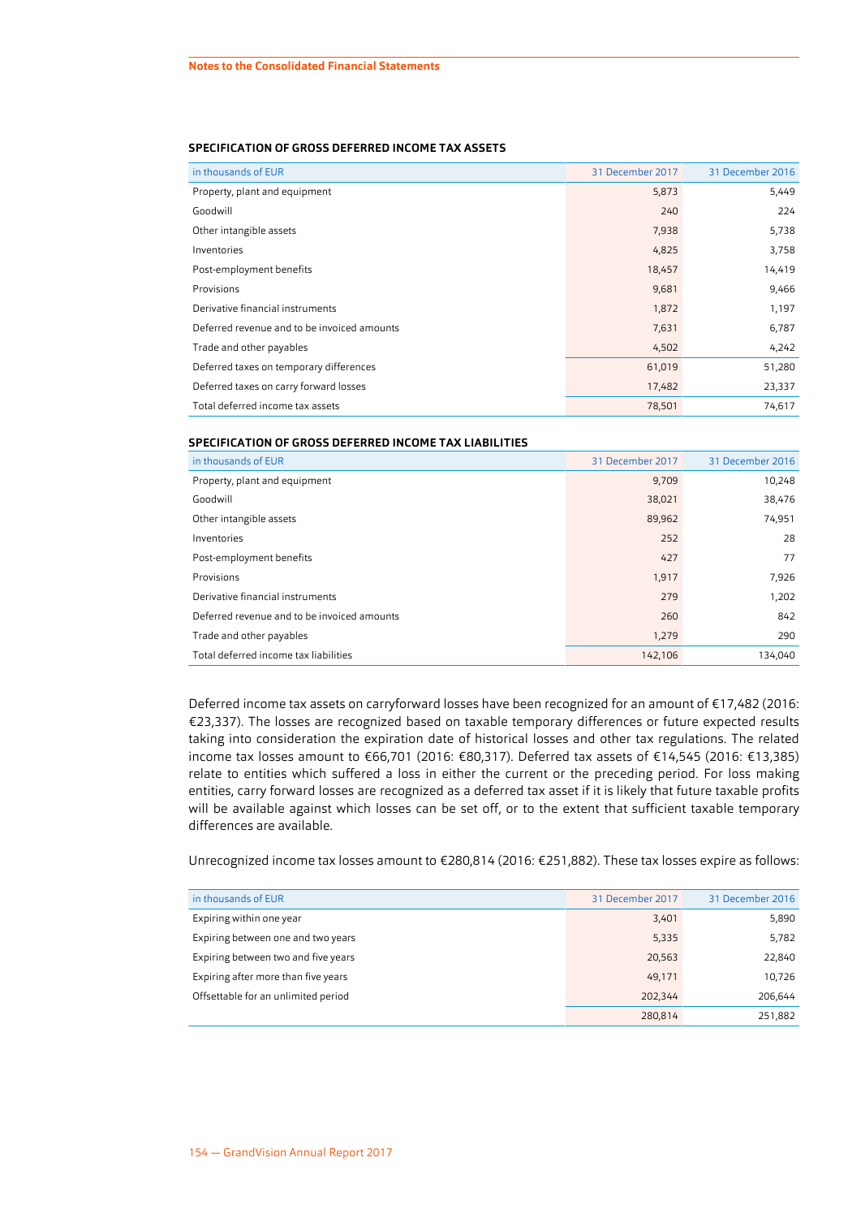#### SPECIFICATION OF GROSS DEFERRED INCOME TAX ASSETS

| in thousands of EUR | 31 December 2017 | 31 December 2016 |
|---|---|---|
| Property, plant and equipment | 5,873 | 5,449 |
| Goodwill | 240 | 224 |
| Other intangible assets | 7,938 | 5,738 |
| Inventories | 4,825 | 3,758 |
| Post-employment benefits | 18,457 | 14,419 |
| Provisions | 9,681 | 9,466 |
| Derivative financial instruments | 1,872 | 1,197 |
| Deferred revenue and to be invoiced amounts | 7,631 | 6,787 |
| Trade and other payables | 4,502 | 4,242 |
| Deferred taxes on temporary differences | 61,019 | 51,280 |
| Deferred taxes on carry forward losses | 17,482 | 23,337 |
| Total deferred income tax assets | 78,501 | 74,617 |

#### SPECIFICATION OF GROSS DEFERRED INCOME TAX LIABILITIES

| in thousands of EUR | 31 December 2017 | 31 December 2016 |
|---|---|---|
| Property, plant and equipment | 9,709 | 10,248 |
| Goodwill | 38,021 | 38,476 |
| Other intangible assets | 89,962 | 74,951 |
| Inventories | 252 | 28 |
| Post-employment benefits | 427 | 77 |
| Provisions | 1,917 | 7,926 |
| Derivative financial instruments | 279 | 1,202 |
| Deferred revenue and to be invoiced amounts | 260 | 842 |
| Trade and other payables | 1,279 | 290 |
| Total deferred income tax liabilities | 142,106 | 134,040 |

Deferred income tax assets on carryforward losses have been recognized for an amount of €17,482 (2016: €23,337). The losses are recognized based on taxable temporary differences or future expected results taking into consideration the expiration date of historical losses and other tax regulations. The related income tax losses amount to €66,701 (2016: €80,317). Deferred tax assets of €14,545 (2016: €13,385) relate to entities which suffered a loss in either the current or the preceding period. For loss making entities, carry forward losses are recognized as a deferred tax asset if it is likely that future taxable profits will be available against which losses can be set off, or to the extent that sufficient taxable temporary differences are available.

Unrecognized income tax losses amount to €280,814 (2016: €251,882). These tax losses expire as follows:

| in thousands of EUR | 31 December 2017 | 31 December 2016 |
|---|---|---|
| Expiring within one year | 3,401 | 5,890 |
| Expiring between one and two years | 5,335 | 5,782 |
| Expiring between two and five years | 20,563 | 22,840 |
| Expiring after more than five years | 49,171 | 10,726 |
| Offsettable for an unlimited period | 202,344 | 206,644 |
| | 280,814 | 251,882 |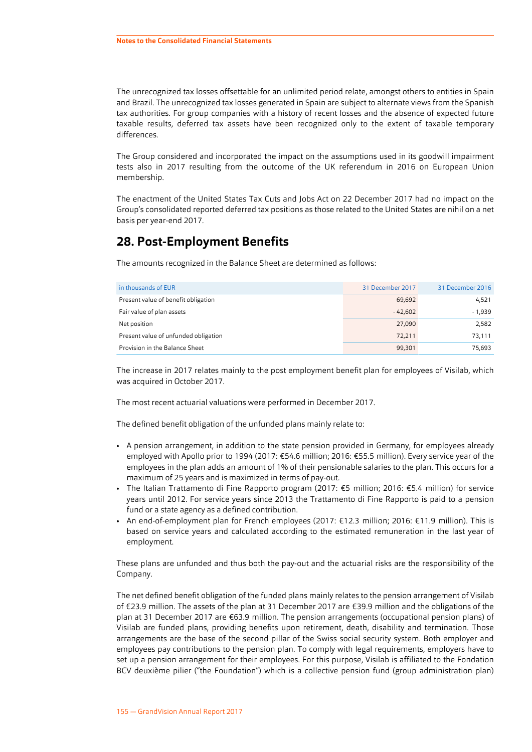The unrecognized tax losses offsettable for an unlimited period relate, amongst others to entities in Spain and Brazil. The unrecognized tax losses generated in Spain are subject to alternate views from the Spanish tax authorities. For group companies with a history of recent losses and the absence of expected future taxable results, deferred tax assets have been recognized only to the extent of taxable temporary differences.

The Group considered and incorporated the impact on the assumptions used in its goodwill impairment tests also in 2017 resulting from the outcome of the UK referendum in 2016 on European Union membership.

The enactment of the United States Tax Cuts and Jobs Act on 22 December 2017 had no impact on the Group's consolidated reported deferred tax positions as those related to the United States are nihil on a net basis per year-end 2017.

## 28. Post-Employment Benefits

The amounts recognized in the Balance Sheet are determined as follows:

| in thousands of EUR | 31 December 2017 | 31 December 2016 |
|---|---|---|
| Present value of benefit obligation | 69,692 | 4,521 |
| Fair value of plan assets | - 42,602 | - 1,939 |
| Net position | 27,090 | 2,582 |
| Present value of unfunded obligation | 72,211 | 73,111 |
| Provision in the Balance Sheet | 99,301 | 75,693 |

The increase in 2017 relates mainly to the post employment benefit plan for employees of Visilab, which was acquired in October 2017.

The most recent actuarial valuations were performed in December 2017.

The defined benefit obligation of the unfunded plans mainly relate to:

- A pension arrangement, in addition to the state pension provided in Germany, for employees already employed with Apollo prior to 1994 (2017: €54.6 million; 2016: €55.5 million). Every service year of the employees in the plan adds an amount of 1% of their pensionable salaries to the plan. This occurs for a maximum of 25 years and is maximized in terms of pay-out.
- The Italian Trattamento di Fine Rapporto program (2017: €5 million; 2016: €5.4 million) for service years until 2012. For service years since 2013 the Trattamento di Fine Rapporto is paid to a pension fund or a state agency as a defined contribution.
- An end-of-employment plan for French employees (2017: €12.3 million; 2016: €11.9 million). This is based on service years and calculated according to the estimated remuneration in the last year of employment.

These plans are unfunded and thus both the pay-out and the actuarial risks are the responsibility of the Company.

The net defined benefit obligation of the funded plans mainly relates to the pension arrangement of Visilab of €23.9 million. The assets of the plan at 31 December 2017 are €39.9 million and the obligations of the plan at 31 December 2017 are €63.9 million. The pension arrangements (occupational pension plans) of Visilab are funded plans, providing benefits upon retirement, death, disability and termination. Those arrangements are the base of the second pillar of the Swiss social security system. Both employer and employees pay contributions to the pension plan. To comply with legal requirements, employers have to set up a pension arrangement for their employees. For this purpose, Visilab is affiliated to the Fondation BCV deuxième pilier ("the Foundation") which is a collective pension fund (group administration plan)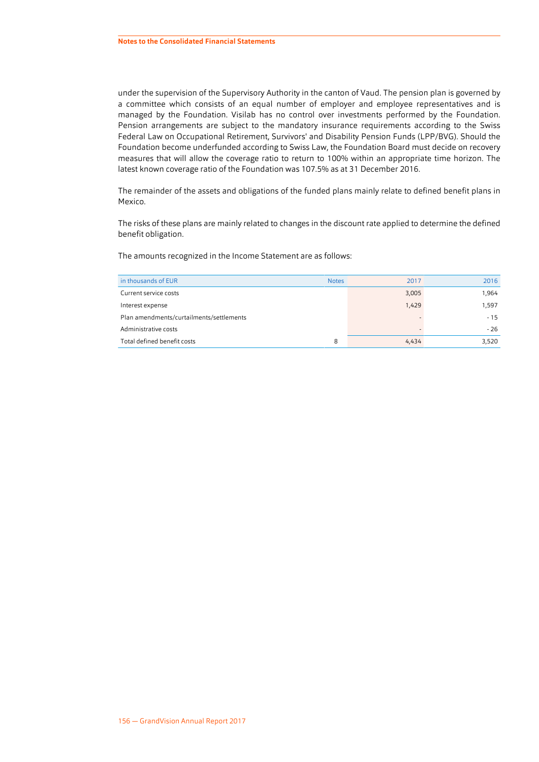under the supervision of the Supervisory Authority in the canton of Vaud. The pension plan is governed by a committee which consists of an equal number of employer and employee representatives and is managed by the Foundation. Visilab has no control over investments performed by the Foundation. Pension arrangements are subject to the mandatory insurance requirements according to the Swiss Federal Law on Occupational Retirement, Survivors' and Disability Pension Funds (LPP/BVG). Should the Foundation become underfunded according to Swiss Law, the Foundation Board must decide on recovery measures that will allow the coverage ratio to return to 100% within an appropriate time horizon. The latest known coverage ratio of the Foundation was 107.5% as at 31 December 2016.

The remainder of the assets and obligations of the funded plans mainly relate to defined benefit plans in Mexico.

The risks of these plans are mainly related to changes in the discount rate applied to determine the defined benefit obligation.

The amounts recognized in the Income Statement are as follows:

| in thousands of EUR | Notes | 2017 | 2016 |
|---|---|---|---|
| Current service costs | | 3,005 | 1,964 |
| Interest expense | | 1,429 | 1,597 |
| Plan amendments/curtailments/settlements | | - | - 15 |
| Administrative costs | | - | - 26 |
| Total defined benefit costs | 8 | 4,434 | 3,520 |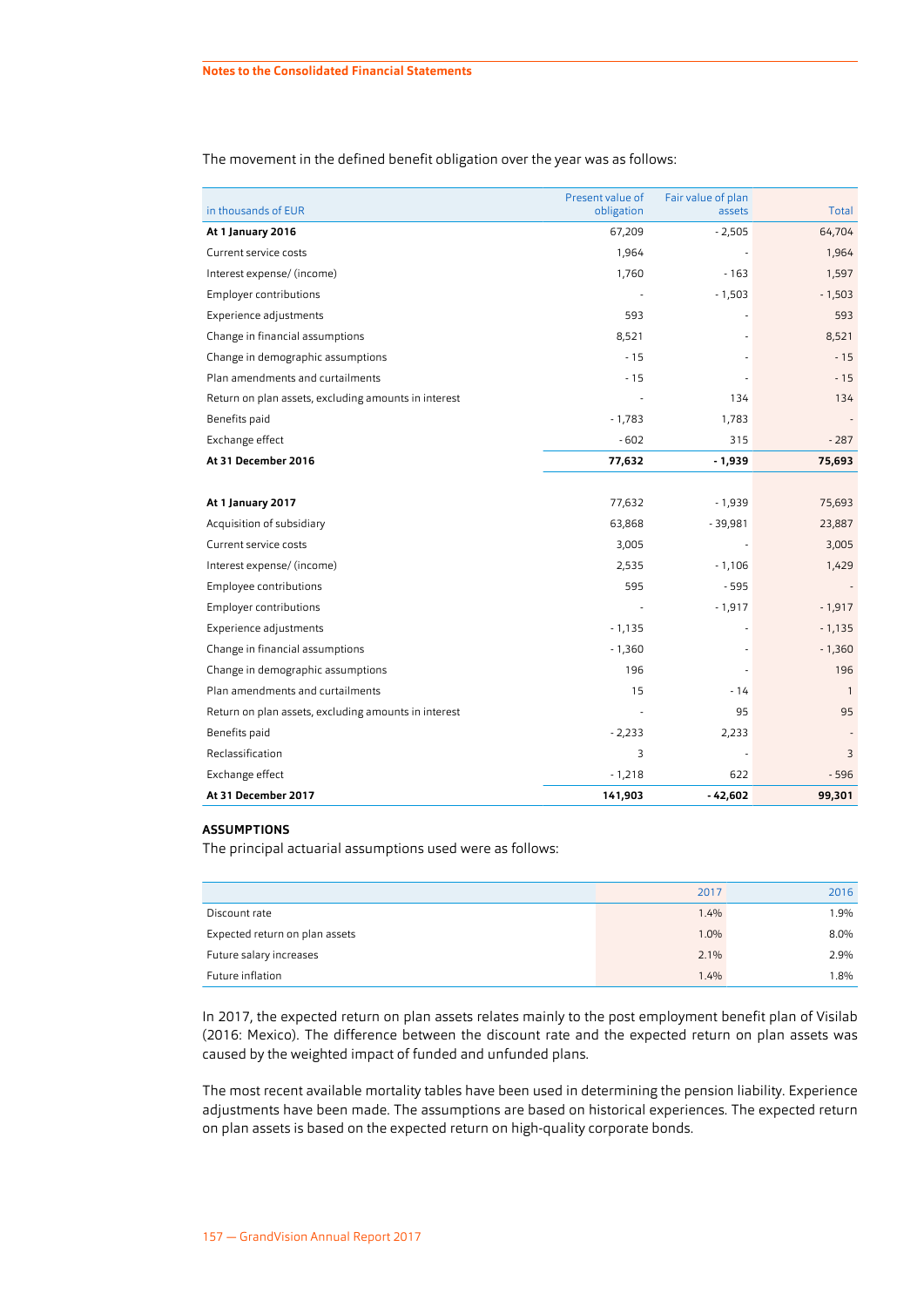The movement in the defined benefit obligation over the year was as follows:

| in thousands of EUR | Present value of obligation | Fair value of plan assets | Total |
|---|---|---|---|
| **At 1 January 2016** | 67,209 | - 2,505 | 64,704 |
| Current service costs | 1,964 | - | 1,964 |
| Interest expense/ (income) | 1,760 | - 163 | 1,597 |
| Employer contributions | - | - 1,503 | - 1,503 |
| Experience adjustments | 593 | - | 593 |
| Change in financial assumptions | 8,521 | - | 8,521 |
| Change in demographic assumptions | - 15 | - | - 15 |
| Plan amendments and curtailments | - 15 | - | - 15 |
| Return on plan assets, excluding amounts in interest | - | 134 | 134 |
| Benefits paid | - 1,783 | 1,783 | - |
| Exchange effect | - 602 | 315 | - 287 |
| **At 31 December 2016** | **77,632** | **- 1,939** | **75,693** |
| | | | |
| **At 1 January 2017** | 77,632 | - 1,939 | 75,693 |
| Acquisition of subsidiary | 63,868 | - 39,981 | 23,887 |
| Current service costs | 3,005 | - | 3,005 |
| Interest expense/ (income) | 2,535 | - 1,106 | 1,429 |
| Employee contributions | 595 | - 595 | - |
| Employer contributions | - | - 1,917 | - 1,917 |
| Experience adjustments | - 1,135 | - | - 1,135 |
| Change in financial assumptions | - 1,360 | - | - 1,360 |
| Change in demographic assumptions | 196 | - | 196 |
| Plan amendments and curtailments | 15 | - 14 | 1 |
| Return on plan assets, excluding amounts in interest | - | 95 | 95 |
| Benefits paid | - 2,233 | 2,233 | - |
| Reclassification | 3 | - | 3 |
| Exchange effect | - 1,218 | 622 | - 596 |
| **At 31 December 2017** | **141,903** | **- 42,602** | **99,301** |

**ASSUMPTIONS**

The principal actuarial assumptions used were as follows:

| | 2017 | 2016 |
|---|---|---|
| Discount rate | 1.4% | 1.9% |
| Expected return on plan assets | 1.0% | 8.0% |
| Future salary increases | 2.1% | 2.9% |
| Future inflation | 1.4% | 1.8% |

In 2017, the expected return on plan assets relates mainly to the post employment benefit plan of Visilab (2016: Mexico). The difference between the discount rate and the expected return on plan assets was caused by the weighted impact of funded and unfunded plans.

The most recent available mortality tables have been used in determining the pension liability. Experience adjustments have been made. The assumptions are based on historical experiences. The expected return on plan assets is based on the expected return on high-quality corporate bonds.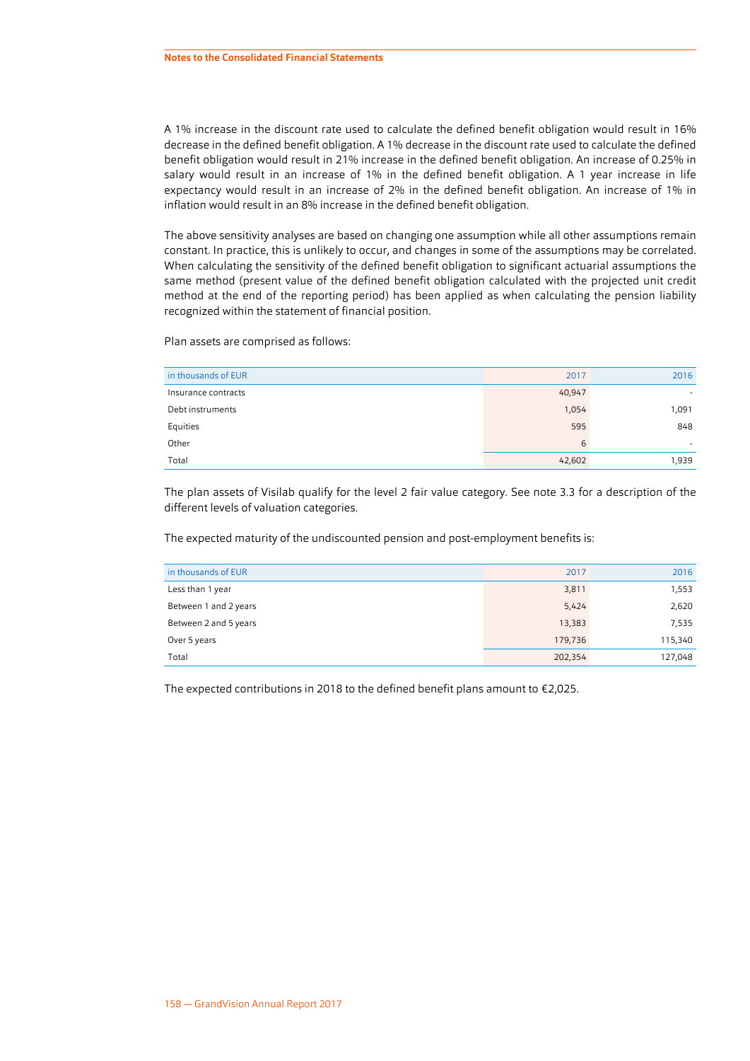A 1% increase in the discount rate used to calculate the defined benefit obligation would result in 16% decrease in the defined benefit obligation. A 1% decrease in the discount rate used to calculate the defined benefit obligation would result in 21% increase in the defined benefit obligation. An increase of 0.25% in salary would result in an increase of 1% in the defined benefit obligation. A 1 year increase in life expectancy would result in an increase of 2% in the defined benefit obligation. An increase of 1% in inflation would result in an 8% increase in the defined benefit obligation.

The above sensitivity analyses are based on changing one assumption while all other assumptions remain constant. In practice, this is unlikely to occur, and changes in some of the assumptions may be correlated. When calculating the sensitivity of the defined benefit obligation to significant actuarial assumptions the same method (present value of the defined benefit obligation calculated with the projected unit credit method at the end of the reporting period) has been applied as when calculating the pension liability recognized within the statement of financial position.

Plan assets are comprised as follows:

| in thousands of EUR | 2017 | 2016 |
|---|---|---|
| Insurance contracts | 40,947 | - |
| Debt instruments | 1,054 | 1,091 |
| Equities | 595 | 848 |
| Other | 6 | - |
| Total | 42,602 | 1,939 |

The plan assets of Visilab qualify for the level 2 fair value category. See note 3.3 for a description of the different levels of valuation categories.

The expected maturity of the undiscounted pension and post-employment benefits is:

| in thousands of EUR | 2017 | 2016 |
|---|---|---|
| Less than 1 year | 3,811 | 1,553 |
| Between 1 and 2 years | 5,424 | 2,620 |
| Between 2 and 5 years | 13,383 | 7,535 |
| Over 5 years | 179,736 | 115,340 |
| Total | 202,354 | 127,048 |

The expected contributions in 2018 to the defined benefit plans amount to €2,025.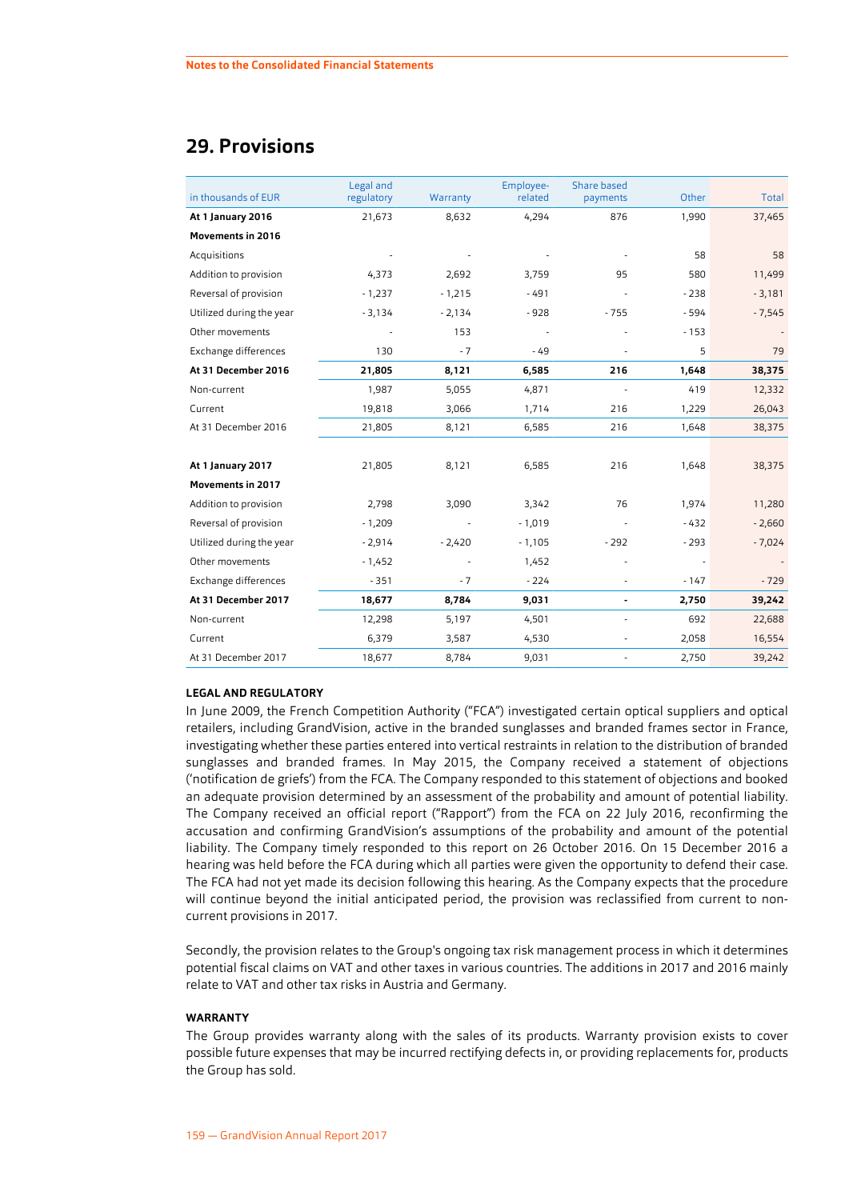# 29. Provisions

| in thousands of EUR | Legal and regulatory | Warranty | Employee-related | Share based payments | Other | Total |
|---|---|---|---|---|---|---|
| **At 1 January 2016** | 21,673 | 8,632 | 4,294 | 876 | 1,990 | 37,465 |
| **Movements in 2016** | | | | | | |
| Acquisitions | - | - | - | - | 58 | 58 |
| Addition to provision | 4,373 | 2,692 | 3,759 | 95 | 580 | 11,499 |
| Reversal of provision | - 1,237 | - 1,215 | - 491 | - | - 238 | - 3,181 |
| Utilized during the year | - 3,134 | - 2,134 | - 928 | - 755 | - 594 | - 7,545 |
| Other movements | - | 153 | - | - | - 153 | - |
| Exchange differences | 130 | - 7 | - 49 | - | 5 | 79 |
| **At 31 December 2016** | **21,805** | **8,121** | **6,585** | **216** | **1,648** | **38,375** |
| Non-current | 1,987 | 5,055 | 4,871 | - | 419 | 12,332 |
| Current | 19,818 | 3,066 | 1,714 | 216 | 1,229 | 26,043 |
| At 31 December 2016 | 21,805 | 8,121 | 6,585 | 216 | 1,648 | 38,375 |
| | | | | | | |
| **At 1 January 2017** | 21,805 | 8,121 | 6,585 | 216 | 1,648 | 38,375 |
| **Movements in 2017** | | | | | | |
| Addition to provision | 2,798 | 3,090 | 3,342 | 76 | 1,974 | 11,280 |
| Reversal of provision | - 1,209 | - | - 1,019 | - | - 432 | - 2,660 |
| Utilized during the year | - 2,914 | - 2,420 | - 1,105 | - 292 | - 293 | - 7,024 |
| Other movements | - 1,452 | - | 1,452 | - | - | - |
| Exchange differences | - 351 | - 7 | - 224 | - | - 147 | - 729 |
| **At 31 December 2017** | **18,677** | **8,784** | **9,031** | **-** | **2,750** | **39,242** |
| Non-current | 12,298 | 5,197 | 4,501 | - | 692 | 22,688 |
| Current | 6,379 | 3,587 | 4,530 | - | 2,058 | 16,554 |
| At 31 December 2017 | 18,677 | 8,784 | 9,031 | - | 2,750 | 39,242 |

### LEGAL AND REGULATORY

In June 2009, the French Competition Authority ("FCA") investigated certain optical suppliers and optical retailers, including GrandVision, active in the branded sunglasses and branded frames sector in France, investigating whether these parties entered into vertical restraints in relation to the distribution of branded sunglasses and branded frames. In May 2015, the Company received a statement of objections ('notification de griefs') from the FCA. The Company responded to this statement of objections and booked an adequate provision determined by an assessment of the probability and amount of potential liability. The Company received an official report ("Rapport") from the FCA on 22 July 2016, reconfirming the accusation and confirming GrandVision's assumptions of the probability and amount of the potential liability. The Company timely responded to this report on 26 October 2016. On 15 December 2016 a hearing was held before the FCA during which all parties were given the opportunity to defend their case. The FCA had not yet made its decision following this hearing. As the Company expects that the procedure will continue beyond the initial anticipated period, the provision was reclassified from current to non-current provisions in 2017.

Secondly, the provision relates to the Group's ongoing tax risk management process in which it determines potential fiscal claims on VAT and other taxes in various countries. The additions in 2017 and 2016 mainly relate to VAT and other tax risks in Austria and Germany.

### WARRANTY

The Group provides warranty along with the sales of its products. Warranty provision exists to cover possible future expenses that may be incurred rectifying defects in, or providing replacements for, products the Group has sold.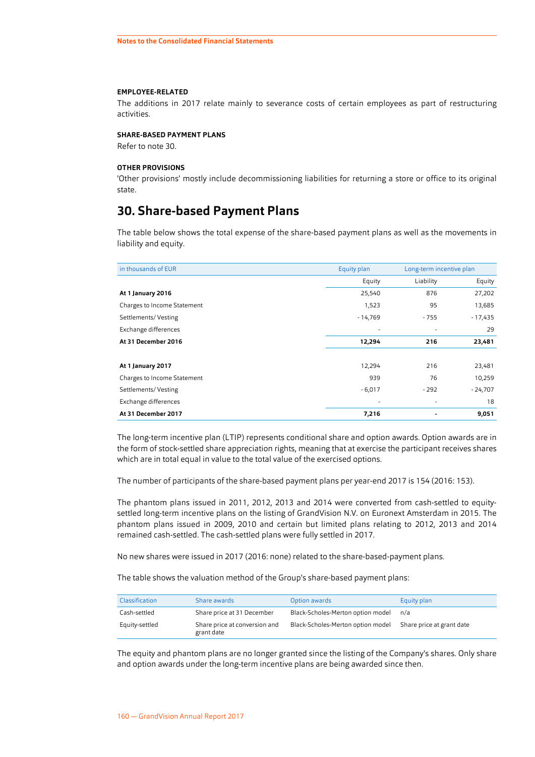#### EMPLOYEE-RELATED

The additions in 2017 relate mainly to severance costs of certain employees as part of restructuring activities.

#### SHARE-BASED PAYMENT PLANS

Refer to note 30.

#### OTHER PROVISIONS

'Other provisions' mostly include decommissioning liabilities for returning a store or office to its original state.

## 30. Share-based Payment Plans

The table below shows the total expense of the share-based payment plans as well as the movements in liability and equity.

| in thousands of EUR | Equity plan | Long-term incentive plan | |
|---|---|---|---|
| | Equity | Liability | Equity |
| **At 1 January 2016** | 25,540 | 876 | 27,202 |
| Charges to Income Statement | 1,523 | 95 | 13,685 |
| Settlements/ Vesting | - 14,769 | - 755 | - 17,435 |
| Exchange differences | - | - | 29 |
| **At 31 December 2016** | **12,294** | **216** | **23,481** |
| | | | |
| **At 1 January 2017** | 12,294 | 216 | 23,481 |
| Charges to Income Statement | 939 | 76 | 10,259 |
| Settlements/ Vesting | - 6,017 | - 292 | - 24,707 |
| Exchange differences | - | - | 18 |
| **At 31 December 2017** | **7,216** | **-** | **9,051** |

The long-term incentive plan (LTIP) represents conditional share and option awards. Option awards are in the form of stock-settled share appreciation rights, meaning that at exercise the participant receives shares which are in total equal in value to the total value of the exercised options.

The number of participants of the share-based payment plans per year-end 2017 is 154 (2016: 153).

The phantom plans issued in 2011, 2012, 2013 and 2014 were converted from cash-settled to equity-settled long-term incentive plans on the listing of GrandVision N.V. on Euronext Amsterdam in 2015. The phantom plans issued in 2009, 2010 and certain but limited plans relating to 2012, 2013 and 2014 remained cash-settled. The cash-settled plans were fully settled in 2017.

No new shares were issued in 2017 (2016: none) related to the share-based-payment plans.

The table shows the valuation method of the Group's share-based payment plans:

| Classification | Share awards | Option awards | Equity plan |
|---|---|---|---|
| Cash-settled | Share price at 31 December | Black-Scholes-Merton option model | n/a |
| Equity-settled | Share price at conversion and grant date | Black-Scholes-Merton option model | Share price at grant date |

The equity and phantom plans are no longer granted since the listing of the Company's shares. Only share and option awards under the long-term incentive plans are being awarded since then.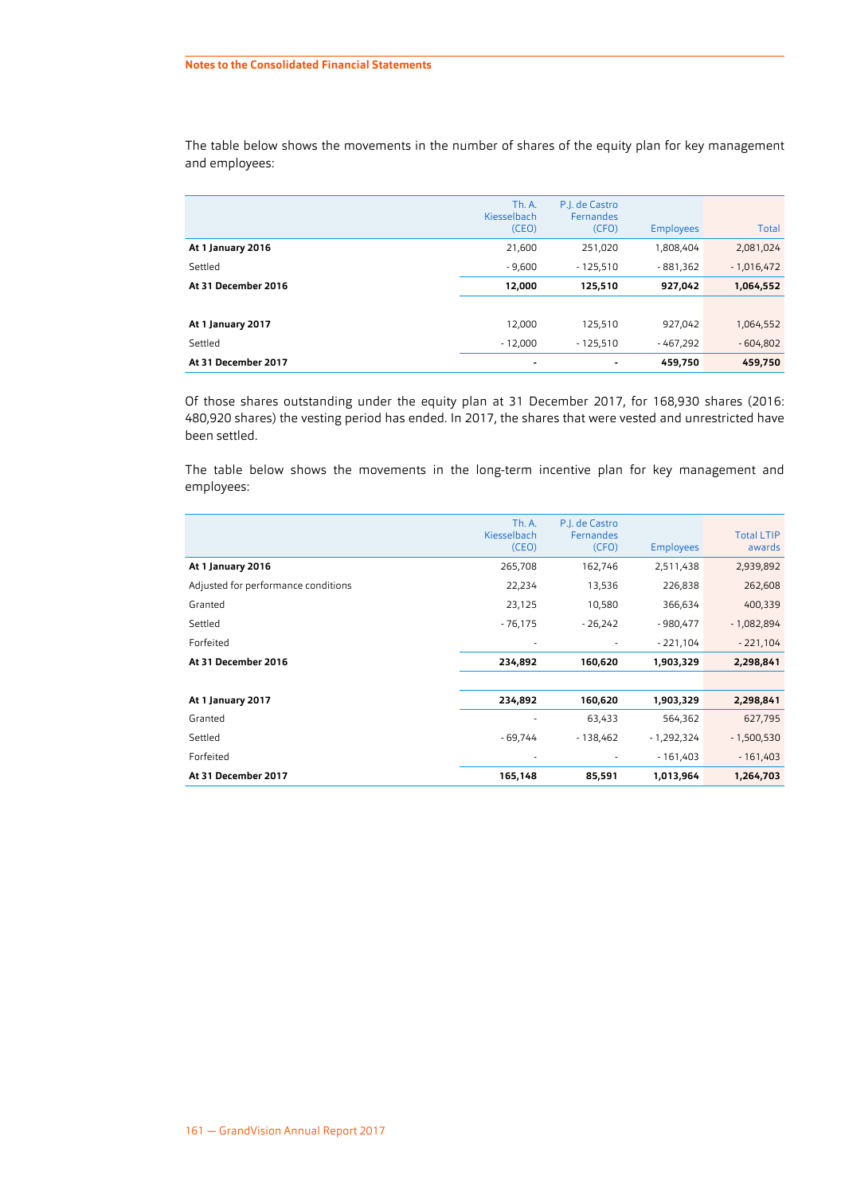The table below shows the movements in the number of shares of the equity plan for key management and employees:

| | Th. A. Kiesselbach (CEO) | P.J. de Castro Fernandes (CFO) | Employees | Total |
|---|---|---|---|---|
| **At 1 January 2016** | 21,600 | 251,020 | 1,808,404 | 2,081,024 |
| Settled | - 9,600 | - 125,510 | - 881,362 | - 1,016,472 |
| **At 31 December 2016** | **12,000** | **125,510** | **927,042** | **1,064,552** |
| | | | | |
| **At 1 January 2017** | 12,000 | 125,510 | 927,042 | 1,064,552 |
| Settled | - 12,000 | - 125,510 | - 467,292 | - 604,802 |
| **At 31 December 2017** | **-** | **-** | **459,750** | **459,750** |

Of those shares outstanding under the equity plan at 31 December 2017, for 168,930 shares (2016: 480,920 shares) the vesting period has ended. In 2017, the shares that were vested and unrestricted have been settled.

The table below shows the movements in the long-term incentive plan for key management and employees:

| | Th. A. Kiesselbach (CEO) | P.J. de Castro Fernandes (CFO) | Employees | Total LTIP awards |
|---|---|---|---|---|
| **At 1 January 2016** | 265,708 | 162,746 | 2,511,438 | 2,939,892 |
| Adjusted for performance conditions | 22,234 | 13,536 | 226,838 | 262,608 |
| Granted | 23,125 | 10,580 | 366,634 | 400,339 |
| Settled | - 76,175 | - 26,242 | - 980,477 | - 1,082,894 |
| Forfeited | - | - | - 221,104 | - 221,104 |
| **At 31 December 2016** | **234,892** | **160,620** | **1,903,329** | **2,298,841** |
| | | | | |
| **At 1 January 2017** | **234,892** | **160,620** | **1,903,329** | **2,298,841** |
| Granted | - | 63,433 | 564,362 | 627,795 |
| Settled | - 69,744 | - 138,462 | - 1,292,324 | - 1,500,530 |
| Forfeited | - | - | - 161,403 | - 161,403 |
| **At 31 December 2017** | **165,148** | **85,591** | **1,013,964** | **1,264,703** |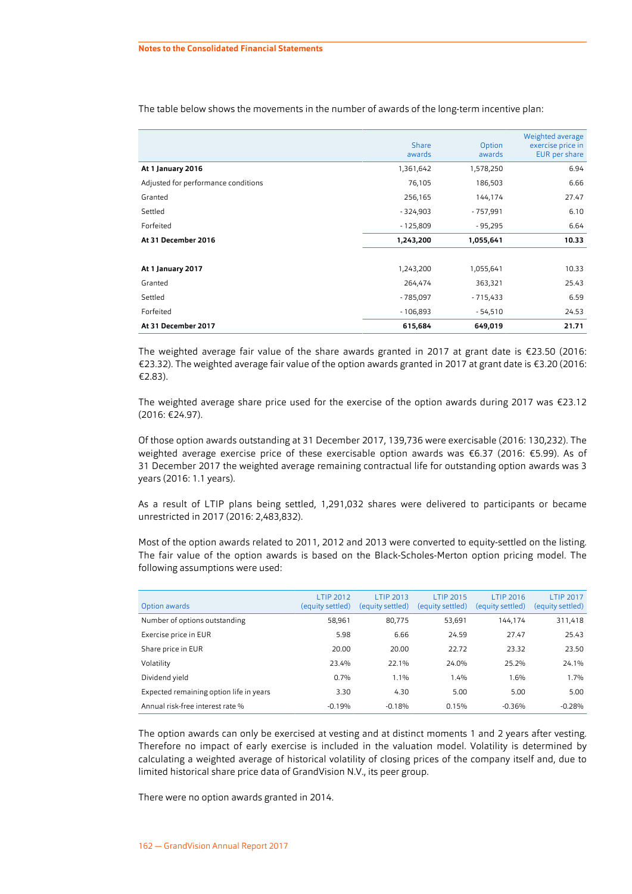The table below shows the movements in the number of awards of the long-term incentive plan:

| | Share awards | Option awards | Weighted average exercise price in EUR per share |
|---|---|---|---|
| **At 1 January 2016** | 1,361,642 | 1,578,250 | 6.94 |
| Adjusted for performance conditions | 76,105 | 186,503 | 6.66 |
| Granted | 256,165 | 144,174 | 27.47 |
| Settled | - 324,903 | - 757,991 | 6.10 |
| Forfeited | - 125,809 | - 95,295 | 6.64 |
| **At 31 December 2016** | **1,243,200** | **1,055,641** | **10.33** |
| | | | |
| **At 1 January 2017** | 1,243,200 | 1,055,641 | 10.33 |
| Granted | 264,474 | 363,321 | 25.43 |
| Settled | - 785,097 | - 715,433 | 6.59 |
| Forfeited | - 106,893 | - 54,510 | 24.53 |
| **At 31 December 2017** | **615,684** | **649,019** | **21.71** |

The weighted average fair value of the share awards granted in 2017 at grant date is €23.50 (2016: €23.32). The weighted average fair value of the option awards granted in 2017 at grant date is €3.20 (2016: €2.83).

The weighted average share price used for the exercise of the option awards during 2017 was €23.12 (2016: €24.97).

Of those option awards outstanding at 31 December 2017, 139,736 were exercisable (2016: 130,232). The weighted average exercise price of these exercisable option awards was €6.37 (2016: €5.99). As of 31 December 2017 the weighted average remaining contractual life for outstanding option awards was 3 years (2016: 1.1 years).

As a result of LTIP plans being settled, 1,291,032 shares were delivered to participants or became unrestricted in 2017 (2016: 2,483,832).

Most of the option awards related to 2011, 2012 and 2013 were converted to equity-settled on the listing. The fair value of the option awards is based on the Black-Scholes-Merton option pricing model. The following assumptions were used:

| Option awards | LTIP 2012 (equity settled) | LTIP 2013 (equity settled) | LTIP 2015 (equity settled) | LTIP 2016 (equity settled) | LTIP 2017 (equity settled) |
|---|---|---|---|---|---|
| Number of options outstanding | 58,961 | 80,775 | 53,691 | 144,174 | 311,418 |
| Exercise price in EUR | 5.98 | 6.66 | 24.59 | 27.47 | 25.43 |
| Share price in EUR | 20.00 | 20.00 | 22.72 | 23.32 | 23.50 |
| Volatility | 23.4% | 22.1% | 24.0% | 25.2% | 24.1% |
| Dividend yield | 0.7% | 1.1% | 1.4% | 1.6% | 1.7% |
| Expected remaining option life in years | 3.30 | 4.30 | 5.00 | 5.00 | 5.00 |
| Annual risk-free interest rate % | -0.19% | -0.18% | 0.15% | -0.36% | -0.28% |

The option awards can only be exercised at vesting and at distinct moments 1 and 2 years after vesting. Therefore no impact of early exercise is included in the valuation model. Volatility is determined by calculating a weighted average of historical volatility of closing prices of the company itself and, due to limited historical share price data of GrandVision N.V., its peer group.

There were no option awards granted in 2014.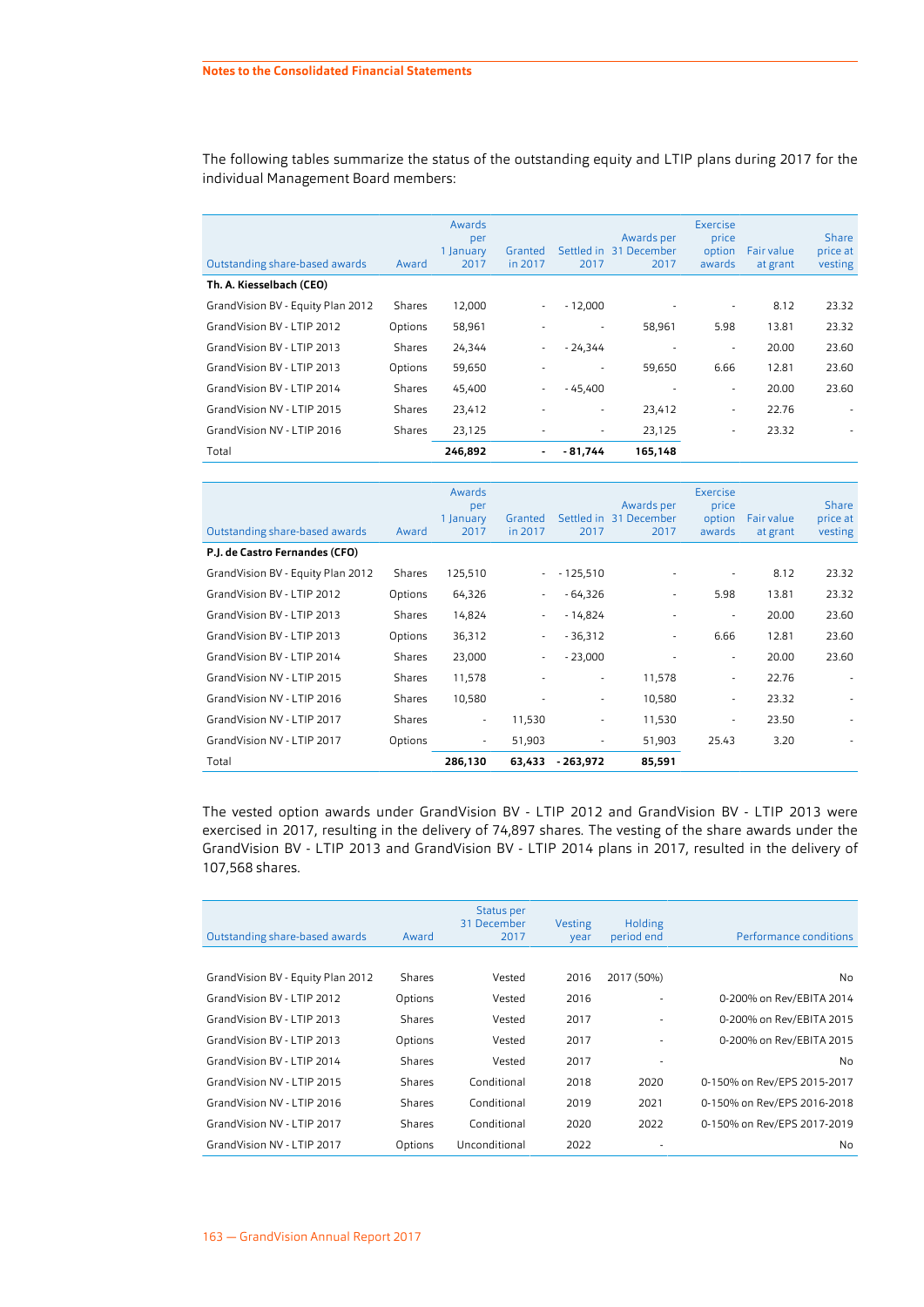The following tables summarize the status of the outstanding equity and LTIP plans during 2017 for the individual Management Board members:

| Outstanding share-based awards | Award | Awards per 1 January 2017 | Granted in 2017 | Settled in 2017 | Awards per 31 December 2017 | Exercise price option awards | Fair value at grant | Share price at vesting |
|---|---|---|---|---|---|---|---|---|
| **Th. A. Kiesselbach (CEO)** | | | | | | | | |
| GrandVision BV - Equity Plan 2012 | Shares | 12,000 | - | - 12,000 | - | - | 8.12 | 23.32 |
| GrandVision BV - LTIP 2012 | Options | 58,961 | - | - | 58,961 | 5.98 | 13.81 | 23.32 |
| GrandVision BV - LTIP 2013 | Shares | 24,344 | - | - 24,344 | - | - | 20.00 | 23.60 |
| GrandVision BV - LTIP 2013 | Options | 59,650 | - | - | 59,650 | 6.66 | 12.81 | 23.60 |
| GrandVision BV - LTIP 2014 | Shares | 45,400 | - | - 45,400 | - | - | 20.00 | 23.60 |
| GrandVision NV - LTIP 2015 | Shares | 23,412 | - | - | 23,412 | - | 22.76 | - |
| GrandVision NV - LTIP 2016 | Shares | 23,125 | - | - | 23,125 | - | 23.32 | - |
| Total | | **246,892** | **-** | **- 81,744** | **165,148** | | | |

| Outstanding share-based awards | Award | Awards per 1 January 2017 | Granted in 2017 | Settled in 2017 | Awards per 31 December 2017 | Exercise price option awards | Fair value at grant | Share price at vesting |
|---|---|---|---|---|---|---|---|---|
| **P.J. de Castro Fernandes (CFO)** | | | | | | | | |
| GrandVision BV - Equity Plan 2012 | Shares | 125,510 | - | - 125,510 | - | - | 8.12 | 23.32 |
| GrandVision BV - LTIP 2012 | Options | 64,326 | - | - 64,326 | - | 5.98 | 13.81 | 23.32 |
| GrandVision BV - LTIP 2013 | Shares | 14,824 | - | - 14,824 | - | - | 20.00 | 23.60 |
| GrandVision BV - LTIP 2013 | Options | 36,312 | - | - 36,312 | - | 6.66 | 12.81 | 23.60 |
| GrandVision BV - LTIP 2014 | Shares | 23,000 | - | - 23,000 | - | - | 20.00 | 23.60 |
| GrandVision NV - LTIP 2015 | Shares | 11,578 | - | - | 11,578 | - | 22.76 | - |
| GrandVision NV - LTIP 2016 | Shares | 10,580 | - | - | 10,580 | - | 23.32 | - |
| GrandVision NV - LTIP 2017 | Shares | - | 11,530 | - | 11,530 | - | 23.50 | - |
| GrandVision NV - LTIP 2017 | Options | - | 51,903 | - | 51,903 | 25.43 | 3.20 | - |
| Total | | **286,130** | **63,433** | **- 263,972** | **85,591** | | | |

The vested option awards under GrandVision BV - LTIP 2012 and GrandVision BV - LTIP 2013 were exercised in 2017, resulting in the delivery of 74,897 shares. The vesting of the share awards under the GrandVision BV - LTIP 2013 and GrandVision BV - LTIP 2014 plans in 2017, resulted in the delivery of 107,568 shares.

| Outstanding share-based awards | Award | Status per 31 December 2017 | Vesting year | Holding period end | Performance conditions |
|---|---|---|---|---|---|
| GrandVision BV - Equity Plan 2012 | Shares | Vested | 2016 | 2017 (50%) | No |
| GrandVision BV - LTIP 2012 | Options | Vested | 2016 | - | 0-200% on Rev/EBITA 2014 |
| GrandVision BV - LTIP 2013 | Shares | Vested | 2017 | - | 0-200% on Rev/EBITA 2015 |
| GrandVision BV - LTIP 2013 | Options | Vested | 2017 | - | 0-200% on Rev/EBITA 2015 |
| GrandVision BV - LTIP 2014 | Shares | Vested | 2017 | - | No |
| GrandVision NV - LTIP 2015 | Shares | Conditional | 2018 | 2020 | 0-150% on Rev/EPS 2015-2017 |
| GrandVision NV - LTIP 2016 | Shares | Conditional | 2019 | 2021 | 0-150% on Rev/EPS 2016-2018 |
| GrandVision NV - LTIP 2017 | Shares | Conditional | 2020 | 2022 | 0-150% on Rev/EPS 2017-2019 |
| GrandVision NV - LTIP 2017 | Options | Unconditional | 2022 | - | No |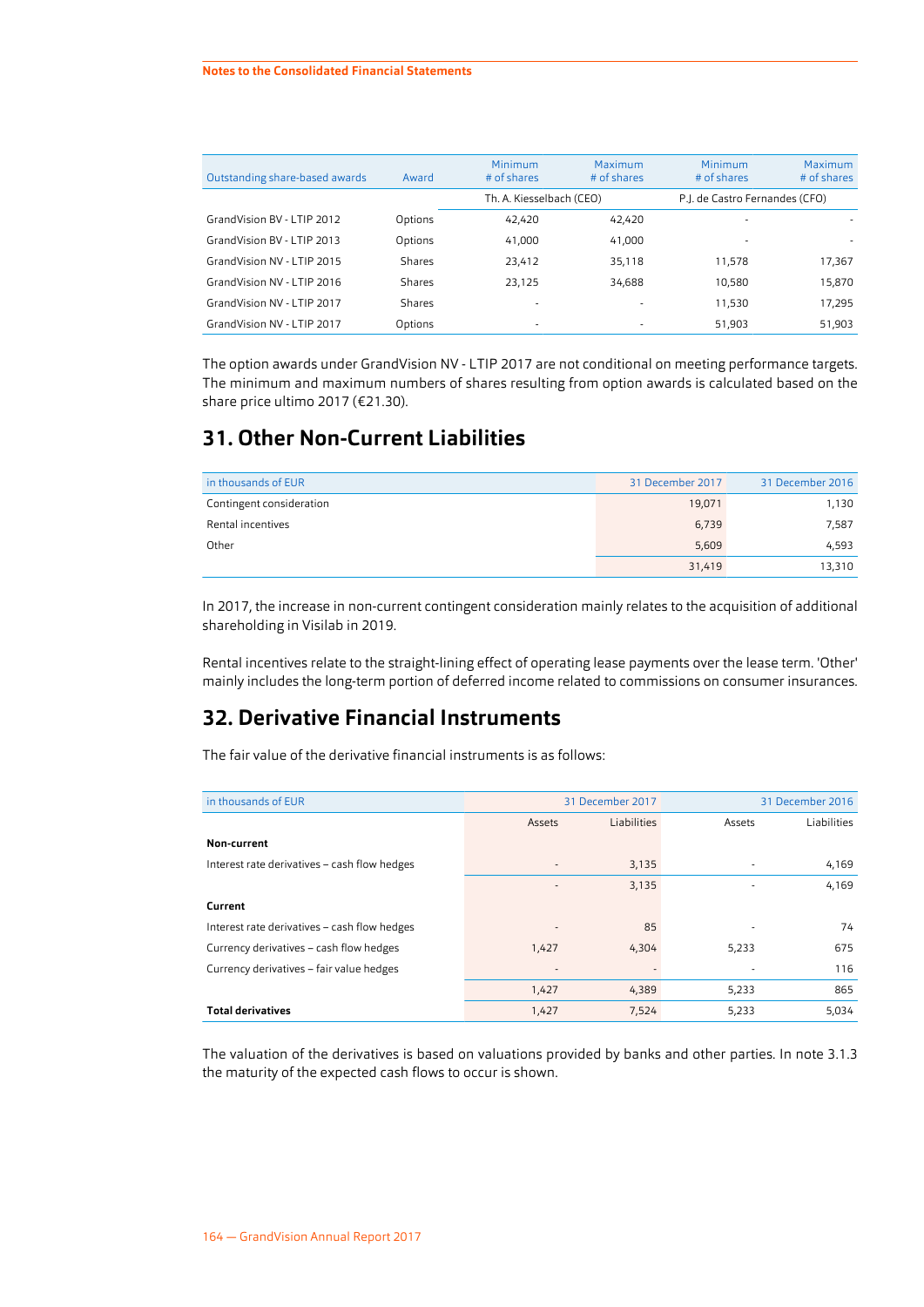| Outstanding share-based awards | Award | Minimum # of shares | Maximum # of shares | Minimum # of shares | Maximum # of shares |
|---|---|---|---|---|---|
| | | Th. A. Kiesselbach (CEO) | | P.J. de Castro Fernandes (CFO) | |
| GrandVision BV - LTIP 2012 | Options | 42,420 | 42,420 | - | - |
| GrandVision BV - LTIP 2013 | Options | 41,000 | 41,000 | - | - |
| GrandVision NV - LTIP 2015 | Shares | 23,412 | 35,118 | 11,578 | 17,367 |
| GrandVision NV - LTIP 2016 | Shares | 23,125 | 34,688 | 10,580 | 15,870 |
| GrandVision NV - LTIP 2017 | Shares | - | - | 11,530 | 17,295 |
| GrandVision NV - LTIP 2017 | Options | - | - | 51,903 | 51,903 |

The option awards under GrandVision NV - LTIP 2017 are not conditional on meeting performance targets. The minimum and maximum numbers of shares resulting from option awards is calculated based on the share price ultimo 2017 (€21.30).

## 31. Other Non-Current Liabilities

| in thousands of EUR | 31 December 2017 | 31 December 2016 |
|---|---|---|
| Contingent consideration | 19,071 | 1,130 |
| Rental incentives | 6,739 | 7,587 |
| Other | 5,609 | 4,593 |
| | 31,419 | 13,310 |

In 2017, the increase in non-current contingent consideration mainly relates to the acquisition of additional shareholding in Visilab in 2019.

Rental incentives relate to the straight-lining effect of operating lease payments over the lease term. 'Other' mainly includes the long-term portion of deferred income related to commissions on consumer insurances.

## 32. Derivative Financial Instruments

The fair value of the derivative financial instruments is as follows:

| in thousands of EUR | 31 December 2017 | | 31 December 2016 | |
|---|---|---|---|---|
| | Assets | Liabilities | Assets | Liabilities |
| **Non-current** | | | | |
| Interest rate derivatives – cash flow hedges | - | 3,135 | - | 4,169 |
| | - | 3,135 | - | 4,169 |
| **Current** | | | | |
| Interest rate derivatives – cash flow hedges | - | 85 | - | 74 |
| Currency derivatives – cash flow hedges | 1,427 | 4,304 | 5,233 | 675 |
| Currency derivatives – fair value hedges | - | - | - | 116 |
| | 1,427 | 4,389 | 5,233 | 865 |
| **Total derivatives** | 1,427 | 7,524 | 5,233 | 5,034 |

The valuation of the derivatives is based on valuations provided by banks and other parties. In note 3.1.3 the maturity of the expected cash flows to occur is shown.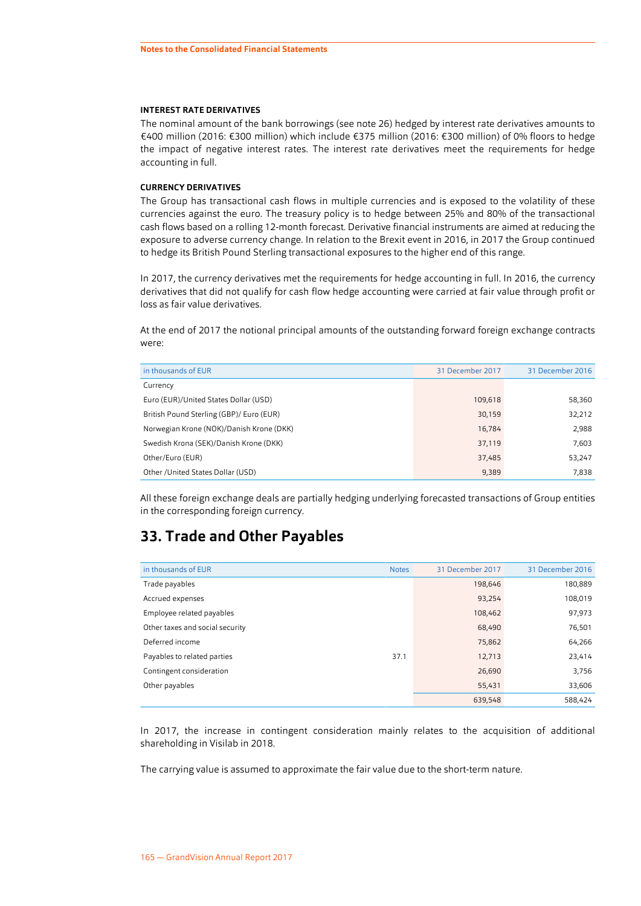#### INTEREST RATE DERIVATIVES

The nominal amount of the bank borrowings (see note 26) hedged by interest rate derivatives amounts to €400 million (2016: €300 million) which include €375 million (2016: €300 million) of 0% floors to hedge the impact of negative interest rates. The interest rate derivatives meet the requirements for hedge accounting in full.

#### CURRENCY DERIVATIVES

The Group has transactional cash flows in multiple currencies and is exposed to the volatility of these currencies against the euro. The treasury policy is to hedge between 25% and 80% of the transactional cash flows based on a rolling 12-month forecast. Derivative financial instruments are aimed at reducing the exposure to adverse currency change. In relation to the Brexit event in 2016, in 2017 the Group continued to hedge its British Pound Sterling transactional exposures to the higher end of this range.

In 2017, the currency derivatives met the requirements for hedge accounting in full. In 2016, the currency derivatives that did not qualify for cash flow hedge accounting were carried at fair value through profit or loss as fair value derivatives.

At the end of 2017 the notional principal amounts of the outstanding forward foreign exchange contracts were:

| in thousands of EUR | 31 December 2017 | 31 December 2016 |
|---|---|---|
| Currency | | |
| Euro (EUR)/United States Dollar (USD) | 109,618 | 58,360 |
| British Pound Sterling (GBP)/ Euro (EUR) | 30,159 | 32,212 |
| Norwegian Krone (NOK)/Danish Krone (DKK) | 16,784 | 2,988 |
| Swedish Krona (SEK)/Danish Krone (DKK) | 37,119 | 7,603 |
| Other/Euro (EUR) | 37,485 | 53,247 |
| Other /United States Dollar (USD) | 9,389 | 7,838 |

All these foreign exchange deals are partially hedging underlying forecasted transactions of Group entities in the corresponding foreign currency.

## 33. Trade and Other Payables

| in thousands of EUR | Notes | 31 December 2017 | 31 December 2016 |
|---|---|---|---|
| Trade payables | | 198,646 | 180,889 |
| Accrued expenses | | 93,254 | 108,019 |
| Employee related payables | | 108,462 | 97,973 |
| Other taxes and social security | | 68,490 | 76,501 |
| Deferred income | | 75,862 | 64,266 |
| Payables to related parties | 37.1 | 12,713 | 23,414 |
| Contingent consideration | | 26,690 | 3,756 |
| Other payables | | 55,431 | 33,606 |
| | | 639,548 | 588,424 |

In 2017, the increase in contingent consideration mainly relates to the acquisition of additional shareholding in Visilab in 2018.

The carrying value is assumed to approximate the fair value due to the short-term nature.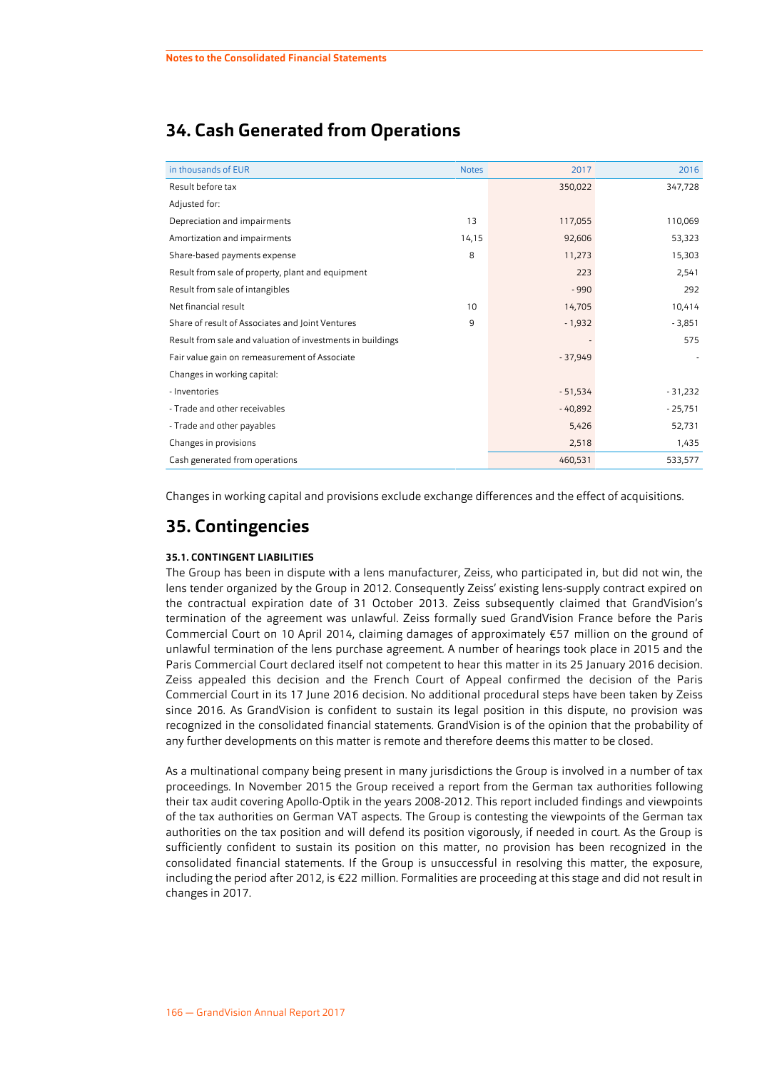## 34. Cash Generated from Operations

| in thousands of EUR | Notes | 2017 | 2016 |
|---|---|---|---|
| Result before tax | | 350,022 | 347,728 |
| Adjusted for: | | | |
| Depreciation and impairments | 13 | 117,055 | 110,069 |
| Amortization and impairments | 14,15 | 92,606 | 53,323 |
| Share-based payments expense | 8 | 11,273 | 15,303 |
| Result from sale of property, plant and equipment | | 223 | 2,541 |
| Result from sale of intangibles | | - 990 | 292 |
| Net financial result | 10 | 14,705 | 10,414 |
| Share of result of Associates and Joint Ventures | 9 | - 1,932 | - 3,851 |
| Result from sale and valuation of investments in buildings | | - | 575 |
| Fair value gain on remeasurement of Associate | | - 37,949 | - |
| Changes in working capital: | | | |
| - Inventories | | - 51,534 | - 31,232 |
| - Trade and other receivables | | - 40,892 | - 25,751 |
| - Trade and other payables | | 5,426 | 52,731 |
| Changes in provisions | | 2,518 | 1,435 |
| Cash generated from operations | | 460,531 | 533,577 |

Changes in working capital and provisions exclude exchange differences and the effect of acquisitions.

## 35. Contingencies

#### 35.1. CONTINGENT LIABILITIES

The Group has been in dispute with a lens manufacturer, Zeiss, who participated in, but did not win, the lens tender organized by the Group in 2012. Consequently Zeiss' existing lens-supply contract expired on the contractual expiration date of 31 October 2013. Zeiss subsequently claimed that GrandVision's termination of the agreement was unlawful. Zeiss formally sued GrandVision France before the Paris Commercial Court on 10 April 2014, claiming damages of approximately €57 million on the ground of unlawful termination of the lens purchase agreement. A number of hearings took place in 2015 and the Paris Commercial Court declared itself not competent to hear this matter in its 25 January 2016 decision. Zeiss appealed this decision and the French Court of Appeal confirmed the decision of the Paris Commercial Court in its 17 June 2016 decision. No additional procedural steps have been taken by Zeiss since 2016. As GrandVision is confident to sustain its legal position in this dispute, no provision was recognized in the consolidated financial statements. GrandVision is of the opinion that the probability of any further developments on this matter is remote and therefore deems this matter to be closed.

As a multinational company being present in many jurisdictions the Group is involved in a number of tax proceedings. In November 2015 the Group received a report from the German tax authorities following their tax audit covering Apollo-Optik in the years 2008-2012. This report included findings and viewpoints of the tax authorities on German VAT aspects. The Group is contesting the viewpoints of the German tax authorities on the tax position and will defend its position vigorously, if needed in court. As the Group is sufficiently confident to sustain its position on this matter, no provision has been recognized in the consolidated financial statements. If the Group is unsuccessful in resolving this matter, the exposure, including the period after 2012, is €22 million. Formalities are proceeding at this stage and did not result in changes in 2017.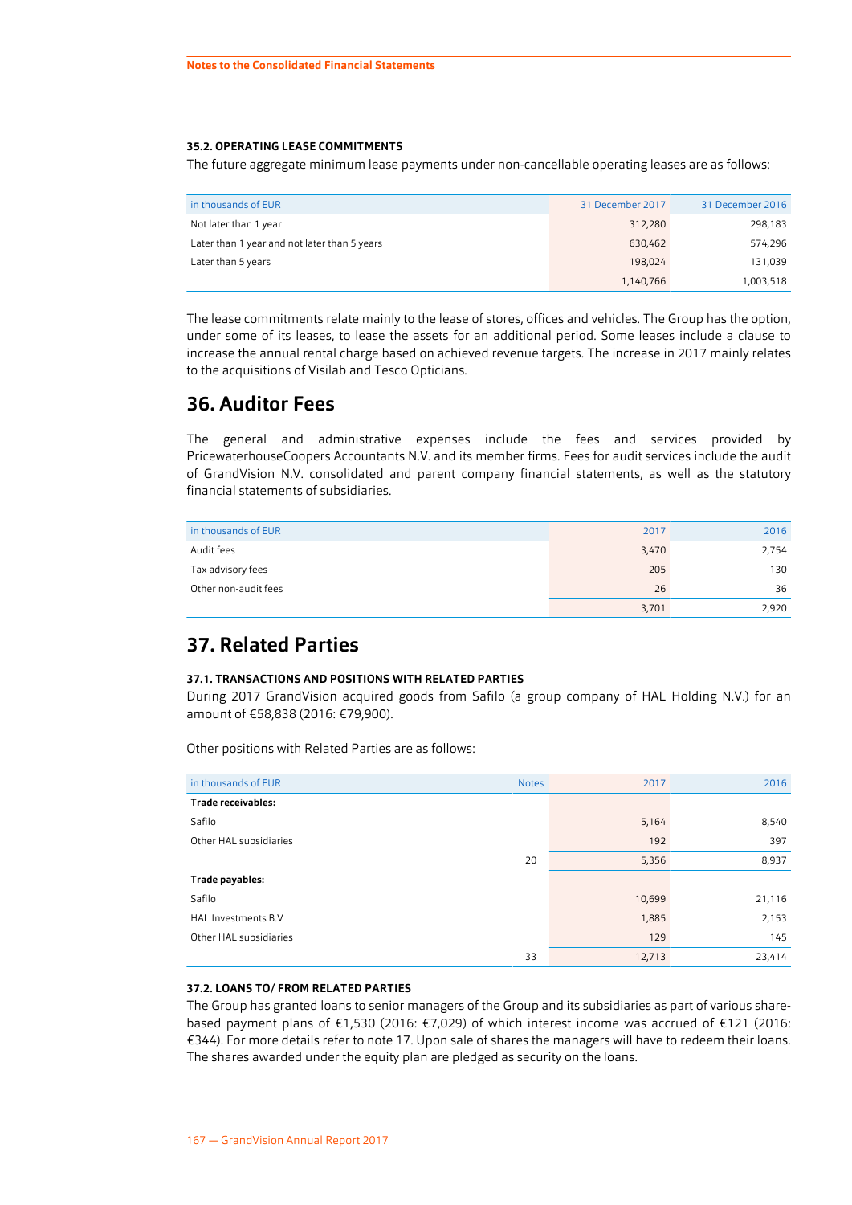#### 35.2. OPERATING LEASE COMMITMENTS

The future aggregate minimum lease payments under non-cancellable operating leases are as follows:

| in thousands of EUR | 31 December 2017 | 31 December 2016 |
|---|---|---|
| Not later than 1 year | 312,280 | 298,183 |
| Later than 1 year and not later than 5 years | 630,462 | 574,296 |
| Later than 5 years | 198,024 | 131,039 |
| | 1,140,766 | 1,003,518 |

The lease commitments relate mainly to the lease of stores, offices and vehicles. The Group has the option, under some of its leases, to lease the assets for an additional period. Some leases include a clause to increase the annual rental charge based on achieved revenue targets. The increase in 2017 mainly relates to the acquisitions of Visilab and Tesco Opticians.

## 36. Auditor Fees

The general and administrative expenses include the fees and services provided by PricewaterhouseCoopers Accountants N.V. and its member firms. Fees for audit services include the audit of GrandVision N.V. consolidated and parent company financial statements, as well as the statutory financial statements of subsidiaries.

| in thousands of EUR | 2017 | 2016 |
|---|---|---|
| Audit fees | 3,470 | 2,754 |
| Tax advisory fees | 205 | 130 |
| Other non-audit fees | 26 | 36 |
| | 3,701 | 2,920 |

## 37. Related Parties

#### 37.1. TRANSACTIONS AND POSITIONS WITH RELATED PARTIES

During 2017 GrandVision acquired goods from Safilo (a group company of HAL Holding N.V.) for an amount of €58,838 (2016: €79,900).

Other positions with Related Parties are as follows:

| in thousands of EUR | Notes | 2017 | 2016 |
|---|---|---|---|
| **Trade receivables:** | | | |
| Safilo | | 5,164 | 8,540 |
| Other HAL subsidiaries | | 192 | 397 |
| | 20 | 5,356 | 8,937 |
| **Trade payables:** | | | |
| Safilo | | 10,699 | 21,116 |
| HAL Investments B.V | | 1,885 | 2,153 |
| Other HAL subsidiaries | | 129 | 145 |
| | 33 | 12,713 | 23,414 |

#### 37.2. LOANS TO/ FROM RELATED PARTIES

The Group has granted loans to senior managers of the Group and its subsidiaries as part of various share-based payment plans of €1,530 (2016: €7,029) of which interest income was accrued of €121 (2016: €344). For more details refer to note 17. Upon sale of shares the managers will have to redeem their loans. The shares awarded under the equity plan are pledged as security on the loans.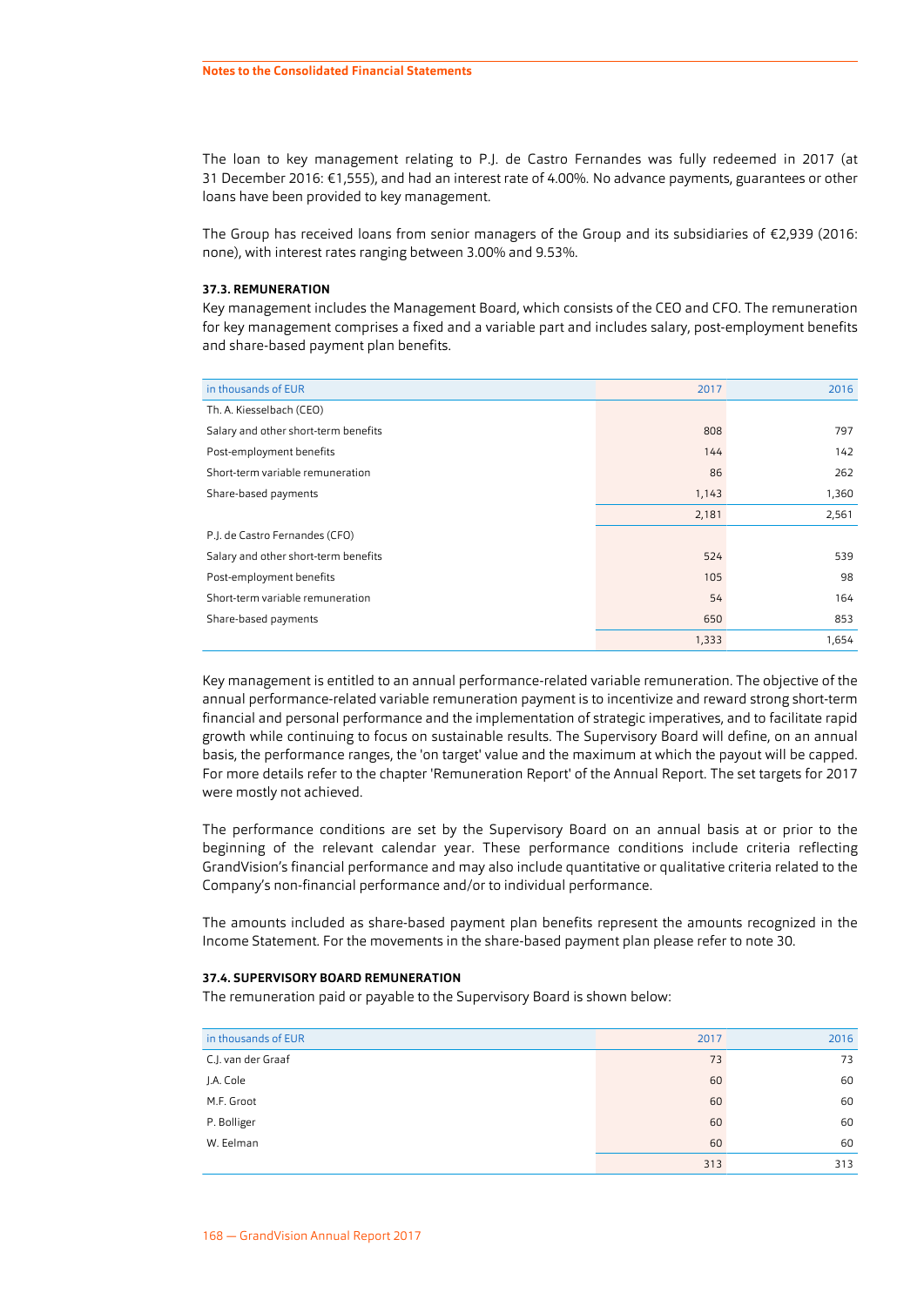The loan to key management relating to P.J. de Castro Fernandes was fully redeemed in 2017 (at 31 December 2016: €1,555), and had an interest rate of 4.00%. No advance payments, guarantees or other loans have been provided to key management.

The Group has received loans from senior managers of the Group and its subsidiaries of €2,939 (2016: none), with interest rates ranging between 3.00% and 9.53%.

### 37.3. REMUNERATION

Key management includes the Management Board, which consists of the CEO and CFO. The remuneration for key management comprises a fixed and a variable part and includes salary, post-employment benefits and share-based payment plan benefits.

| in thousands of EUR | 2017 | 2016 |
|---|---|---|
| Th. A. Kiesselbach (CEO) | | |
| Salary and other short-term benefits | 808 | 797 |
| Post-employment benefits | 144 | 142 |
| Short-term variable remuneration | 86 | 262 |
| Share-based payments | 1,143 | 1,360 |
| | 2,181 | 2,561 |
| P.J. de Castro Fernandes (CFO) | | |
| Salary and other short-term benefits | 524 | 539 |
| Post-employment benefits | 105 | 98 |
| Short-term variable remuneration | 54 | 164 |
| Share-based payments | 650 | 853 |
| | 1,333 | 1,654 |

Key management is entitled to an annual performance-related variable remuneration. The objective of the annual performance-related variable remuneration payment is to incentivize and reward strong short-term financial and personal performance and the implementation of strategic imperatives, and to facilitate rapid growth while continuing to focus on sustainable results. The Supervisory Board will define, on an annual basis, the performance ranges, the 'on target' value and the maximum at which the payout will be capped. For more details refer to the chapter 'Remuneration Report' of the Annual Report. The set targets for 2017 were mostly not achieved.

The performance conditions are set by the Supervisory Board on an annual basis at or prior to the beginning of the relevant calendar year. These performance conditions include criteria reflecting GrandVision's financial performance and may also include quantitative or qualitative criteria related to the Company's non-financial performance and/or to individual performance.

The amounts included as share-based payment plan benefits represent the amounts recognized in the Income Statement. For the movements in the share-based payment plan please refer to note 30.

### 37.4. SUPERVISORY BOARD REMUNERATION

The remuneration paid or payable to the Supervisory Board is shown below:

| in thousands of EUR | 2017 | 2016 |
|---|---|---|
| C.J. van der Graaf | 73 | 73 |
| J.A. Cole | 60 | 60 |
| M.F. Groot | 60 | 60 |
| P. Bolliger | 60 | 60 |
| W. Eelman | 60 | 60 |
| | 313 | 313 |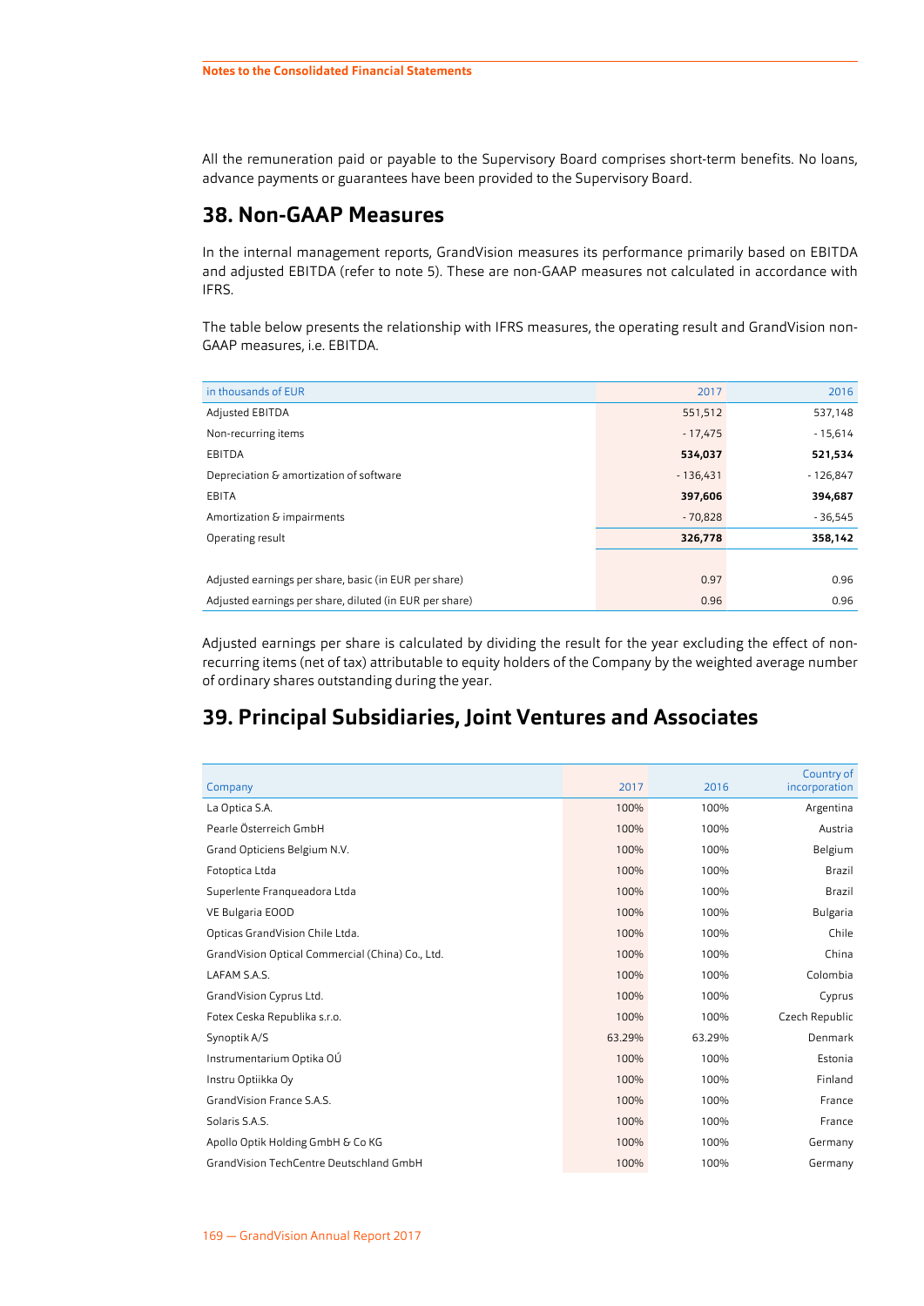All the remuneration paid or payable to the Supervisory Board comprises short-term benefits. No loans, advance payments or guarantees have been provided to the Supervisory Board.

## 38. Non-GAAP Measures

In the internal management reports, GrandVision measures its performance primarily based on EBITDA and adjusted EBITDA (refer to note 5). These are non-GAAP measures not calculated in accordance with IFRS.

The table below presents the relationship with IFRS measures, the operating result and GrandVision non-GAAP measures, i.e. EBITDA.

| in thousands of EUR | 2017 | 2016 |
|---|---|---|
| Adjusted EBITDA | 551,512 | 537,148 |
| Non-recurring items | - 17,475 | - 15,614 |
| EBITDA | **534,037** | **521,534** |
| Depreciation & amortization of software | - 136,431 | - 126,847 |
| EBITA | **397,606** | **394,687** |
| Amortization & impairments | - 70,828 | - 36,545 |
| Operating result | **326,778** | **358,142** |
| | | |
| Adjusted earnings per share, basic (in EUR per share) | 0.97 | 0.96 |
| Adjusted earnings per share, diluted (in EUR per share) | 0.96 | 0.96 |

Adjusted earnings per share is calculated by dividing the result for the year excluding the effect of non-recurring items (net of tax) attributable to equity holders of the Company by the weighted average number of ordinary shares outstanding during the year.

## 39. Principal Subsidiaries, Joint Ventures and Associates

| Company | 2017 | 2016 | Country of incorporation |
|---|---|---|---|
| La Optica S.A. | 100% | 100% | Argentina |
| Pearle Österreich GmbH | 100% | 100% | Austria |
| Grand Opticiens Belgium N.V. | 100% | 100% | Belgium |
| Fotoptica Ltda | 100% | 100% | Brazil |
| Superlente Franqueadora Ltda | 100% | 100% | Brazil |
| VE Bulgaria EOOD | 100% | 100% | Bulgaria |
| Opticas GrandVision Chile Ltda. | 100% | 100% | Chile |
| GrandVision Optical Commercial (China) Co., Ltd. | 100% | 100% | China |
| LAFAM S.A.S. | 100% | 100% | Colombia |
| GrandVision Cyprus Ltd. | 100% | 100% | Cyprus |
| Fotex Ceska Republika s.r.o. | 100% | 100% | Czech Republic |
| Synoptik A/S | 63.29% | 63.29% | Denmark |
| Instrumentarium Optika OÚ | 100% | 100% | Estonia |
| Instru Optiikka Oy | 100% | 100% | Finland |
| GrandVision France S.A.S. | 100% | 100% | France |
| Solaris S.A.S. | 100% | 100% | France |
| Apollo Optik Holding GmbH & Co KG | 100% | 100% | Germany |
| GrandVision TechCentre Deutschland GmbH | 100% | 100% | Germany |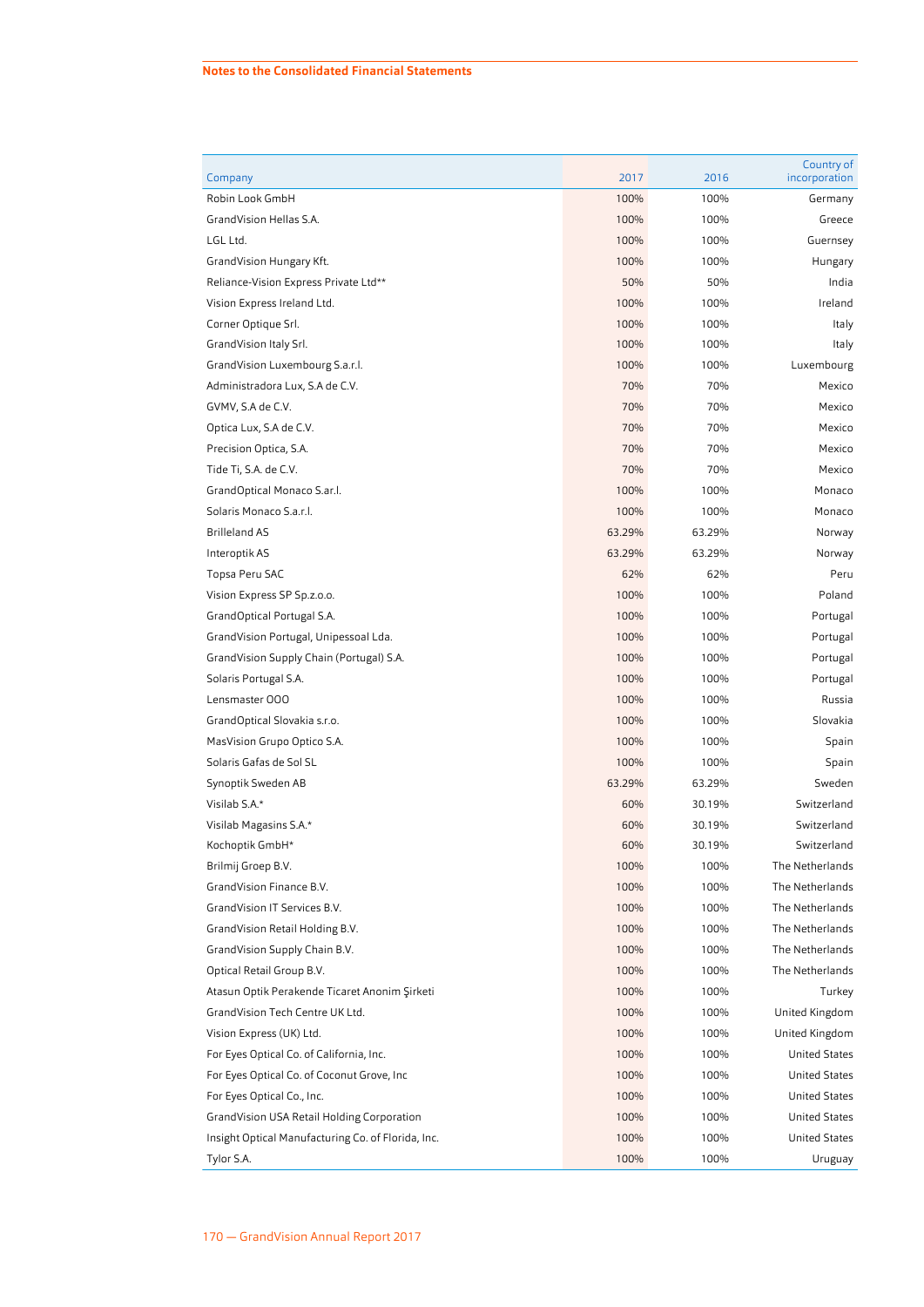| Company | 2017 | 2016 | Country of incorporation |
|---|---|---|---|
| Robin Look GmbH | 100% | 100% | Germany |
| GrandVision Hellas S.A. | 100% | 100% | Greece |
| LGL Ltd. | 100% | 100% | Guernsey |
| GrandVision Hungary Kft. | 100% | 100% | Hungary |
| Reliance-Vision Express Private Ltd** | 50% | 50% | India |
| Vision Express Ireland Ltd. | 100% | 100% | Ireland |
| Corner Optique Srl. | 100% | 100% | Italy |
| GrandVision Italy Srl. | 100% | 100% | Italy |
| GrandVision Luxembourg S.a.r.l. | 100% | 100% | Luxembourg |
| Administradora Lux, S.A de C.V. | 70% | 70% | Mexico |
| GVMV, S.A de C.V. | 70% | 70% | Mexico |
| Optica Lux, S.A de C.V. | 70% | 70% | Mexico |
| Precision Optica, S.A. | 70% | 70% | Mexico |
| Tide Ti, S.A. de C.V. | 70% | 70% | Mexico |
| GrandOptical Monaco S.ar.l. | 100% | 100% | Monaco |
| Solaris Monaco S.a.r.l. | 100% | 100% | Monaco |
| Brilleland AS | 63.29% | 63.29% | Norway |
| Interoptik AS | 63.29% | 63.29% | Norway |
| Topsa Peru SAC | 62% | 62% | Peru |
| Vision Express SP Sp.z.o.o. | 100% | 100% | Poland |
| GrandOptical Portugal S.A. | 100% | 100% | Portugal |
| GrandVision Portugal, Unipessoal Lda. | 100% | 100% | Portugal |
| GrandVision Supply Chain (Portugal) S.A. | 100% | 100% | Portugal |
| Solaris Portugal S.A. | 100% | 100% | Portugal |
| Lensmaster OOO | 100% | 100% | Russia |
| GrandOptical Slovakia s.r.o. | 100% | 100% | Slovakia |
| MasVision Grupo Optico S.A. | 100% | 100% | Spain |
| Solaris Gafas de Sol SL | 100% | 100% | Spain |
| Synoptik Sweden AB | 63.29% | 63.29% | Sweden |
| Visilab S.A.* | 60% | 30.19% | Switzerland |
| Visilab Magasins S.A.* | 60% | 30.19% | Switzerland |
| Kochoptik GmbH* | 60% | 30.19% | Switzerland |
| Brilmij Groep B.V. | 100% | 100% | The Netherlands |
| GrandVision Finance B.V. | 100% | 100% | The Netherlands |
| GrandVision IT Services B.V. | 100% | 100% | The Netherlands |
| GrandVision Retail Holding B.V. | 100% | 100% | The Netherlands |
| GrandVision Supply Chain B.V. | 100% | 100% | The Netherlands |
| Optical Retail Group B.V. | 100% | 100% | The Netherlands |
| Atasun Optik Perakende Ticaret Anonim Şirketi | 100% | 100% | Turkey |
| GrandVision Tech Centre UK Ltd. | 100% | 100% | United Kingdom |
| Vision Express (UK) Ltd. | 100% | 100% | United Kingdom |
| For Eyes Optical Co. of California, Inc. | 100% | 100% | United States |
| For Eyes Optical Co. of Coconut Grove, Inc | 100% | 100% | United States |
| For Eyes Optical Co., Inc. | 100% | 100% | United States |
| GrandVision USA Retail Holding Corporation | 100% | 100% | United States |
| Insight Optical Manufacturing Co. of Florida, Inc. | 100% | 100% | United States |
| Tylor S.A. | 100% | 100% | Uruguay |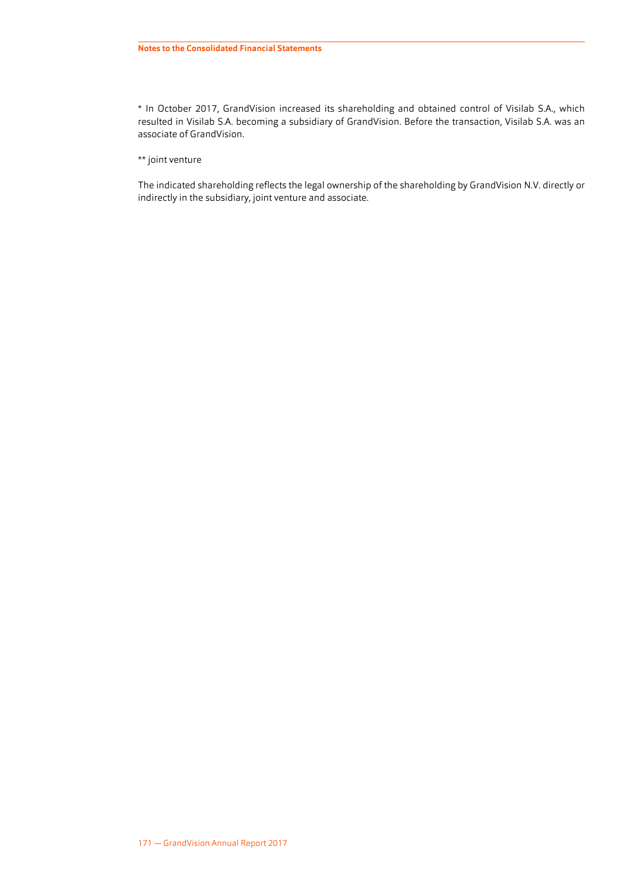* In October 2017, GrandVision increased its shareholding and obtained control of Visilab S.A., which resulted in Visilab S.A. becoming a subsidiary of GrandVision. Before the transaction, Visilab S.A. was an associate of GrandVision.

** joint venture

The indicated shareholding reflects the legal ownership of the shareholding by GrandVision N.V. directly or indirectly in the subsidiary, joint venture and associate.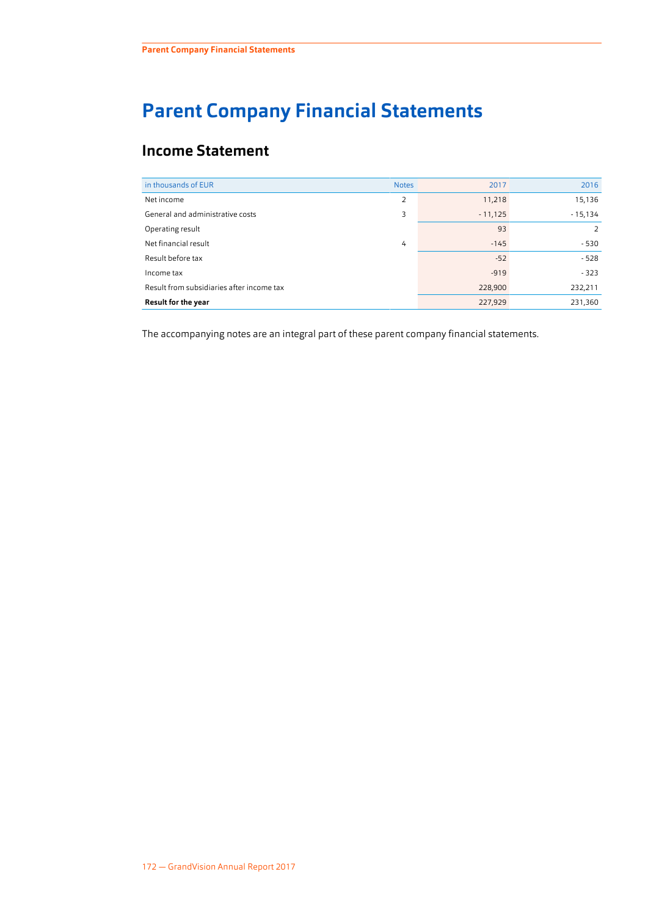# Parent Company Financial Statements

## Income Statement

| in thousands of EUR | Notes | 2017 | 2016 |
|---|---|---|---|
| Net income | 2 | 11,218 | 15,136 |
| General and administrative costs | 3 | - 11,125 | - 15,134 |
| Operating result | | 93 | 2 |
| Net financial result | 4 | -145 | - 530 |
| Result before tax | | -52 | - 528 |
| Income tax | | -919 | - 323 |
| Result from subsidiaries after income tax | | 228,900 | 232,211 |
| **Result for the year** | | 227,929 | 231,360 |

The accompanying notes are an integral part of these parent company financial statements.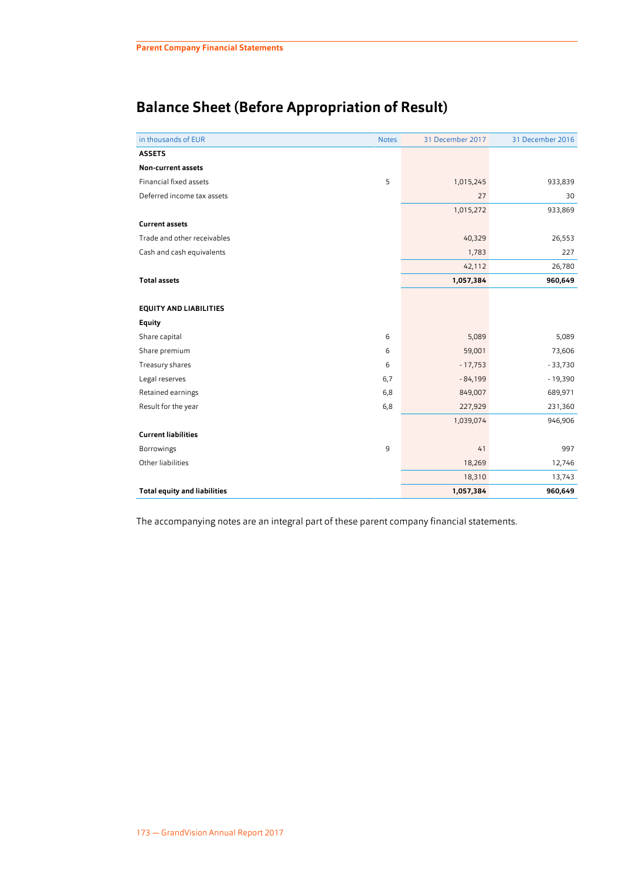# Balance Sheet (Before Appropriation of Result)

| in thousands of EUR | Notes | 31 December 2017 | 31 December 2016 |
|---|---|---|---|
| **ASSETS** | | | |
| **Non-current assets** | | | |
| Financial fixed assets | 5 | 1,015,245 | 933,839 |
| Deferred income tax assets | | 27 | 30 |
| | | 1,015,272 | 933,869 |
| **Current assets** | | | |
| Trade and other receivables | | 40,329 | 26,553 |
| Cash and cash equivalents | | 1,783 | 227 |
| | | 42,112 | 26,780 |
| **Total assets** | | **1,057,384** | **960,649** |
| | | | |
| **EQUITY AND LIABILITIES** | | | |
| **Equity** | | | |
| Share capital | 6 | 5,089 | 5,089 |
| Share premium | 6 | 59,001 | 73,606 |
| Treasury shares | 6 | - 17,753 | - 33,730 |
| Legal reserves | 6,7 | - 84,199 | - 19,390 |
| Retained earnings | 6,8 | 849,007 | 689,971 |
| Result for the year | 6,8 | 227,929 | 231,360 |
| | | 1,039,074 | 946,906 |
| **Current liabilities** | | | |
| Borrowings | 9 | 41 | 997 |
| Other liabilities | | 18,269 | 12,746 |
| | | 18,310 | 13,743 |
| **Total equity and liabilities** | | **1,057,384** | **960,649** |

The accompanying notes are an integral part of these parent company financial statements.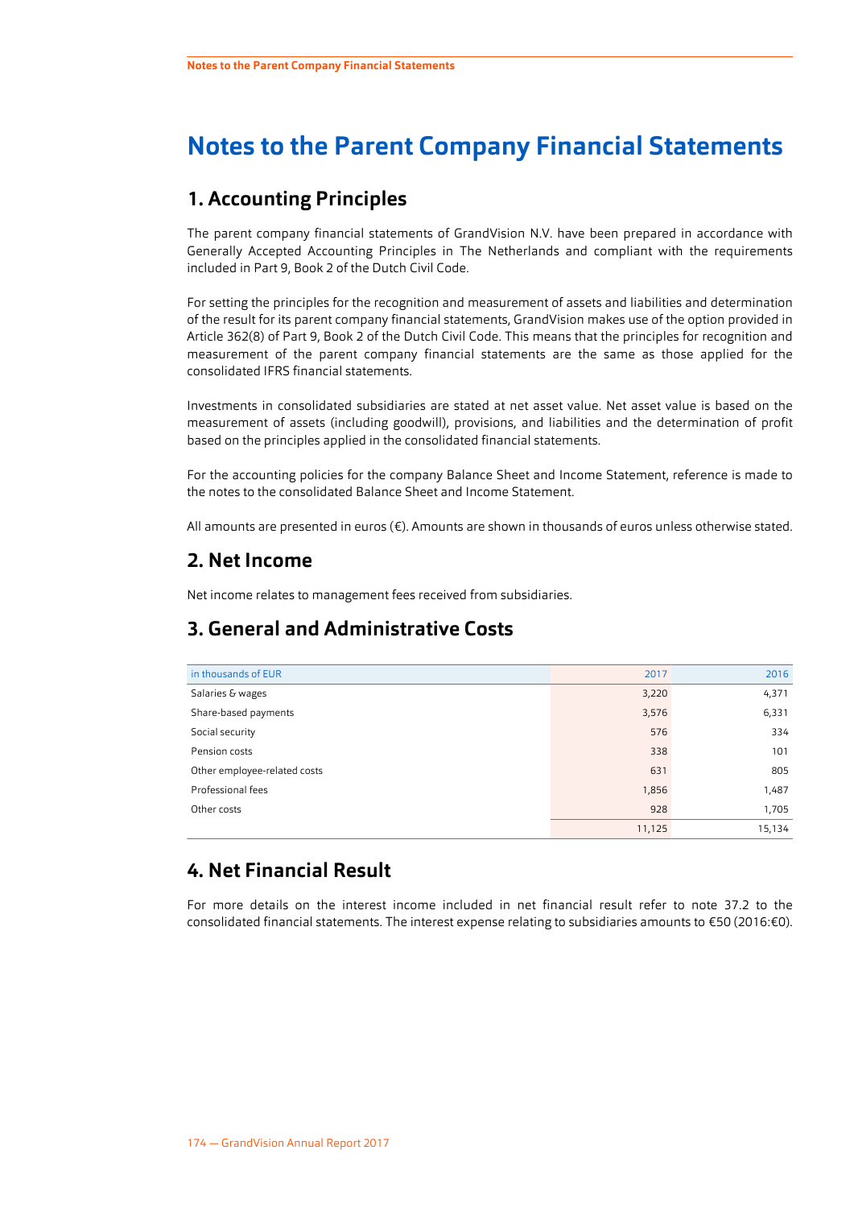# Notes to the Parent Company Financial Statements

## 1. Accounting Principles

The parent company financial statements of GrandVision N.V. have been prepared in accordance with Generally Accepted Accounting Principles in The Netherlands and compliant with the requirements included in Part 9, Book 2 of the Dutch Civil Code.

For setting the principles for the recognition and measurement of assets and liabilities and determination of the result for its parent company financial statements, GrandVision makes use of the option provided in Article 362(8) of Part 9, Book 2 of the Dutch Civil Code. This means that the principles for recognition and measurement of the parent company financial statements are the same as those applied for the consolidated IFRS financial statements.

Investments in consolidated subsidiaries are stated at net asset value. Net asset value is based on the measurement of assets (including goodwill), provisions, and liabilities and the determination of profit based on the principles applied in the consolidated financial statements.

For the accounting policies for the company Balance Sheet and Income Statement, reference is made to the notes to the consolidated Balance Sheet and Income Statement.

All amounts are presented in euros (€). Amounts are shown in thousands of euros unless otherwise stated.

## 2. Net Income

Net income relates to management fees received from subsidiaries.

## 3. General and Administrative Costs

| in thousands of EUR | 2017 | 2016 |
|---|---|---|
| Salaries & wages | 3,220 | 4,371 |
| Share-based payments | 3,576 | 6,331 |
| Social security | 576 | 334 |
| Pension costs | 338 | 101 |
| Other employee-related costs | 631 | 805 |
| Professional fees | 1,856 | 1,487 |
| Other costs | 928 | 1,705 |
| | 11,125 | 15,134 |

## 4. Net Financial Result

For more details on the interest income included in net financial result refer to note 37.2 to the consolidated financial statements. The interest expense relating to subsidiaries amounts to €50 (2016:€0).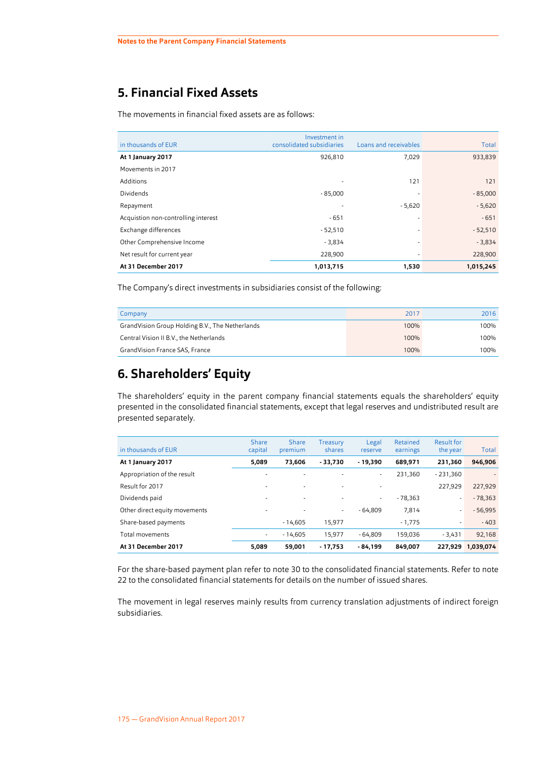## 5. Financial Fixed Assets

The movements in financial fixed assets are as follows:

| in thousands of EUR | Investment in consolidated subsidiaries | Loans and receivables | Total |
|---|---|---|---|
| **At 1 January 2017** | 926,810 | 7,029 | 933,839 |
| Movements in 2017 | | | |
| Additions | - | 121 | 121 |
| Dividends | - 85,000 | - | - 85,000 |
| Repayment | - | - 5,620 | - 5,620 |
| Acquistion non-controlling interest | - 651 | - | - 651 |
| Exchange differences | - 52,510 | - | - 52,510 |
| Other Comprehensive Income | - 3,834 | - | - 3,834 |
| Net result for current year | 228,900 | - | 228,900 |
| **At 31 December 2017** | **1,013,715** | **1,530** | **1,015,245** |

The Company's direct investments in subsidiaries consist of the following:

| Company | 2017 | 2016 |
|---|---|---|
| GrandVision Group Holding B.V., The Netherlands | 100% | 100% |
| Central Vision II B.V., the Netherlands | 100% | 100% |
| GrandVision France SAS, France | 100% | 100% |

## 6. Shareholders' Equity

The shareholders' equity in the parent company financial statements equals the shareholders' equity presented in the consolidated financial statements, except that legal reserves and undistributed result are presented separately.

| in thousands of EUR | Share capital | Share premium | Treasury shares | Legal reserve | Retained earnings | Result for the year | Total |
|---|---|---|---|---|---|---|---|
| **At 1 January 2017** | **5,089** | **73,606** | **- 33,730** | **- 19,390** | **689,971** | **231,360** | **946,906** |
| Appropriation of the result | - | - | - | - | 231,360 | - 231,360 | - |
| Result for 2017 | - | - | - | - | | 227,929 | 227,929 |
| Dividends paid | - | - | - | - | - 78,363 | - | - 78,363 |
| Other direct equity movements | - | - | - | - 64,809 | 7,814 | - | - 56,995 |
| Share-based payments | | - 14,605 | 15,977 | | - 1,775 | - | - 403 |
| Total movements | - | - 14,605 | 15,977 | - 64,809 | 159,036 | - 3,431 | 92,168 |
| **At 31 December 2017** | **5,089** | **59,001** | **- 17,753** | **- 84,199** | **849,007** | **227,929** | **1,039,074** |

For the share-based payment plan refer to note 30 to the consolidated financial statements. Refer to note 22 to the consolidated financial statements for details on the number of issued shares.

The movement in legal reserves mainly results from currency translation adjustments of indirect foreign subsidiaries.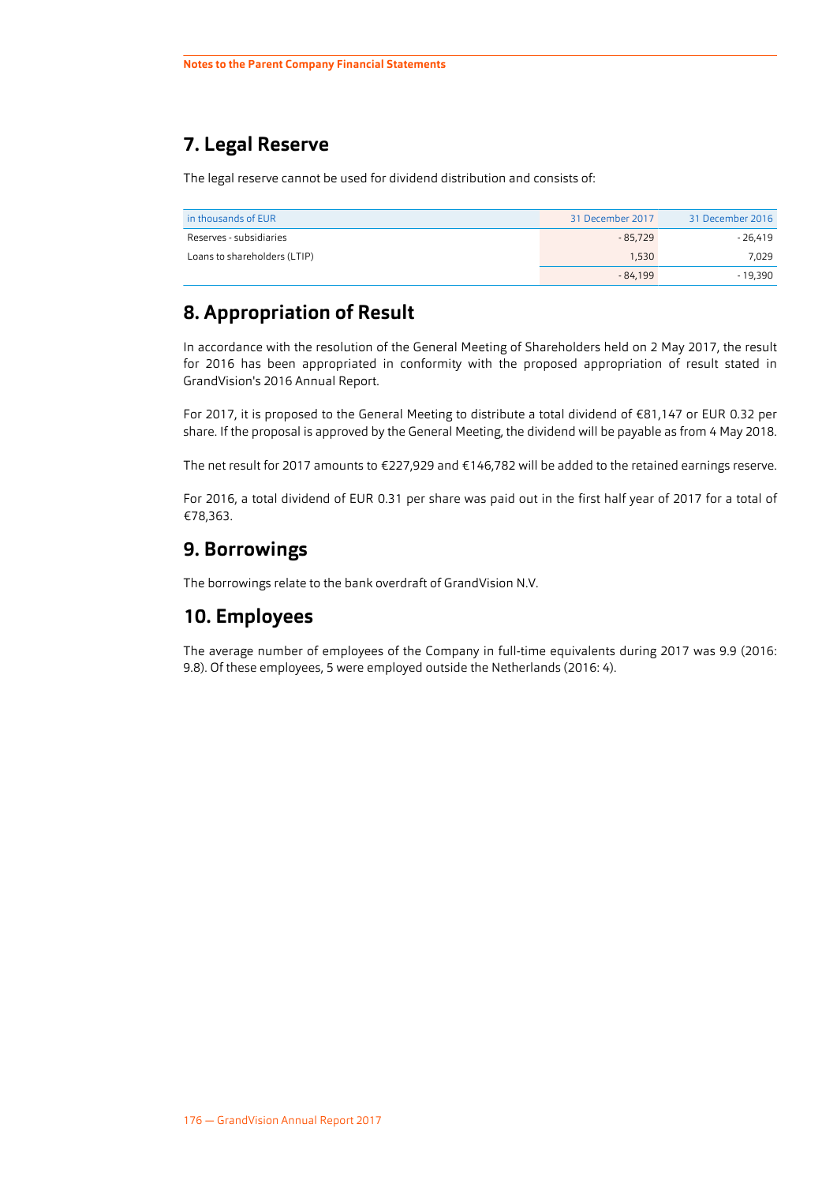## 7. Legal Reserve

The legal reserve cannot be used for dividend distribution and consists of:

| in thousands of EUR | 31 December 2017 | 31 December 2016 |
|---|---|---|
| Reserves - subsidiaries | - 85,729 | - 26,419 |
| Loans to shareholders (LTIP) | 1,530 | 7,029 |
| | - 84,199 | - 19,390 |

## 8. Appropriation of Result

In accordance with the resolution of the General Meeting of Shareholders held on 2 May 2017, the result for 2016 has been appropriated in conformity with the proposed appropriation of result stated in GrandVision's 2016 Annual Report.

For 2017, it is proposed to the General Meeting to distribute a total dividend of €81,147 or EUR 0.32 per share. If the proposal is approved by the General Meeting, the dividend will be payable as from 4 May 2018.

The net result for 2017 amounts to €227,929 and €146,782 will be added to the retained earnings reserve.

For 2016, a total dividend of EUR 0.31 per share was paid out in the first half year of 2017 for a total of €78,363.

## 9. Borrowings

The borrowings relate to the bank overdraft of GrandVision N.V.

## 10. Employees

The average number of employees of the Company in full-time equivalents during 2017 was 9.9 (2016: 9.8). Of these employees, 5 were employed outside the Netherlands (2016: 4).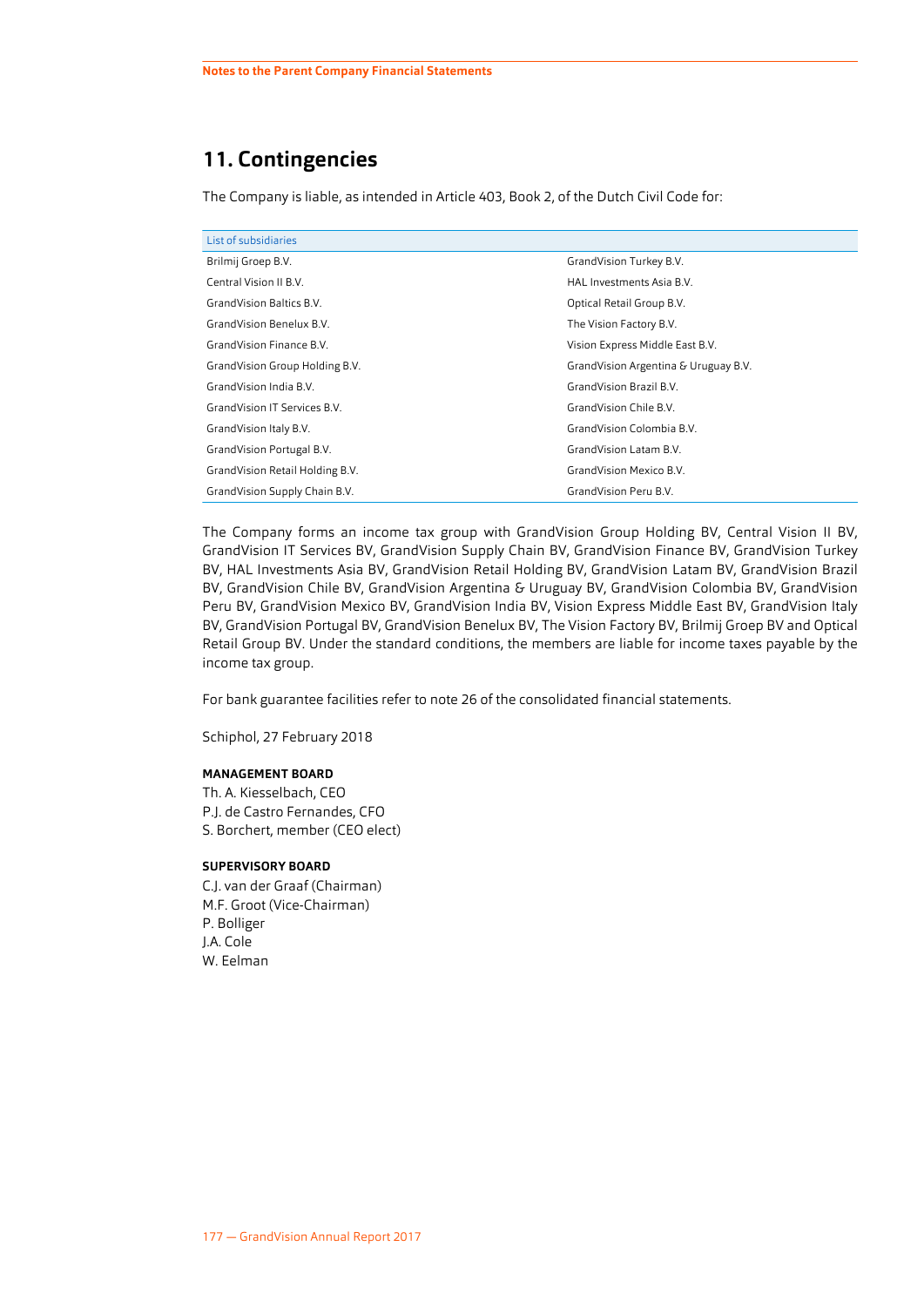## 11. Contingencies

The Company is liable, as intended in Article 403, Book 2, of the Dutch Civil Code for:

| List of subsidiaries | |
|---|---|
| Brilmij Groep B.V. | GrandVision Turkey B.V. |
| Central Vision II B.V. | HAL Investments Asia B.V. |
| GrandVision Baltics B.V. | Optical Retail Group B.V. |
| GrandVision Benelux B.V. | The Vision Factory B.V. |
| GrandVision Finance B.V. | Vision Express Middle East B.V. |
| GrandVision Group Holding B.V. | GrandVision Argentina & Uruguay B.V. |
| GrandVision India B.V. | GrandVision Brazil B.V. |
| GrandVision IT Services B.V. | GrandVision Chile B.V. |
| GrandVision Italy B.V. | GrandVision Colombia B.V. |
| GrandVision Portugal B.V. | GrandVision Latam B.V. |
| GrandVision Retail Holding B.V. | GrandVision Mexico B.V. |
| GrandVision Supply Chain B.V. | GrandVision Peru B.V. |

The Company forms an income tax group with GrandVision Group Holding BV, Central Vision II BV, GrandVision IT Services BV, GrandVision Supply Chain BV, GrandVision Finance BV, GrandVision Turkey BV, HAL Investments Asia BV, GrandVision Retail Holding BV, GrandVision Latam BV, GrandVision Brazil BV, GrandVision Chile BV, GrandVision Argentina & Uruguay BV, GrandVision Colombia BV, GrandVision Peru BV, GrandVision Mexico BV, GrandVision India BV, Vision Express Middle East BV, GrandVision Italy BV, GrandVision Portugal BV, GrandVision Benelux BV, The Vision Factory BV, Brilmij Groep BV and Optical Retail Group BV. Under the standard conditions, the members are liable for income taxes payable by the income tax group.

For bank guarantee facilities refer to note 26 of the consolidated financial statements.

Schiphol, 27 February 2018

**MANAGEMENT BOARD**

Th. A. Kiesselbach, CEO
P.J. de Castro Fernandes, CFO
S. Borchert, member (CEO elect)

**SUPERVISORY BOARD**

C.J. van der Graaf (Chairman)
M.F. Groot (Vice-Chairman)
P. Bolliger
J.A. Cole
W. Eelman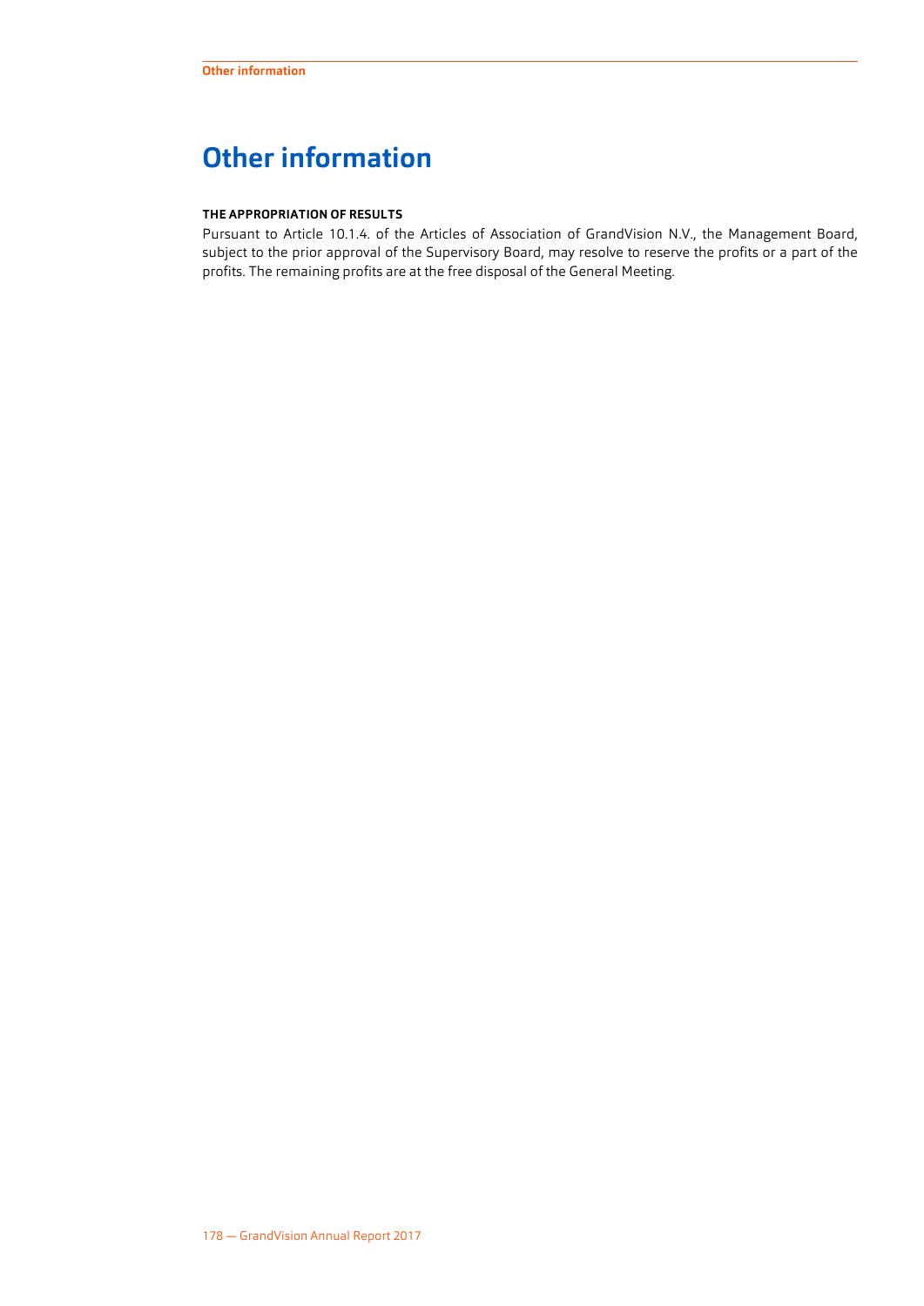# Other information

### THE APPROPRIATION OF RESULTS

Pursuant to Article 10.1.4. of the Articles of Association of GrandVision N.V., the Management Board, subject to the prior approval of the Supervisory Board, may resolve to reserve the profits or a part of the profits. The remaining profits are at the free disposal of the General Meeting.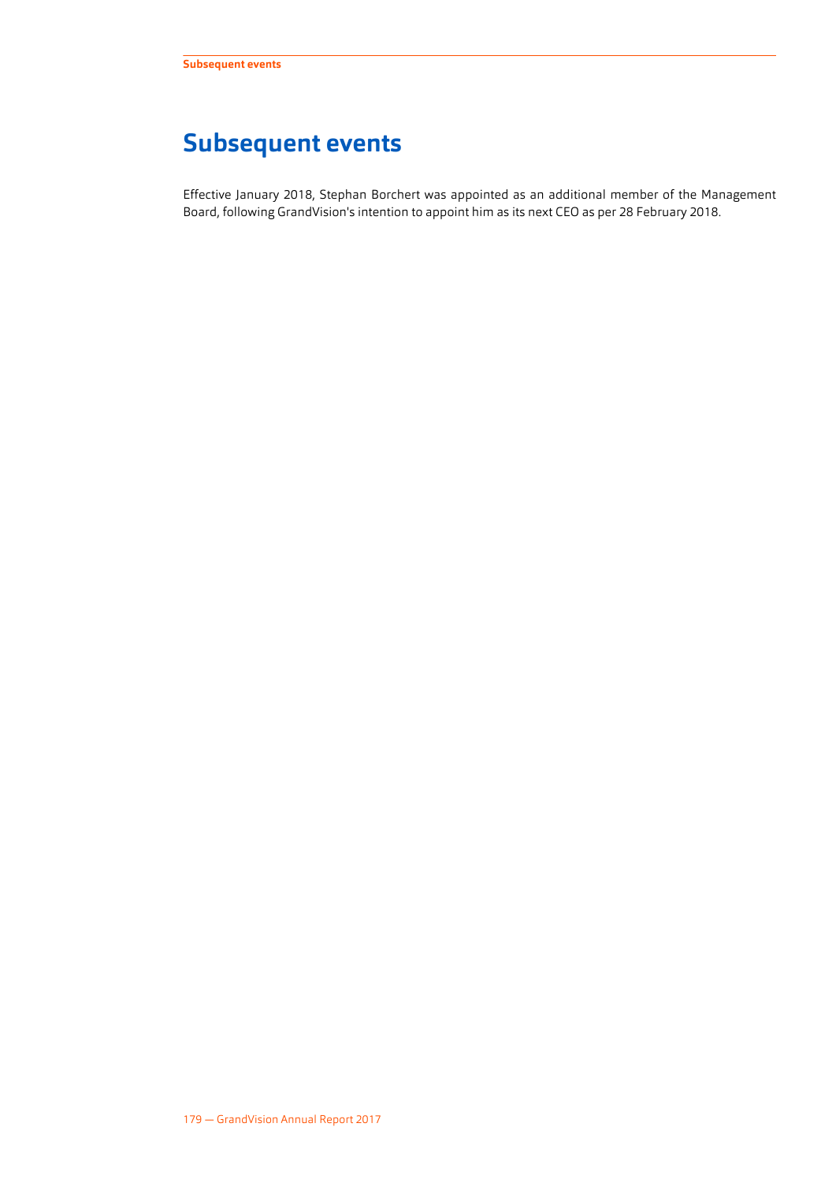# Subsequent events

Effective January 2018, Stephan Borchert was appointed as an additional member of the Management Board, following GrandVision's intention to appoint him as its next CEO as per 28 February 2018.